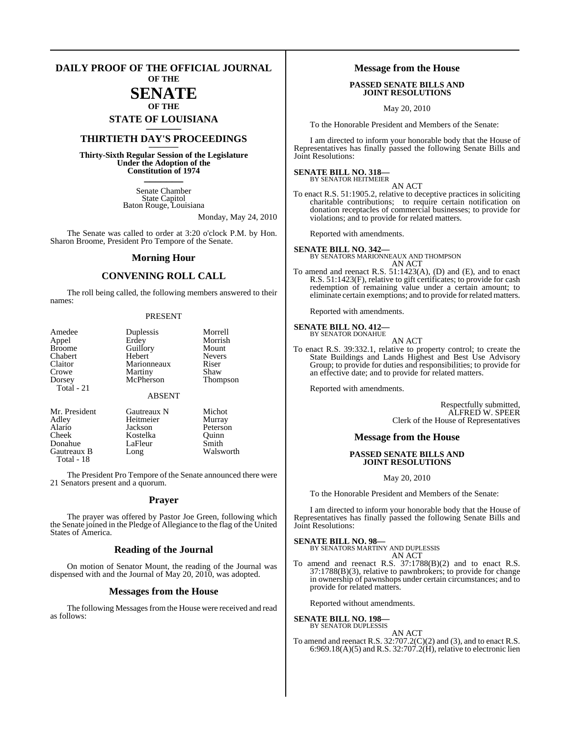# DAILY PROOF OF THE OFFICIAL JOURNAL OF THE SENATE OF THE STATE OF LOUISIANA

## THIRTIETH DAY'S PROCEEDINGS

**Thirty-Sixth Regular Session of the Legislature Under the Adoption of the Constitution of 1974**

Senate Chamber
State Capitol
Baton Rouge, Louisiana

Monday, May 24, 2010

The Senate was called to order at 3:20 o'clock P.M. by Hon. Sharon Broome, President Pro Tempore of the Senate.

## Morning Hour

## CONVENING ROLL CALL

The roll being called, the following members answered to their names:

PRESENT

| | | |
|---|---|---|
| Amedee | Duplessis | Morrell |
| Appel | Erdey | Morrish |
| Broome | Guillory | Mount |
| Chabert | Hebert | Nevers |
| Claitor | Marionneaux | Riser |
| Crowe | Martiny | Shaw |
| Dorsey | McPherson | Thompson |
| Total - 21 | | |

ABSENT

| | | |
|---|---|---|
| Mr. President | Gautreaux N | Michot |
| Adley | Heitmeier | Murray |
| Alario | Jackson | Peterson |
| Cheek | Kostelka | Quinn |
| Donahue | LaFleur | Smith |
| Gautreaux B | Long | Walsworth |
| Total - 18 | | |

The President Pro Tempore of the Senate announced there were 21 Senators present and a quorum.

## Prayer

The prayer was offered by Pastor Joe Green, following which the Senate joined in the Pledge of Allegiance to the flag of the United States of America.

## Reading of the Journal

On motion of Senator Mount, the reading of the Journal was dispensed with and the Journal of May 20, 2010, was adopted.

## Messages from the House

The following Messages from the House were received and read as follows:

## Message from the House

**PASSED SENATE BILLS AND JOINT RESOLUTIONS**

May 20, 2010

To the Honorable President and Members of the Senate:

I am directed to inform your honorable body that the House of Representatives has finally passed the following Senate Bills and Joint Resolutions:

**SENATE BILL NO. 318—**
BY SENATOR HEITMEIER

AN ACT

To enact R.S. 51:1905.2, relative to deceptive practices in soliciting charitable contributions; to require certain notification on donation receptacles of commercial businesses; to provide for violations; and to provide for related matters.

Reported with amendments.

**SENATE BILL NO. 342—**
BY SENATORS MARIONNEAUX AND THOMPSON

AN ACT

To amend and reenact R.S. 51:1423(A), (D) and (E), and to enact R.S. 51:1423(F), relative to gift certificates; to provide for cash redemption of remaining value under a certain amount; to eliminate certain exemptions; and to provide for related matters.

Reported with amendments.

**SENATE BILL NO. 412—**
BY SENATOR DONAHUE

AN ACT

To enact R.S. 39:332.1, relative to property control; to create the State Buildings and Lands Highest and Best Use Advisory Group; to provide for duties and responsibilities; to provide for an effective date; and to provide for related matters.

Reported with amendments.

Respectfully submitted,
ALFRED W. SPEER
Clerk of the House of Representatives

## Message from the House

**PASSED SENATE BILLS AND JOINT RESOLUTIONS**

May 20, 2010

To the Honorable President and Members of the Senate:

I am directed to inform your honorable body that the House of Representatives has finally passed the following Senate Bills and Joint Resolutions:

**SENATE BILL NO. 98—**
BY SENATORS MARTINY AND DUPLESSIS

AN ACT

To amend and reenact R.S. 37:1788(B)(2) and to enact R.S. 37:1788(B)(3), relative to pawnbrokers; to provide for change in ownership of pawnshops under certain circumstances; and to provide for related matters.

Reported without amendments.

**SENATE BILL NO. 198—**
BY SENATOR DUPLESSIS

AN ACT

To amend and reenact R.S. 32:707.2(C)(2) and (3), and to enact R.S. 6:969.18(A)(5) and R.S. 32:707.2(H), relative to electronic lien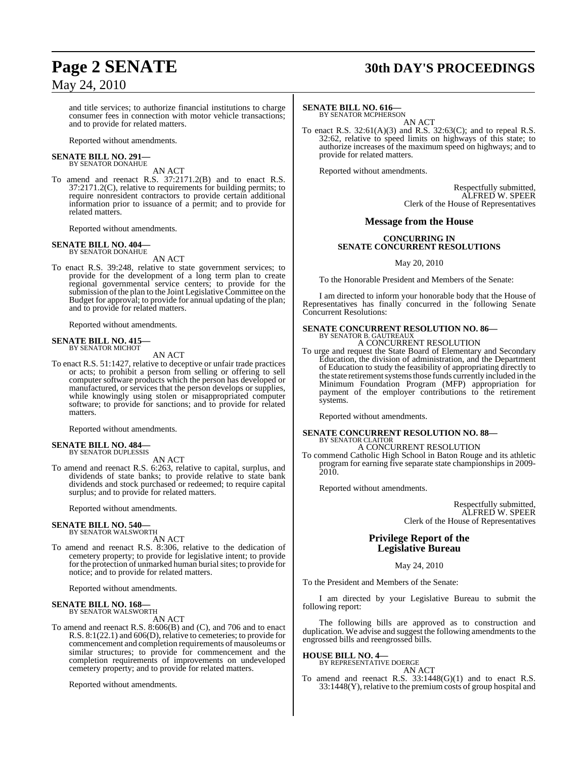and title services; to authorize financial institutions to charge consumer fees in connection with motor vehicle transactions; and to provide for related matters.

Reported without amendments.

**SENATE BILL NO. 291—**
BY SENATOR DONAHUE

AN ACT

To amend and reenact R.S. 37:2171.2(B) and to enact R.S. 37:2171.2(C), relative to requirements for building permits; to require nonresident contractors to provide certain additional information prior to issuance of a permit; and to provide for related matters.

Reported without amendments.

**SENATE BILL NO. 404—**
BY SENATOR DONAHUE

AN ACT

To enact R.S. 39:248, relative to state government services; to provide for the development of a long term plan to create regional governmental service centers; to provide for the submission of the plan to the Joint Legislative Committee on the Budget for approval; to provide for annual updating of the plan; and to provide for related matters.

Reported without amendments.

**SENATE BILL NO. 415—**
BY SENATOR MICHOT

AN ACT

To enact R.S. 51:1427, relative to deceptive or unfair trade practices or acts; to prohibit a person from selling or offering to sell computer software products which the person has developed or manufactured, or services that the person develops or supplies, while knowingly using stolen or misappropriated computer software; to provide for sanctions; and to provide for related matters.

Reported without amendments.

**SENATE BILL NO. 484—**
BY SENATOR DUPLESSIS

AN ACT

To amend and reenact R.S. 6:263, relative to capital, surplus, and dividends of state banks; to provide relative to state bank dividends and stock purchased or redeemed; to require capital surplus; and to provide for related matters.

Reported without amendments.

**SENATE BILL NO. 540—**
BY SENATOR WALSWORTH

AN ACT

To amend and reenact R.S. 8:306, relative to the dedication of cemetery property; to provide for legislative intent; to provide for the protection of unmarked human burial sites; to provide for notice; and to provide for related matters.

Reported without amendments.

**SENATE BILL NO. 168—**
BY SENATOR WALSWORTH

AN ACT

To amend and reenact R.S. 8:606(B) and (C), and 706 and to enact R.S. 8:1(22.1) and 606(D), relative to cemeteries; to provide for commencement and completion requirements of mausoleums or similar structures; to provide for commencement and the completion requirements of improvements on undeveloped cemetery property; and to provide for related matters.

Reported without amendments.

**SENATE BILL NO. 616—**
BY SENATOR MCPHERSON

AN ACT

To enact R.S. 32:61(A)(3) and R.S. 32:63(C); and to repeal R.S. 32:62, relative to speed limits on highways of this state; to authorize increases of the maximum speed on highways; and to provide for related matters.

Reported without amendments.

Respectfully submitted,
ALFRED W. SPEER
Clerk of the House of Representatives

## Message from the House

### CONCURRING IN SENATE CONCURRENT RESOLUTIONS

May 20, 2010

To the Honorable President and Members of the Senate:

I am directed to inform your honorable body that the House of Representatives has finally concurred in the following Senate Concurrent Resolutions:

**SENATE CONCURRENT RESOLUTION NO. 86—**
BY SENATOR B. GAUTREAUX

A CONCURRENT RESOLUTION

To urge and request the State Board of Elementary and Secondary Education, the division of administration, and the Department of Education to study the feasibility of appropriating directly to the state retirement systems those funds currently included in the Minimum Foundation Program (MFP) appropriation for payment of the employer contributions to the retirement systems.

Reported without amendments.

**SENATE CONCURRENT RESOLUTION NO. 88—**
BY SENATOR CLAITOR

A CONCURRENT RESOLUTION

To commend Catholic High School in Baton Rouge and its athletic program for earning five separate state championships in 2009-2010.

Reported without amendments.

Respectfully submitted,
ALFRED W. SPEER
Clerk of the House of Representatives

## Privilege Report of the Legislative Bureau

May 24, 2010

To the President and Members of the Senate:

I am directed by your Legislative Bureau to submit the following report:

The following bills are approved as to construction and duplication. We advise and suggest the following amendments to the engrossed bills and reengrossed bills.

**HOUSE BILL NO. 4—**
BY REPRESENTATIVE DOERGE

AN ACT

To amend and reenact R.S. 33:1448(G)(1) and to enact R.S. 33:1448(Y), relative to the premium costs of group hospital and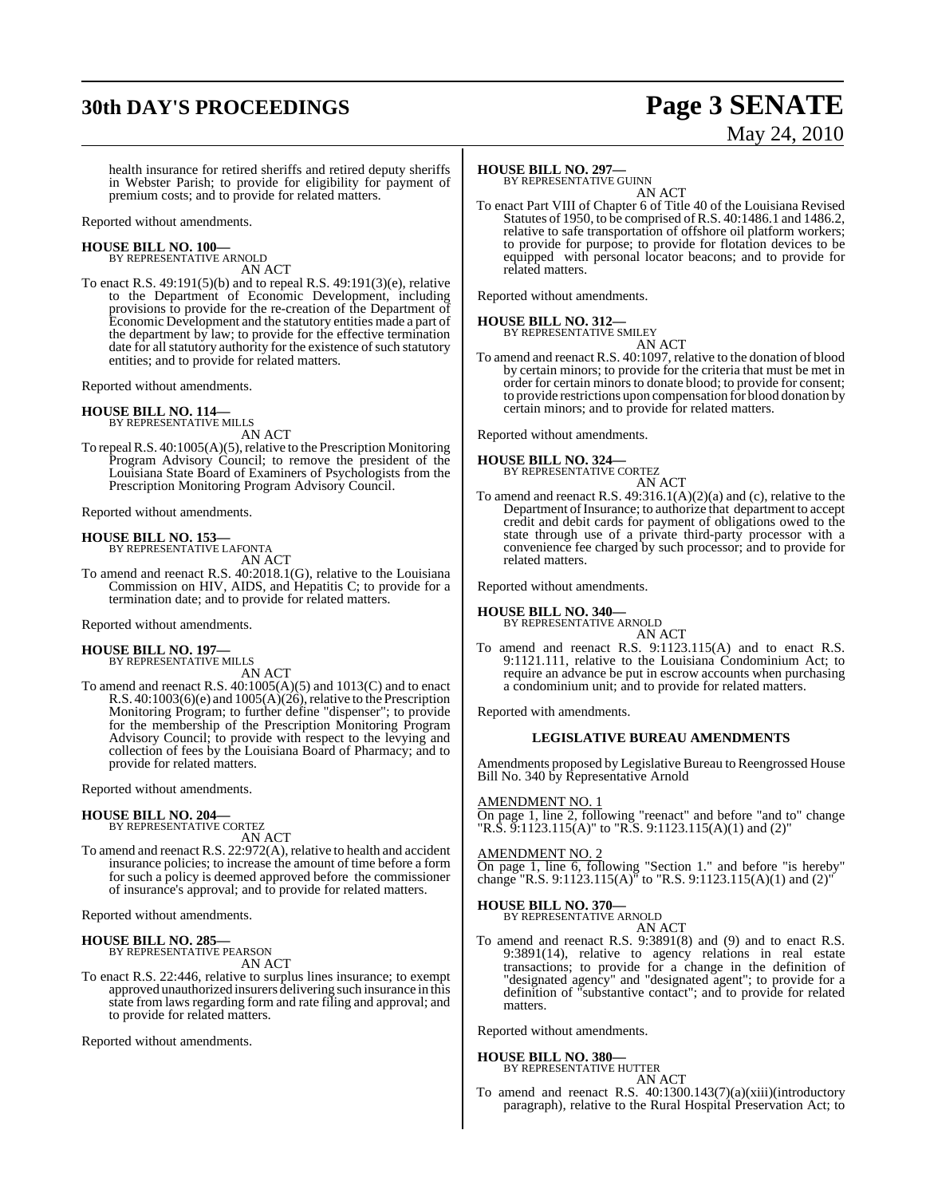health insurance for retired sheriffs and retired deputy sheriffs in Webster Parish; to provide for eligibility for payment of premium costs; and to provide for related matters.

Reported without amendments.

**HOUSE BILL NO. 100—**
BY REPRESENTATIVE ARNOLD
AN ACT

To enact R.S. 49:191(5)(b) and to repeal R.S. 49:191(3)(e), relative to the Department of Economic Development, including provisions to provide for the re-creation of the Department of Economic Development and the statutory entities made a part of the department by law; to provide for the effective termination date for all statutory authority for the existence of such statutory entities; and to provide for related matters.

Reported without amendments.

**HOUSE BILL NO. 114—**
BY REPRESENTATIVE MILLS
AN ACT

To repeal R.S. 40:1005(A)(5), relative to the Prescription Monitoring Program Advisory Council; to remove the president of the Louisiana State Board of Examiners of Psychologists from the Prescription Monitoring Program Advisory Council.

Reported without amendments.

**HOUSE BILL NO. 153—**
BY REPRESENTATIVE LAFONTA
AN ACT

To amend and reenact R.S. 40:2018.1(G), relative to the Louisiana Commission on HIV, AIDS, and Hepatitis C; to provide for a termination date; and to provide for related matters.

Reported without amendments.

**HOUSE BILL NO. 197—**
BY REPRESENTATIVE MILLS
AN ACT

To amend and reenact R.S. 40:1005(A)(5) and 1013(C) and to enact R.S. 40:1003(6)(e) and 1005(A)(26), relative to the Prescription Monitoring Program; to further define "dispenser"; to provide for the membership of the Prescription Monitoring Program Advisory Council; to provide with respect to the levying and collection of fees by the Louisiana Board of Pharmacy; and to provide for related matters.

Reported without amendments.

**HOUSE BILL NO. 204—**
BY REPRESENTATIVE CORTEZ
AN ACT

To amend and reenact R.S. 22:972(A), relative to health and accident insurance policies; to increase the amount of time before a form for such a policy is deemed approved before the commissioner of insurance's approval; and to provide for related matters.

Reported without amendments.

**HOUSE BILL NO. 285—**
BY REPRESENTATIVE PEARSON
AN ACT

To enact R.S. 22:446, relative to surplus lines insurance; to exempt approved unauthorized insurers delivering such insurance in this state from laws regarding form and rate filing and approval; and to provide for related matters.

Reported without amendments.

**HOUSE BILL NO. 297—**
BY REPRESENTATIVE GUINN
AN ACT

To enact Part VIII of Chapter 6 of Title 40 of the Louisiana Revised Statutes of 1950, to be comprised of R.S. 40:1486.1 and 1486.2, relative to safe transportation of offshore oil platform workers; to provide for purpose; to provide for flotation devices to be equipped with personal locator beacons; and to provide for related matters.

Reported without amendments.

**HOUSE BILL NO. 312—**
BY REPRESENTATIVE SMILEY
AN ACT

To amend and reenact R.S. 40:1097, relative to the donation of blood by certain minors; to provide for the criteria that must be met in order for certain minors to donate blood; to provide for consent; to provide restrictions upon compensation for blood donation by certain minors; and to provide for related matters.

Reported without amendments.

**HOUSE BILL NO. 324—**
BY REPRESENTATIVE CORTEZ
AN ACT

To amend and reenact R.S. 49:316.1(A)(2)(a) and (c), relative to the Department of Insurance; to authorize that department to accept credit and debit cards for payment of obligations owed to the state through use of a private third-party processor with a convenience fee charged by such processor; and to provide for related matters.

Reported without amendments.

**HOUSE BILL NO. 340—**
BY REPRESENTATIVE ARNOLD
AN ACT

To amend and reenact R.S. 9:1123.115(A) and to enact R.S. 9:1121.111, relative to the Louisiana Condominium Act; to require an advance be put in escrow accounts when purchasing a condominium unit; and to provide for related matters.

Reported with amendments.

**LEGISLATIVE BUREAU AMENDMENTS**

Amendments proposed by Legislative Bureau to Reengrossed House Bill No. 340 by Representative Arnold

AMENDMENT NO. 1

On page 1, line 2, following "reenact" and before "and to" change "R.S. 9:1123.115(A)" to "R.S. 9:1123.115(A)(1) and (2)"

AMENDMENT NO. 2

On page 1, line 6, following "Section 1." and before "is hereby" change "R.S. 9:1123.115(A)" to "R.S. 9:1123.115(A)(1) and (2)"

**HOUSE BILL NO. 370—**
BY REPRESENTATIVE ARNOLD
AN ACT

To amend and reenact R.S. 9:3891(8) and (9) and to enact R.S. 9:3891(14), relative to agency relations in real estate transactions; to provide for a change in the definition of "designated agency" and "designated agent"; to provide for a definition of "substantive contact"; and to provide for related matters.

Reported without amendments.

**HOUSE BILL NO. 380—**
BY REPRESENTATIVE HUTTER
AN ACT

To amend and reenact R.S. 40:1300.143(7)(a)(xiii)(introductory paragraph), relative to the Rural Hospital Preservation Act; to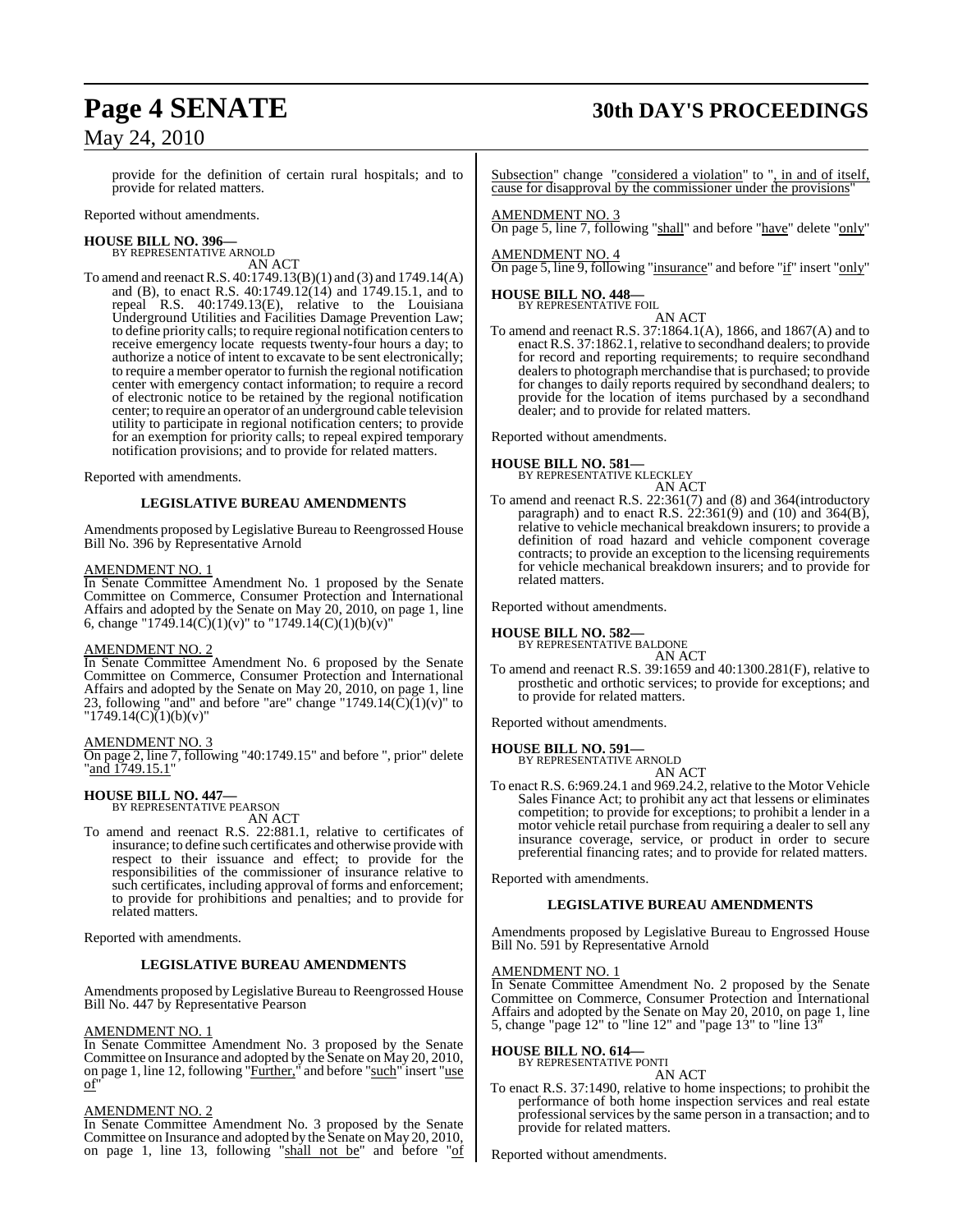provide for the definition of certain rural hospitals; and to provide for related matters.

Reported without amendments.

**HOUSE BILL NO. 396—**
BY REPRESENTATIVE ARNOLD
AN ACT

To amend and reenact R.S. 40:1749.13(B)(1) and (3) and 1749.14(A) and (B), to enact R.S. 40:1749.12(14) and 1749.15.1, and to repeal R.S. 40:1749.13(E), relative to the Louisiana Underground Utilities and Facilities Damage Prevention Law; to define priority calls; to require regional notification centers to receive emergency locate requests twenty-four hours a day; to authorize a notice of intent to excavate to be sent electronically; to require a member operator to furnish the regional notification center with emergency contact information; to require a record of electronic notice to be retained by the regional notification center; to require an operator of an underground cable television utility to participate in regional notification centers; to provide for an exemption for priority calls; to repeal expired temporary notification provisions; and to provide for related matters.

Reported with amendments.

**LEGISLATIVE BUREAU AMENDMENTS**

Amendments proposed by Legislative Bureau to Reengrossed House Bill No. 396 by Representative Arnold

AMENDMENT NO. 1
In Senate Committee Amendment No. 1 proposed by the Senate Committee on Commerce, Consumer Protection and International Affairs and adopted by the Senate on May 20, 2010, on page 1, line 6, change "1749.14(C)(1)(v)" to "1749.14(C)(1)(b)(v)"

AMENDMENT NO. 2
In Senate Committee Amendment No. 6 proposed by the Senate Committee on Commerce, Consumer Protection and International Affairs and adopted by the Senate on May 20, 2010, on page 1, line 23, following "and" and before "are" change "1749.14(C)(1)(v)" to "1749.14(C)(1)(b)(v)"

AMENDMENT NO. 3
On page 2, line 7, following "40:1749.15" and before ", prior" delete "and 1749.15.1"

**HOUSE BILL NO. 447—**
BY REPRESENTATIVE PEARSON
AN ACT

To amend and reenact R.S. 22:881.1, relative to certificates of insurance; to define such certificates and otherwise provide with respect to their issuance and effect; to provide for the responsibilities of the commissioner of insurance relative to such certificates, including approval of forms and enforcement; to provide for prohibitions and penalties; and to provide for related matters.

Reported with amendments.

**LEGISLATIVE BUREAU AMENDMENTS**

Amendments proposed by Legislative Bureau to Reengrossed House Bill No. 447 by Representative Pearson

AMENDMENT NO. 1
In Senate Committee Amendment No. 3 proposed by the Senate Committee on Insurance and adopted by the Senate on May 20, 2010, on page 1, line 12, following "Further," and before "such" insert "use of"

AMENDMENT NO. 2
In Senate Committee Amendment No. 3 proposed by the Senate Committee on Insurance and adopted by the Senate on May 20, 2010, on page 1, line 13, following "shall not be" and before "of Subsection" change "considered a violation" to ", in and of itself, cause for disapproval by the commissioner under the provisions"

AMENDMENT NO. 3
On page 5, line 7, following "shall" and before "have" delete "only"

AMENDMENT NO. 4
On page 5, line 9, following "insurance" and before "if" insert "only"

**HOUSE BILL NO. 448—**
BY REPRESENTATIVE FOIL
AN ACT

To amend and reenact R.S. 37:1864.1(A), 1866, and 1867(A) and to enact R.S. 37:1862.1, relative to secondhand dealers; to provide for record and reporting requirements; to require secondhand dealers to photograph merchandise that is purchased; to provide for changes to daily reports required by secondhand dealers; to provide for the location of items purchased by a secondhand dealer; and to provide for related matters.

Reported without amendments.

**HOUSE BILL NO. 581—**
BY REPRESENTATIVE KLECKLEY
AN ACT

To amend and reenact R.S. 22:361(7) and (8) and 364(introductory paragraph) and to enact R.S. 22:361(9) and (10) and 364(B), relative to vehicle mechanical breakdown insurers; to provide a definition of road hazard and vehicle component coverage contracts; to provide an exception to the licensing requirements for vehicle mechanical breakdown insurers; and to provide for related matters.

Reported without amendments.

**HOUSE BILL NO. 582—**
BY REPRESENTATIVE BALDONE
AN ACT

To amend and reenact R.S. 39:1659 and 40:1300.281(F), relative to prosthetic and orthotic services; to provide for exceptions; and to provide for related matters.

Reported without amendments.

**HOUSE BILL NO. 591—**
BY REPRESENTATIVE ARNOLD
AN ACT

To enact R.S. 6:969.24.1 and 969.24.2, relative to the Motor Vehicle Sales Finance Act; to prohibit any act that lessens or eliminates competition; to provide for exceptions; to prohibit a lender in a motor vehicle retail purchase from requiring a dealer to sell any insurance coverage, service, or product in order to secure preferential financing rates; and to provide for related matters.

Reported with amendments.

**LEGISLATIVE BUREAU AMENDMENTS**

Amendments proposed by Legislative Bureau to Engrossed House Bill No. 591 by Representative Arnold

AMENDMENT NO. 1
In Senate Committee Amendment No. 2 proposed by the Senate Committee on Commerce, Consumer Protection and International Affairs and adopted by the Senate on May 20, 2010, on page 1, line 5, change "page 12" to "line 12" and "page 13" to "line 13"

**HOUSE BILL NO. 614—**
BY REPRESENTATIVE PONTI
AN ACT

To enact R.S. 37:1490, relative to home inspections; to prohibit the performance of both home inspection services and real estate professional services by the same person in a transaction; and to provide for related matters.

Reported without amendments.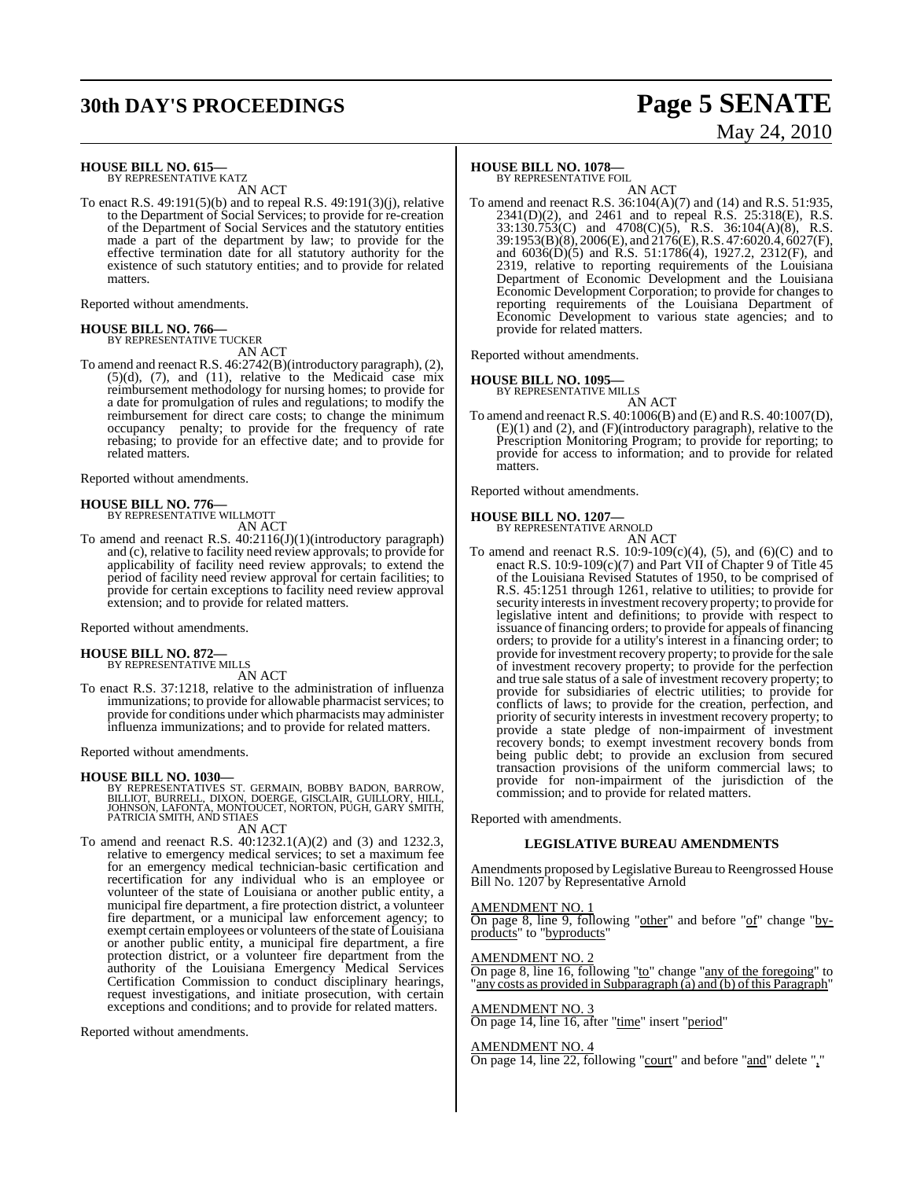**HOUSE BILL NO. 615—**
BY REPRESENTATIVE KATZ
AN ACT

To enact R.S. 49:191(5)(b) and to repeal R.S. 49:191(3)(j), relative to the Department of Social Services; to provide for re-creation of the Department of Social Services and the statutory entities made a part of the department by law; to provide for the effective termination date for all statutory authority for the existence of such statutory entities; and to provide for related matters.

Reported without amendments.

**HOUSE BILL NO. 766—**
BY REPRESENTATIVE TUCKER
AN ACT

To amend and reenact R.S. 46:2742(B)(introductory paragraph), (2), (5)(d), (7), and (11), relative to the Medicaid case mix reimbursement methodology for nursing homes; to provide for a date for promulgation of rules and regulations; to modify the reimbursement for direct care costs; to change the minimum occupancy penalty; to provide for the frequency of rate rebasing; to provide for an effective date; and to provide for related matters.

Reported without amendments.

**HOUSE BILL NO. 776—**
BY REPRESENTATIVE WILLMOTT
AN ACT

To amend and reenact R.S. 40:2116(J)(1)(introductory paragraph) and (c), relative to facility need review approvals; to provide for applicability of facility need review approvals; to extend the period of facility need review approval for certain facilities; to provide for certain exceptions to facility need review approval extension; and to provide for related matters.

Reported without amendments.

**HOUSE BILL NO. 872—**
BY REPRESENTATIVE MILLS
AN ACT

To enact R.S. 37:1218, relative to the administration of influenza immunizations; to provide for allowable pharmacist services; to provide for conditions under which pharmacists may administer influenza immunizations; and to provide for related matters.

Reported without amendments.

**HOUSE BILL NO. 1030—**
BY REPRESENTATIVES ST. GERMAIN, BOBBY BADON, BARROW, BILLIOT, BURRELL, DIXON, DOERGE, GISCLAIR, GUILLORY, HILL, JOHNSON, LAFONTA, MONTOUCET, NORTON, PUGH, GARY SMITH, PATRICIA SMITH, AND STIAES
AN ACT

To amend and reenact R.S. 40:1232.1(A)(2) and (3) and 1232.3, relative to emergency medical services; to set a maximum fee for an emergency medical technician-basic certification and recertification for any individual who is an employee or volunteer of the state of Louisiana or another public entity, a municipal fire department, a fire protection district, a volunteer fire department, or a municipal law enforcement agency; to exempt certain employees or volunteers of the state of Louisiana or another public entity, a municipal fire department, a fire protection district, or a volunteer fire department from the authority of the Louisiana Emergency Medical Services Certification Commission to conduct disciplinary hearings, request investigations, and initiate prosecution, with certain exceptions and conditions; and to provide for related matters.

Reported without amendments.

**HOUSE BILL NO. 1078—**
BY REPRESENTATIVE FOIL
AN ACT

To amend and reenact R.S. 36:104(A)(7) and (14) and R.S. 51:935, 2341(D)(2), and 2461 and to repeal R.S. 25:318(E), R.S. 33:130.753(C) and 4708(C)(5), R.S. 36:104(A)(8), R.S. 39:1953(B)(8), 2006(E), and 2176(E), R.S. 47:6020.4, 6027(F), and 6036(D)(5) and R.S. 51:1786(4), 1927.2, 2312(F), and 2319, relative to reporting requirements of the Louisiana Department of Economic Development and the Louisiana Economic Development Corporation; to provide for changes to reporting requirements of the Louisiana Department of Economic Development to various state agencies; and to provide for related matters.

Reported without amendments.

**HOUSE BILL NO. 1095—**
BY REPRESENTATIVE MILLS
AN ACT

To amend and reenact R.S. 40:1006(B) and (E) and R.S. 40:1007(D), (E)(1) and (2), and (F)(introductory paragraph), relative to the Prescription Monitoring Program; to provide for reporting; to provide for access to information; and to provide for related matters.

Reported without amendments.

**HOUSE BILL NO. 1207—**
BY REPRESENTATIVE ARNOLD
AN ACT

To amend and reenact R.S. 10:9-109(c)(4), (5), and (6)(C) and to enact R.S. 10:9-109(c)(7) and Part VII of Chapter 9 of Title 45 of the Louisiana Revised Statutes of 1950, to be comprised of R.S. 45:1251 through 1261, relative to utilities; to provide for security interests in investment recovery property; to provide for legislative intent and definitions; to provide with respect to issuance of financing orders; to provide for appeals of financing orders; to provide for a utility's interest in a financing order; to provide for investment recovery property; to provide for the sale of investment recovery property; to provide for the perfection and true sale status of a sale of investment recovery property; to provide for subsidiaries of electric utilities; to provide for conflicts of laws; to provide for the creation, perfection, and priority of security interests in investment recovery property; to provide a state pledge of non-impairment of investment recovery bonds; to exempt investment recovery bonds from being public debt; to provide an exclusion from secured transaction provisions of the uniform commercial laws; to provide for non-impairment of the jurisdiction of the commission; and to provide for related matters.

Reported with amendments.

**LEGISLATIVE BUREAU AMENDMENTS**

Amendments proposed by Legislative Bureau to Reengrossed House Bill No. 1207 by Representative Arnold

AMENDMENT NO. 1
On page 8, line 9, following "other" and before "of" change "by-products" to "byproducts"

AMENDMENT NO. 2
On page 8, line 16, following "to" change "any of the foregoing" to "any costs as provided in Subparagraph (a) and (b) of this Paragraph"

AMENDMENT NO. 3
On page 14, line 16, after "time" insert "period"

AMENDMENT NO. 4
On page 14, line 22, following "court" and before "and" delete ","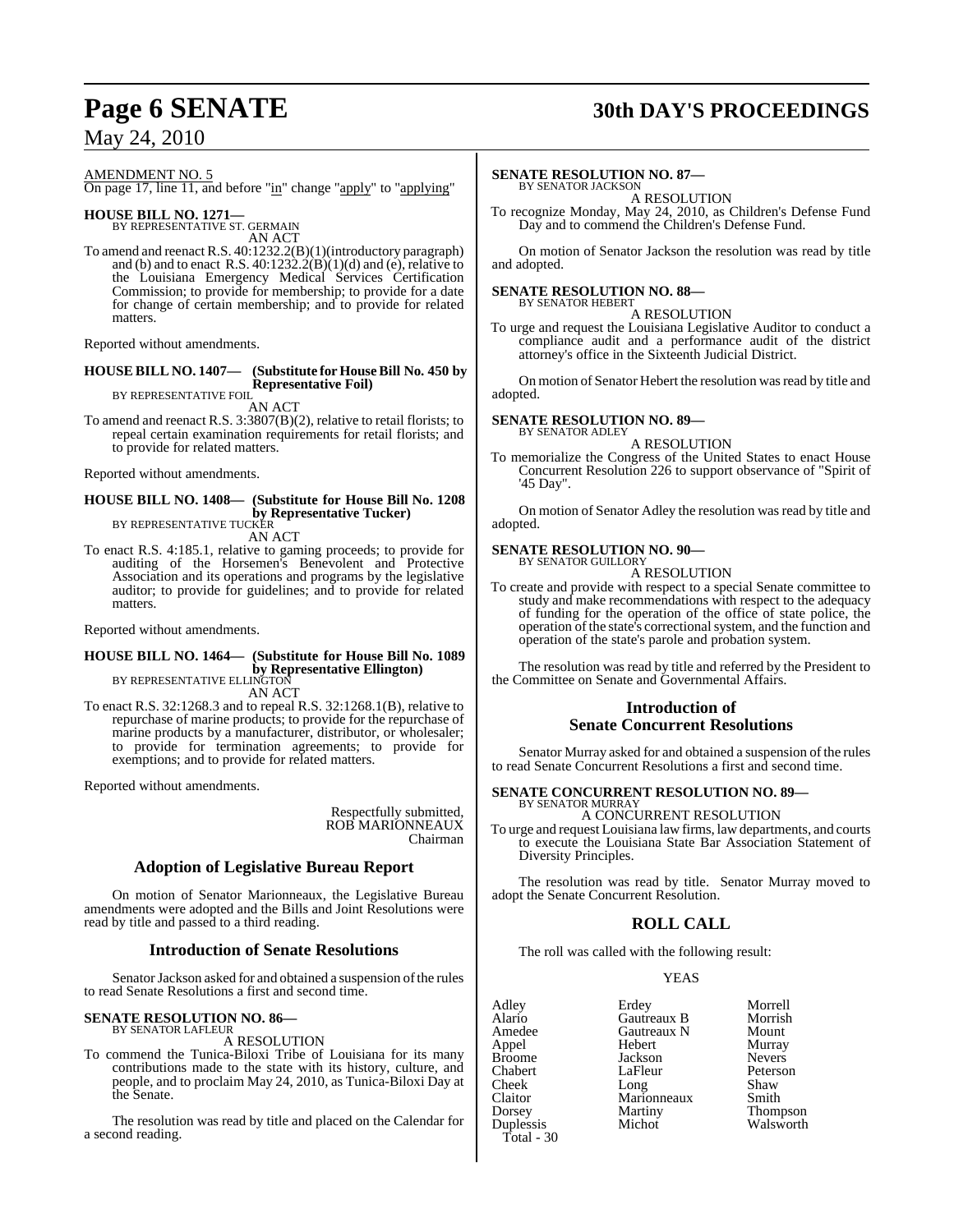AMENDMENT NO. 5

On page 17, line 11, and before "in" change "apply" to "applying"

**HOUSE BILL NO. 1271—**
BY REPRESENTATIVE ST. GERMAIN

AN ACT

To amend and reenact R.S. 40:1232.2(B)(1)(introductory paragraph) and (b) and to enact R.S. 40:1232.2(B)(1)(d) and (e), relative to the Louisiana Emergency Medical Services Certification Commission; to provide for membership; to provide for a date for change of certain membership; and to provide for related matters.

Reported without amendments.

**HOUSE BILL NO. 1407— (Substitute for House Bill No. 450 by Representative Foil)**
BY REPRESENTATIVE FOIL

AN ACT

To amend and reenact R.S. 3:3807(B)(2), relative to retail florists; to repeal certain examination requirements for retail florists; and to provide for related matters.

Reported without amendments.

**HOUSE BILL NO. 1408— (Substitute for House Bill No. 1208 by Representative Tucker)**
BY REPRESENTATIVE TUCKER

AN ACT

To enact R.S. 4:185.1, relative to gaming proceeds; to provide for auditing of the Horsemen's Benevolent and Protective Association and its operations and programs by the legislative auditor; to provide for guidelines; and to provide for related matters.

Reported without amendments.

**HOUSE BILL NO. 1464— (Substitute for House Bill No. 1089 by Representative Ellington)**
BY REPRESENTATIVE ELLINGTON

AN ACT

To enact R.S. 32:1268.3 and to repeal R.S. 32:1268.1(B), relative to repurchase of marine products; to provide for the repurchase of marine products by a manufacturer, distributor, or wholesaler; to provide for termination agreements; to provide for exemptions; and to provide for related matters.

Reported without amendments.

Respectfully submitted,
ROB MARIONNEAUX
Chairman

## Adoption of Legislative Bureau Report

On motion of Senator Marionneaux, the Legislative Bureau amendments were adopted and the Bills and Joint Resolutions were read by title and passed to a third reading.

## Introduction of Senate Resolutions

Senator Jackson asked for and obtained a suspension of the rules to read Senate Resolutions a first and second time.

**SENATE RESOLUTION NO. 86—**
BY SENATOR LAFLEUR

A RESOLUTION

To commend the Tunica-Biloxi Tribe of Louisiana for its many contributions made to the state with its history, culture, and people, and to proclaim May 24, 2010, as Tunica-Biloxi Day at the Senate.

The resolution was read by title and placed on the Calendar for a second reading.

**SENATE RESOLUTION NO. 87—**
BY SENATOR JACKSON

A RESOLUTION

To recognize Monday, May 24, 2010, as Children's Defense Fund Day and to commend the Children's Defense Fund.

On motion of Senator Jackson the resolution was read by title and adopted.

**SENATE RESOLUTION NO. 88—**
BY SENATOR HEBERT

A RESOLUTION

To urge and request the Louisiana Legislative Auditor to conduct a compliance audit and a performance audit of the district attorney's office in the Sixteenth Judicial District.

On motion of Senator Hebert the resolution was read by title and adopted.

**SENATE RESOLUTION NO. 89—**
BY SENATOR ADLEY

A RESOLUTION

To memorialize the Congress of the United States to enact House Concurrent Resolution 226 to support observance of "Spirit of '45 Day".

On motion of Senator Adley the resolution was read by title and adopted.

**SENATE RESOLUTION NO. 90—**
BY SENATOR GUILLORY

A RESOLUTION

To create and provide with respect to a special Senate committee to study and make recommendations with respect to the adequacy of funding for the operation of the office of state police, the operation of the state's correctional system, and the function and operation of the state's parole and probation system.

The resolution was read by title and referred by the President to the Committee on Senate and Governmental Affairs.

## Introduction of Senate Concurrent Resolutions

Senator Murray asked for and obtained a suspension of the rules to read Senate Concurrent Resolutions a first and second time.

**SENATE CONCURRENT RESOLUTION NO. 89—**
BY SENATOR MURRAY

A CONCURRENT RESOLUTION

To urge and request Louisiana law firms, law departments, and courts to execute the Louisiana State Bar Association Statement of Diversity Principles.

The resolution was read by title. Senator Murray moved to adopt the Senate Concurrent Resolution.

## ROLL CALL

The roll was called with the following result:

YEAS

| | | |
|---|---|---|
| Adley | Erdey | Morrell |
| Alario | Gautreaux B | Morrish |
| Amedee | Gautreaux N | Mount |
| Appel | Hebert | Murray |
| Broome | Jackson | Nevers |
| Chabert | LaFleur | Peterson |
| Cheek | Long | Shaw |
| Claitor | Marionneaux | Smith |
| Dorsey | Martiny | Thompson |
| Duplessis | Michot | Walsworth |

Total - 30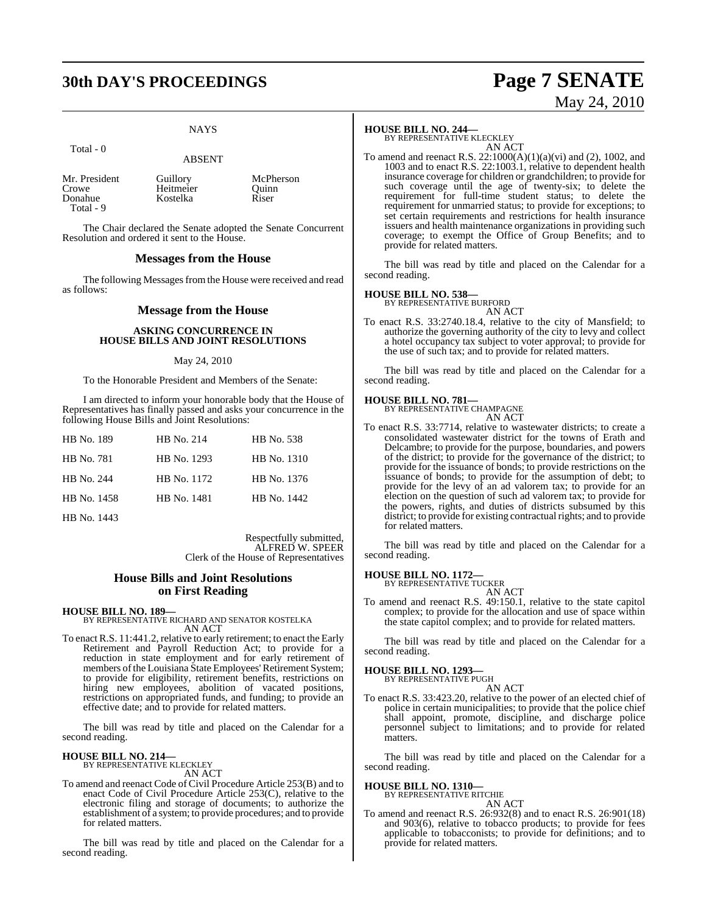NAYS

Total - 0

ABSENT

| | | |
|---|---|---|
| Mr. President | Guillory | McPherson |
| Crowe | Heitmeier | Quinn |
| Donahue | Kostelka | Riser |
| Total - 9 | | |

The Chair declared the Senate adopted the Senate Concurrent Resolution and ordered it sent to the House.

## Messages from the House

The following Messages from the House were received and read as follows:

## Message from the House

**ASKING CONCURRENCE IN HOUSE BILLS AND JOINT RESOLUTIONS**

May 24, 2010

To the Honorable President and Members of the Senate:

I am directed to inform your honorable body that the House of Representatives has finally passed and asks your concurrence in the following House Bills and Joint Resolutions:

| | | |
|---|---|---|
| HB No. 189 | HB No. 214 | HB No. 538 |
| HB No. 781 | HB No. 1293 | HB No. 1310 |
| HB No. 244 | HB No. 1172 | HB No. 1376 |
| HB No. 1458 | HB No. 1481 | HB No. 1442 |
| HB No. 1443 | | |

Respectfully submitted,
ALFRED W. SPEER
Clerk of the House of Representatives

## House Bills and Joint Resolutions on First Reading

**HOUSE BILL NO. 189—**
BY REPRESENTATIVE RICHARD AND SENATOR KOSTELKA
AN ACT

To enact R.S. 11:441.2, relative to early retirement; to enact the Early Retirement and Payroll Reduction Act; to provide for a reduction in state employment and for early retirement of members of the Louisiana State Employees' Retirement System; to provide for eligibility, retirement benefits, restrictions on hiring new employees, abolition of vacated positions, restrictions on appropriated funds, and funding; to provide an effective date; and to provide for related matters.

The bill was read by title and placed on the Calendar for a second reading.

**HOUSE BILL NO. 214—**
BY REPRESENTATIVE KLECKLEY
AN ACT

To amend and reenact Code of Civil Procedure Article 253(B) and to enact Code of Civil Procedure Article 253(C), relative to the electronic filing and storage of documents; to authorize the establishment of a system; to provide procedures; and to provide for related matters.

The bill was read by title and placed on the Calendar for a second reading.

**HOUSE BILL NO. 244—**
BY REPRESENTATIVE KLECKLEY
AN ACT

To amend and reenact R.S. 22:1000(A)(1)(a)(vi) and (2), 1002, and 1003 and to enact R.S. 22:1003.1, relative to dependent health insurance coverage for children or grandchildren; to provide for such coverage until the age of twenty-six; to delete the requirement for full-time student status; to delete the requirement for unmarried status; to provide for exceptions; to set certain requirements and restrictions for health insurance issuers and health maintenance organizations in providing such coverage; to exempt the Office of Group Benefits; and to provide for related matters.

The bill was read by title and placed on the Calendar for a second reading.

**HOUSE BILL NO. 538—**
BY REPRESENTATIVE BURFORD
AN ACT

To enact R.S. 33:2740.18.4, relative to the city of Mansfield; to authorize the governing authority of the city to levy and collect a hotel occupancy tax subject to voter approval; to provide for the use of such tax; and to provide for related matters.

The bill was read by title and placed on the Calendar for a second reading.

**HOUSE BILL NO. 781—**
BY REPRESENTATIVE CHAMPAGNE
AN ACT

To enact R.S. 33:7714, relative to wastewater districts; to create a consolidated wastewater district for the towns of Erath and Delcambre; to provide for the purpose, boundaries, and powers of the district; to provide for the governance of the district; to provide for the issuance of bonds; to provide restrictions on the issuance of bonds; to provide for the assumption of debt; to provide for the levy of an ad valorem tax; to provide for an election on the question of such ad valorem tax; to provide for the powers, rights, and duties of districts subsumed by this district; to provide for existing contractual rights; and to provide for related matters.

The bill was read by title and placed on the Calendar for a second reading.

**HOUSE BILL NO. 1172—**
BY REPRESENTATIVE TUCKER
AN ACT

To amend and reenact R.S. 49:150.1, relative to the state capitol complex; to provide for the allocation and use of space within the state capitol complex; and to provide for related matters.

The bill was read by title and placed on the Calendar for a second reading.

**HOUSE BILL NO. 1293—**
BY REPRESENTATIVE PUGH
AN ACT

To enact R.S. 33:423.20, relative to the power of an elected chief of police in certain municipalities; to provide that the police chief shall appoint, promote, discipline, and discharge police personnel subject to limitations; and to provide for related matters.

The bill was read by title and placed on the Calendar for a second reading.

**HOUSE BILL NO. 1310—**
BY REPRESENTATIVE RITCHIE
AN ACT

To amend and reenact R.S. 26:932(8) and to enact R.S. 26:901(18) and 903(6), relative to tobacco products; to provide for fees applicable to tobacconists; to provide for definitions; and to provide for related matters.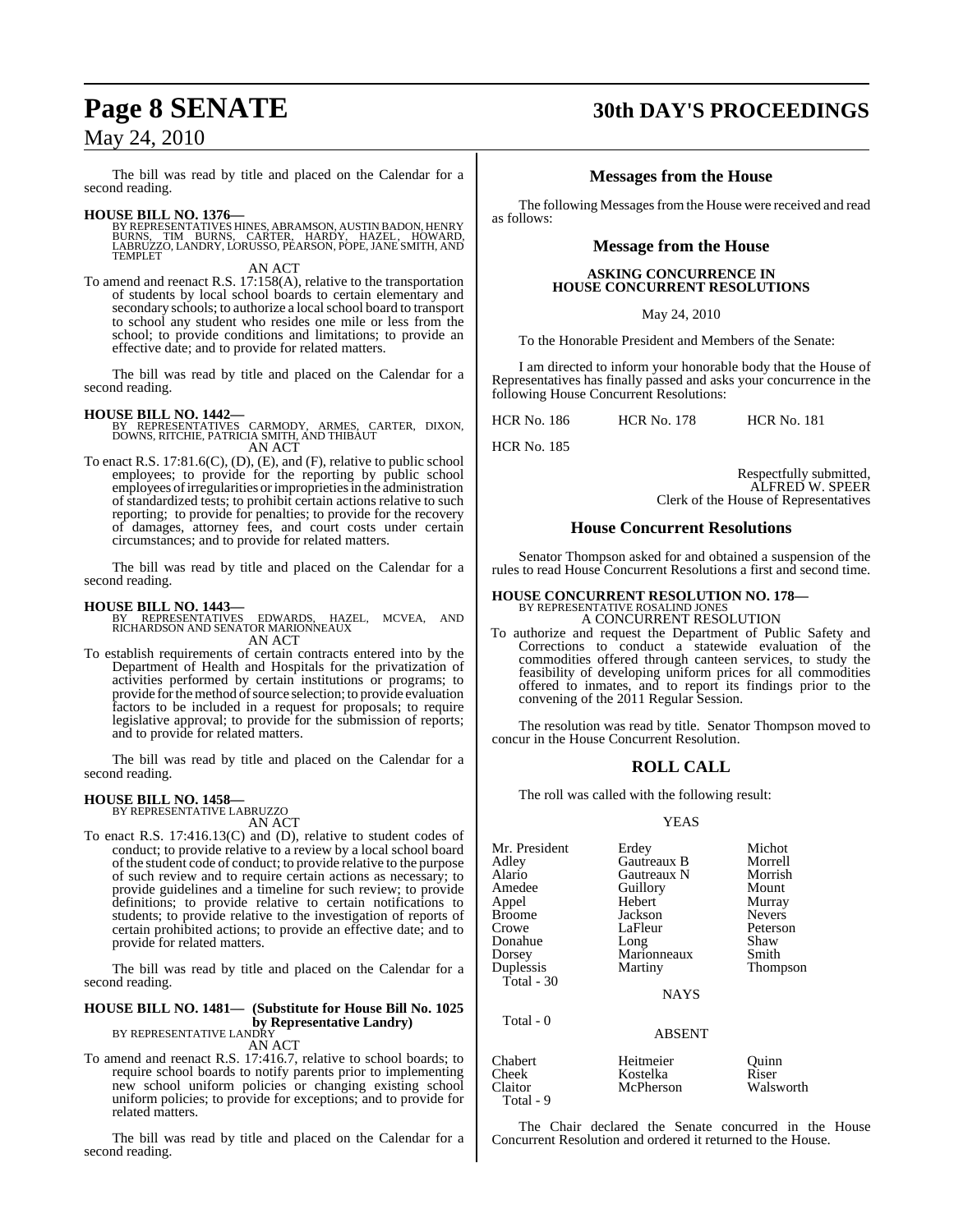The bill was read by title and placed on the Calendar for a second reading.

**HOUSE BILL NO. 1376—**
BY REPRESENTATIVES HINES, ABRAMSON, AUSTIN BADON, HENRY BURNS, TIM BURNS, CARTER, HARDY, HAZEL, HOWARD, LABRUZZO, LANDRY, LORUSSO, PEARSON, POPE, JANE SMITH, AND TEMPLET

AN ACT

To amend and reenact R.S. 17:158(A), relative to the transportation of students by local school boards to certain elementary and secondary schools; to authorize a local school board to transport to school any student who resides one mile or less from the school; to provide conditions and limitations; to provide an effective date; and to provide for related matters.

The bill was read by title and placed on the Calendar for a second reading.

**HOUSE BILL NO. 1442—**
BY REPRESENTATIVES CARMODY, ARMES, CARTER, DIXON, DOWNS, RITCHIE, PATRICIA SMITH, AND THIBAUT

AN ACT

To enact R.S. 17:81.6(C), (D), (E), and (F), relative to public school employees; to provide for the reporting by public school employees of irregularities or improprieties in the administration of standardized tests; to prohibit certain actions relative to such reporting; to provide for penalties; to provide for the recovery of damages, attorney fees, and court costs under certain circumstances; and to provide for related matters.

The bill was read by title and placed on the Calendar for a second reading.

**HOUSE BILL NO. 1443—**
BY REPRESENTATIVES EDWARDS, HAZEL, MCVEA, AND RICHARDSON AND SENATOR MARIONNEAUX

AN ACT

To establish requirements of certain contracts entered into by the Department of Health and Hospitals for the privatization of activities performed by certain institutions or programs; to provide for the method of source selection; to provide evaluation factors to be included in a request for proposals; to require legislative approval; to provide for the submission of reports; and to provide for related matters.

The bill was read by title and placed on the Calendar for a second reading.

**HOUSE BILL NO. 1458—**
BY REPRESENTATIVE LABRUZZO

AN ACT

To enact R.S. 17:416.13(C) and (D), relative to student codes of conduct; to provide relative to a review by a local school board of the student code of conduct; to provide relative to the purpose of such review and to require certain actions as necessary; to provide guidelines and a timeline for such review; to provide definitions; to provide relative to certain notifications to students; to provide relative to the investigation of reports of certain prohibited actions; to provide an effective date; and to provide for related matters.

The bill was read by title and placed on the Calendar for a second reading.

**HOUSE BILL NO. 1481— (Substitute for House Bill No. 1025 by Representative Landry)**
BY REPRESENTATIVE LANDRY

AN ACT

To amend and reenact R.S. 17:416.7, relative to school boards; to require school boards to notify parents prior to implementing new school uniform policies or changing existing school uniform policies; to provide for exceptions; and to provide for related matters.

The bill was read by title and placed on the Calendar for a second reading.

## Messages from the House

The following Messages from the House were received and read as follows:

## Message from the House

**ASKING CONCURRENCE IN HOUSE CONCURRENT RESOLUTIONS**

May 24, 2010

To the Honorable President and Members of the Senate:

I am directed to inform your honorable body that the House of Representatives has finally passed and asks your concurrence in the following House Concurrent Resolutions:

HCR No. 186 HCR No. 178 HCR No. 181

HCR No. 185

Respectfully submitted,
ALFRED W. SPEER
Clerk of the House of Representatives

## House Concurrent Resolutions

Senator Thompson asked for and obtained a suspension of the rules to read House Concurrent Resolutions a first and second time.

**HOUSE CONCURRENT RESOLUTION NO. 178—**
BY REPRESENTATIVE ROSALIND JONES

A CONCURRENT RESOLUTION

To authorize and request the Department of Public Safety and Corrections to conduct a statewide evaluation of the commodities offered through canteen services, to study the feasibility of developing uniform prices for all commodities offered to inmates, and to report its findings prior to the convening of the 2011 Regular Session.

The resolution was read by title. Senator Thompson moved to concur in the House Concurrent Resolution.

## ROLL CALL

The roll was called with the following result:

YEAS

| | | |
|---|---|---|
| Mr. President | Erdey | Michot |
| Adley | Gautreaux B | Morrell |
| Alario | Gautreaux N | Morrish |
| Amedee | Guillory | Mount |
| Appel | Hebert | Murray |
| Broome | Jackson | Nevers |
| Crowe | LaFleur | Peterson |
| Donahue | Long | Shaw |
| Dorsey | Marionneaux | Smith |
| Duplessis | Martiny | Thompson |

Total - 30

NAYS

Total - 0

ABSENT

| | | |
|---|---|---|
| Chabert | Heitmeier | Quinn |
| Cheek | Kostelka | Riser |
| Claitor | McPherson | Walsworth |

Total - 9

The Chair declared the Senate concurred in the House Concurrent Resolution and ordered it returned to the House.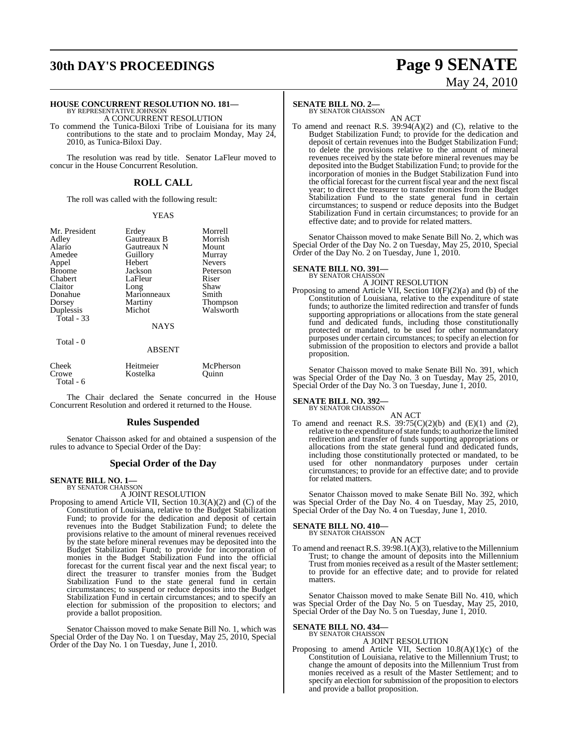**HOUSE CONCURRENT RESOLUTION NO. 181—**
BY REPRESENTATIVE JOHNSON

A CONCURRENT RESOLUTION

To commend the Tunica-Biloxi Tribe of Louisiana for its many contributions to the state and to proclaim Monday, May 24, 2010, as Tunica-Biloxi Day.

The resolution was read by title. Senator LaFleur moved to concur in the House Concurrent Resolution.

## ROLL CALL

The roll was called with the following result:

YEAS

| | | |
|---|---|---|
| Mr. President | Erdey | Morrell |
| Adley | Gautreaux B | Morrish |
| Alario | Gautreaux N | Mount |
| Amedee | Guillory | Murray |
| Appel | Hebert | Nevers |
| Broome | Jackson | Peterson |
| Chabert | LaFleur | Riser |
| Claitor | Long | Shaw |
| Donahue | Marionneaux | Smith |
| Dorsey | Martiny | Thompson |
| Duplessis | Michot | Walsworth |
| Total - 33 | | |

NAYS

Total - 0

ABSENT

| | | |
|---|---|---|
| Cheek | Heitmeier | McPherson |
| Crowe | Kostelka | Quinn |
| Total - 6 | | |

The Chair declared the Senate concurred in the House Concurrent Resolution and ordered it returned to the House.

## Rules Suspended

Senator Chaisson asked for and obtained a suspension of the rules to advance to Special Order of the Day:

## Special Order of the Day

**SENATE BILL NO. 1—**
BY SENATOR CHAISSON

A JOINT RESOLUTION

Proposing to amend Article VII, Section 10.3(A)(2) and (C) of the Constitution of Louisiana, relative to the Budget Stabilization Fund; to provide for the dedication and deposit of certain revenues into the Budget Stabilization Fund; to delete the provisions relative to the amount of mineral revenues received by the state before mineral revenues may be deposited into the Budget Stabilization Fund; to provide for incorporation of monies in the Budget Stabilization Fund into the official forecast for the current fiscal year and the next fiscal year; to direct the treasurer to transfer monies from the Budget Stabilization Fund to the state general fund in certain circumstances; to suspend or reduce deposits into the Budget Stabilization Fund in certain circumstances; and to specify an election for submission of the proposition to electors; and provide a ballot proposition.

Senator Chaisson moved to make Senate Bill No. 1, which was Special Order of the Day No. 1 on Tuesday, May 25, 2010, Special Order of the Day No. 1 on Tuesday, June 1, 2010.

**SENATE BILL NO. 2—**
BY SENATOR CHAISSON

AN ACT

To amend and reenact R.S. 39:94(A)(2) and (C), relative to the Budget Stabilization Fund; to provide for the dedication and deposit of certain revenues into the Budget Stabilization Fund; to delete the provisions relative to the amount of mineral revenues received by the state before mineral revenues may be deposited into the Budget Stabilization Fund; to provide for the incorporation of monies in the Budget Stabilization Fund into the official forecast for the current fiscal year and the next fiscal year; to direct the treasurer to transfer monies from the Budget Stabilization Fund to the state general fund in certain circumstances; to suspend or reduce deposits into the Budget Stabilization Fund in certain circumstances; to provide for an effective date; and to provide for related matters.

Senator Chaisson moved to make Senate Bill No. 2, which was Special Order of the Day No. 2 on Tuesday, May 25, 2010, Special Order of the Day No. 2 on Tuesday, June 1, 2010.

**SENATE BILL NO. 391—**
BY SENATOR CHAISSON

A JOINT RESOLUTION

Proposing to amend Article VII, Section 10(F)(2)(a) and (b) of the Constitution of Louisiana, relative to the expenditure of state funds; to authorize the limited redirection and transfer of funds supporting appropriations or allocations from the state general fund and dedicated funds, including those constitutionally protected or mandated, to be used for other nonmandatory purposes under certain circumstances; to specify an election for submission of the proposition to electors and provide a ballot proposition.

Senator Chaisson moved to make Senate Bill No. 391, which was Special Order of the Day No. 3 on Tuesday, May 25, 2010, Special Order of the Day No. 3 on Tuesday, June 1, 2010.

**SENATE BILL NO. 392—**
BY SENATOR CHAISSON

AN ACT

To amend and reenact R.S. 39:75(C)(2)(b) and (E)(1) and (2), relative to the expenditure of state funds; to authorize the limited redirection and transfer of funds supporting appropriations or allocations from the state general fund and dedicated funds, including those constitutionally protected or mandated, to be used for other nonmandatory purposes under certain circumstances; to provide for an effective date; and to provide for related matters.

Senator Chaisson moved to make Senate Bill No. 392, which was Special Order of the Day No. 4 on Tuesday, May 25, 2010, Special Order of the Day No. 4 on Tuesday, June 1, 2010.

**SENATE BILL NO. 410—**
BY SENATOR CHAISSON

AN ACT

To amend and reenact R.S. 39:98.1(A)(3), relative to the Millennium Trust; to change the amount of deposits into the Millennium Trust from monies received as a result of the Master settlement; to provide for an effective date; and to provide for related matters.

Senator Chaisson moved to make Senate Bill No. 410, which was Special Order of the Day No. 5 on Tuesday, May 25, 2010, Special Order of the Day No. 5 on Tuesday, June 1, 2010.

**SENATE BILL NO. 434—**
BY SENATOR CHAISSON

A JOINT RESOLUTION

Proposing to amend Article VII, Section 10.8(A)(1)(c) of the Constitution of Louisiana, relative to the Millennium Trust; to change the amount of deposits into the Millennium Trust from monies received as a result of the Master Settlement; and to specify an election for submission of the proposition to electors and provide a ballot proposition.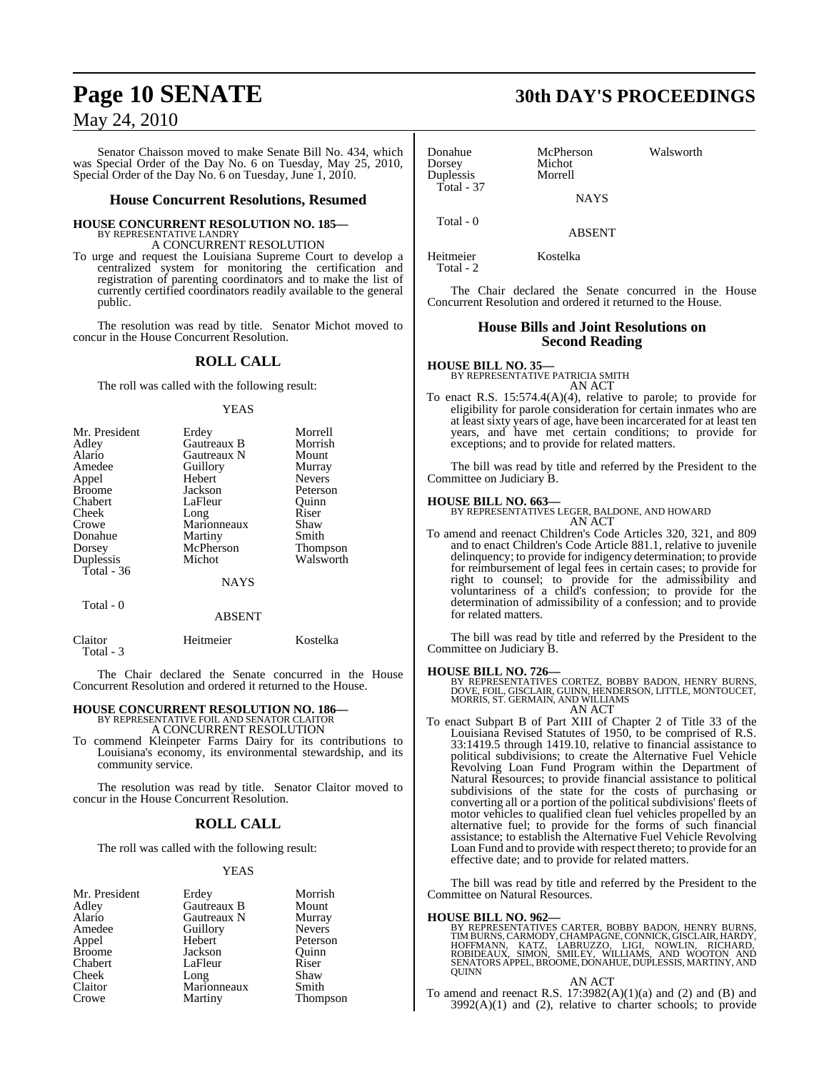Senator Chaisson moved to make Senate Bill No. 434, which was Special Order of the Day No. 6 on Tuesday, May 25, 2010, Special Order of the Day No. 6 on Tuesday, June 1, 2010.

## House Concurrent Resolutions, Resumed

**HOUSE CONCURRENT RESOLUTION NO. 185—**
BY REPRESENTATIVE LANDRY
A CONCURRENT RESOLUTION

To urge and request the Louisiana Supreme Court to develop a centralized system for monitoring the certification and registration of parenting coordinators and to make the list of currently certified coordinators readily available to the general public.

The resolution was read by title. Senator Michot moved to concur in the House Concurrent Resolution.

## ROLL CALL

The roll was called with the following result:

YEAS

| | | |
|---|---|---|
| Mr. President | Erdey | Morrell |
| Adley | Gautreaux B | Morrish |
| Alario | Gautreaux N | Mount |
| Amedee | Guillory | Murray |
| Appel | Hebert | Nevers |
| Broome | Jackson | Peterson |
| Chabert | LaFleur | Quinn |
| Cheek | Long | Riser |
| Crowe | Marionneaux | Shaw |
| Donahue | Martiny | Smith |
| Dorsey | McPherson | Thompson |
| Duplessis | Michot | Walsworth |

Total - 36

NAYS

Total - 0

ABSENT

| | | |
|---|---|---|
| Claitor | Heitmeier | Kostelka |

Total - 3

The Chair declared the Senate concurred in the House Concurrent Resolution and ordered it returned to the House.

**HOUSE CONCURRENT RESOLUTION NO. 186—**
BY REPRESENTATIVE FOIL AND SENATOR CLAITOR
A CONCURRENT RESOLUTION

To commend Kleinpeter Farms Dairy for its contributions to Louisiana's economy, its environmental stewardship, and its community service.

The resolution was read by title. Senator Claitor moved to concur in the House Concurrent Resolution.

## ROLL CALL

The roll was called with the following result:

YEAS

| | | |
|---|---|---|
| Mr. President | Erdey | Morrish |
| Adley | Gautreaux B | Mount |
| Alario | Gautreaux N | Murray |
| Amedee | Guillory | Nevers |
| Appel | Hebert | Peterson |
| Broome | Jackson | Quinn |
| Chabert | LaFleur | Riser |
| Cheek | Long | Shaw |
| Claitor | Marionneaux | Smith |
| Crowe | Martiny | Thompson |
| Donahue | McPherson | Walsworth |
| Dorsey | Michot | |
| Duplessis | Morrell | |

Total - 37

NAYS

Total - 0

ABSENT

| | |
|---|---|
| Heitmeier | Kostelka |

Total - 2

The Chair declared the Senate concurred in the House Concurrent Resolution and ordered it returned to the House.

## House Bills and Joint Resolutions on Second Reading

**HOUSE BILL NO. 35—**
BY REPRESENTATIVE PATRICIA SMITH
AN ACT

To enact R.S. 15:574.4(A)(4), relative to parole; to provide for eligibility for parole consideration for certain inmates who are at least sixty years of age, have been incarcerated for at least ten years, and have met certain conditions; to provide for exceptions; and to provide for related matters.

The bill was read by title and referred by the President to the Committee on Judiciary B.

**HOUSE BILL NO. 663—**
BY REPRESENTATIVES LEGER, BALDONE, AND HOWARD
AN ACT

To amend and reenact Children's Code Articles 320, 321, and 809 and to enact Children's Code Article 881.1, relative to juvenile delinquency; to provide for indigency determination; to provide for reimbursement of legal fees in certain cases; to provide for right to counsel; to provide for the admissibility and voluntariness of a child's confession; to provide for the determination of admissibility of a confession; and to provide for related matters.

The bill was read by title and referred by the President to the Committee on Judiciary B.

**HOUSE BILL NO. 726—**
BY REPRESENTATIVES CORTEZ, BOBBY BADON, HENRY BURNS, DOVE, FOIL, GISCLAIR, GUINN, HENDERSON, LITTLE, MONTOUCET, MORRIS, ST. GERMAIN, AND WILLIAMS
AN ACT

To enact Subpart B of Part XIII of Chapter 2 of Title 33 of the Louisiana Revised Statutes of 1950, to be comprised of R.S. 33:1419.5 through 1419.10, relative to financial assistance to political subdivisions; to create the Alternative Fuel Vehicle Revolving Loan Fund Program within the Department of Natural Resources; to provide financial assistance to political subdivisions of the state for the costs of purchasing or converting all or a portion of the political subdivisions' fleets of motor vehicles to qualified clean fuel vehicles propelled by an alternative fuel; to provide for the forms of such financial assistance; to establish the Alternative Fuel Vehicle Revolving Loan Fund and to provide with respect thereto; to provide for an effective date; and to provide for related matters.

The bill was read by title and referred by the President to the Committee on Natural Resources.

**HOUSE BILL NO. 962—**
BY REPRESENTATIVES CARTER, BOBBY BADON, HENRY BURNS, TIM BURNS, CARMODY, CHAMPAGNE, CONNICK, GISCLAIR, HARDY, HOFFMANN, KATZ, LABRUZZO, LIGI, NOWLIN, RICHARD, ROBIDEAUX, SIMON, SMILEY, WILLIAMS, AND WOOTON AND SENATORS APPEL, BROOME, DONAHUE, DUPLESSIS, MARTINY, AND QUINN
AN ACT

To amend and reenact R.S. 17:3982(A)(1)(a) and (2) and (B) and 3992(A)(1) and (2), relative to charter schools; to provide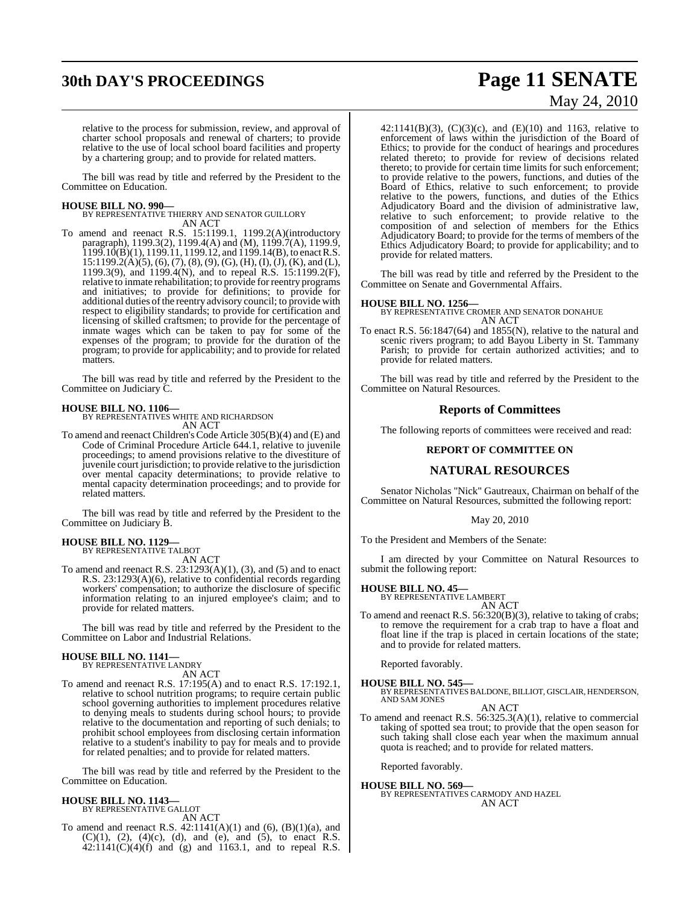relative to the process for submission, review, and approval of charter school proposals and renewal of charters; to provide relative to the use of local school board facilities and property by a chartering group; and to provide for related matters.

The bill was read by title and referred by the President to the Committee on Education.

**HOUSE BILL NO. 990—**
BY REPRESENTATIVE THIERRY AND SENATOR GUILLORY
AN ACT

To amend and reenact R.S. 15:1199.1, 1199.2(A)(introductory paragraph), 1199.3(2), 1199.4(A) and (M), 1199.7(A), 1199.9, 1199.10(B)(1), 1199.11, 1199.12, and 1199.14(B), to enact R.S. 15:1199.2(A)(5), (6), (7), (8), (9), (G), (H), (I), (J), (K), and (L), 1199.3(9), and 1199.4(N), and to repeal R.S. 15:1199.2(F), relative to inmate rehabilitation; to provide for reentry programs and initiatives; to provide for definitions; to provide for additional duties of the reentry advisory council; to provide with respect to eligibility standards; to provide for certification and licensing of skilled craftsmen; to provide for the percentage of inmate wages which can be taken to pay for some of the expenses of the program; to provide for the duration of the program; to provide for applicability; and to provide for related matters.

The bill was read by title and referred by the President to the Committee on Judiciary C.

**HOUSE BILL NO. 1106—**
BY REPRESENTATIVES WHITE AND RICHARDSON
AN ACT

To amend and reenact Children's Code Article 305(B)(4) and (E) and Code of Criminal Procedure Article 644.1, relative to juvenile proceedings; to amend provisions relative to the divestiture of juvenile court jurisdiction; to provide relative to the jurisdiction over mental capacity determinations; to provide relative to mental capacity determination proceedings; and to provide for related matters.

The bill was read by title and referred by the President to the Committee on Judiciary B.

**HOUSE BILL NO. 1129—**
BY REPRESENTATIVE TALBOT
AN ACT

To amend and reenact R.S. 23:1293(A)(1), (3), and (5) and to enact R.S. 23:1293(A)(6), relative to confidential records regarding workers' compensation; to authorize the disclosure of specific information relating to an injured employee's claim; and to provide for related matters.

The bill was read by title and referred by the President to the Committee on Labor and Industrial Relations.

**HOUSE BILL NO. 1141—**
BY REPRESENTATIVE LANDRY
AN ACT

To amend and reenact R.S. 17:195(A) and to enact R.S. 17:192.1, relative to school nutrition programs; to require certain public school governing authorities to implement procedures relative to denying meals to students during school hours; to provide relative to the documentation and reporting of such denials; to prohibit school employees from disclosing certain information relative to a student's inability to pay for meals and to provide for related penalties; and to provide for related matters.

The bill was read by title and referred by the President to the Committee on Education.

**HOUSE BILL NO. 1143—**
BY REPRESENTATIVE GALLOT
AN ACT

To amend and reenact R.S. 42:1141(A)(1) and (6), (B)(1)(a), and (C)(1), (2), (4)(c), (d), and (e), and (5), to enact R.S. 42:1141(C)(4)(f) and (g) and 1163.1, and to repeal R.S. 42:1141(B)(3), (C)(3)(c), and (E)(10) and 1163, relative to enforcement of laws within the jurisdiction of the Board of Ethics; to provide for the conduct of hearings and procedures related thereto; to provide for review of decisions related thereto; to provide for certain time limits for such enforcement; to provide relative to the powers, functions, and duties of the Board of Ethics, relative to such enforcement; to provide relative to the powers, functions, and duties of the Ethics Adjudicatory Board and the division of administrative law, relative to such enforcement; to provide relative to the composition of and selection of members for the Ethics Adjudicatory Board; to provide for the terms of members of the Ethics Adjudicatory Board; to provide for applicability; and to provide for related matters.

The bill was read by title and referred by the President to the Committee on Senate and Governmental Affairs.

**HOUSE BILL NO. 1256—**
BY REPRESENTATIVE CROMER AND SENATOR DONAHUE
AN ACT

To enact R.S. 56:1847(64) and 1855(N), relative to the natural and scenic rivers program; to add Bayou Liberty in St. Tammany Parish; to provide for certain authorized activities; and to provide for related matters.

The bill was read by title and referred by the President to the Committee on Natural Resources.

## Reports of Committees

The following reports of committees were received and read:

### REPORT OF COMMITTEE ON

## NATURAL RESOURCES

Senator Nicholas "Nick" Gautreaux, Chairman on behalf of the Committee on Natural Resources, submitted the following report:

May 20, 2010

To the President and Members of the Senate:

I am directed by your Committee on Natural Resources to submit the following report:

**HOUSE BILL NO. 45—**
BY REPRESENTATIVE LAMBERT
AN ACT

To amend and reenact R.S. 56:320(B)(3), relative to taking of crabs; to remove the requirement for a crab trap to have a float and float line if the trap is placed in certain locations of the state; and to provide for related matters.

Reported favorably.

**HOUSE BILL NO. 545—**
BY REPRESENTATIVES BALDONE, BILLIOT, GISCLAIR, HENDERSON, AND SAM JONES
AN ACT

To amend and reenact R.S. 56:325.3(A)(1), relative to commercial taking of spotted sea trout; to provide that the open season for such taking shall close each year when the maximum annual quota is reached; and to provide for related matters.

Reported favorably.

**HOUSE BILL NO. 569—**
BY REPRESENTATIVES CARMODY AND HAZEL
AN ACT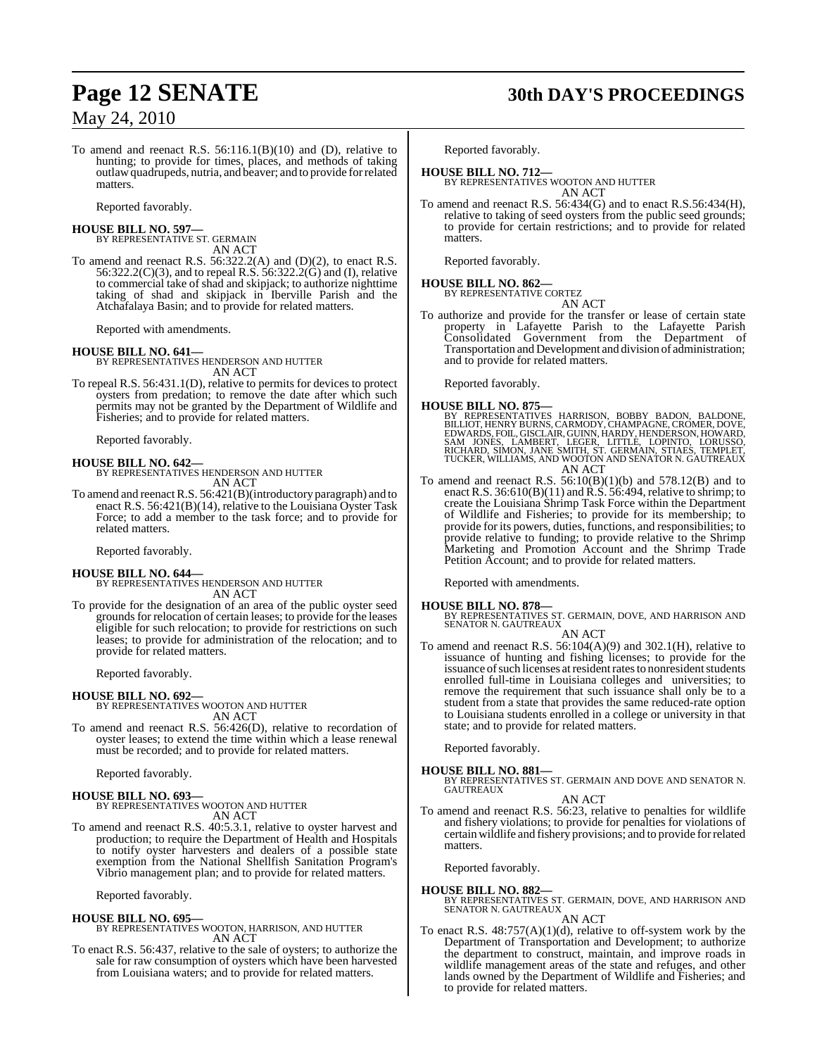To amend and reenact R.S. 56:116.1(B)(10) and (D), relative to hunting; to provide for times, places, and methods of taking outlaw quadrupeds, nutria, and beaver; and to provide for related matters.

Reported favorably.

**HOUSE BILL NO. 597—**
BY REPRESENTATIVE ST. GERMAIN
AN ACT

To amend and reenact R.S. 56:322.2(A) and (D)(2), to enact R.S. 56:322.2(C)(3), and to repeal R.S. 56:322.2(G) and (I), relative to commercial take of shad and skipjack; to authorize nighttime taking of shad and skipjack in Iberville Parish and the Atchafalaya Basin; and to provide for related matters.

Reported with amendments.

**HOUSE BILL NO. 641—**
BY REPRESENTATIVES HENDERSON AND HUTTER
AN ACT

To repeal R.S. 56:431.1(D), relative to permits for devices to protect oysters from predation; to remove the date after which such permits may not be granted by the Department of Wildlife and Fisheries; and to provide for related matters.

Reported favorably.

**HOUSE BILL NO. 642—**
BY REPRESENTATIVES HENDERSON AND HUTTER
AN ACT

To amend and reenact R.S. 56:421(B)(introductory paragraph) and to enact R.S. 56:421(B)(14), relative to the Louisiana Oyster Task Force; to add a member to the task force; and to provide for related matters.

Reported favorably.

**HOUSE BILL NO. 644—**
BY REPRESENTATIVES HENDERSON AND HUTTER
AN ACT

To provide for the designation of an area of the public oyster seed grounds for relocation of certain leases; to provide for the leases eligible for such relocation; to provide for restrictions on such leases; to provide for administration of the relocation; and to provide for related matters.

Reported favorably.

**HOUSE BILL NO. 692—**
BY REPRESENTATIVES WOOTON AND HUTTER
AN ACT

To amend and reenact R.S. 56:426(D), relative to recordation of oyster leases; to extend the time within which a lease renewal must be recorded; and to provide for related matters.

Reported favorably.

**HOUSE BILL NO. 693—**
BY REPRESENTATIVES WOOTON AND HUTTER
AN ACT

To amend and reenact R.S. 40:5.3.1, relative to oyster harvest and production; to require the Department of Health and Hospitals to notify oyster harvesters and dealers of a possible state exemption from the National Shellfish Sanitation Program's Vibrio management plan; and to provide for related matters.

Reported favorably.

**HOUSE BILL NO. 695—**
BY REPRESENTATIVES WOOTON, HARRISON, AND HUTTER
AN ACT

To enact R.S. 56:437, relative to the sale of oysters; to authorize the sale for raw consumption of oysters which have been harvested from Louisiana waters; and to provide for related matters.

Reported favorably.

**HOUSE BILL NO. 712—**
BY REPRESENTATIVES WOOTON AND HUTTER
AN ACT

To amend and reenact R.S. 56:434(G) and to enact R.S.56:434(H), relative to taking of seed oysters from the public seed grounds; to provide for certain restrictions; and to provide for related matters.

Reported favorably.

**HOUSE BILL NO. 862—**
BY REPRESENTATIVE CORTEZ
AN ACT

To authorize and provide for the transfer or lease of certain state property in Lafayette Parish to the Lafayette Parish Consolidated Government from the Department of Transportation and Development and division of administration; and to provide for related matters.

Reported favorably.

**HOUSE BILL NO. 875—**
BY REPRESENTATIVES HARRISON, BOBBY BADON, BALDONE, BILLIOT, HENRY BURNS, CARMODY, CHAMPAGNE, CROMER, DOVE, EDWARDS, FOIL, GISCLAIR, GUINN, HARDY, HENDERSON, HOWARD, SAM JONES, LAMBERT, LEGER, LITTLE, LOPINTO, LORUSSO, RICHARD, SIMON, JANE SMITH, ST. GERMAIN, STIAES, TEMPLET, TUCKER, WILLIAMS, AND WOOTON AND SENATOR N. GAUTREAUX
AN ACT

To amend and reenact R.S. 56:10(B)(1)(b) and 578.12(B) and to enact R.S. 36:610(B)(11) and R.S. 56:494, relative to shrimp; to create the Louisiana Shrimp Task Force within the Department of Wildlife and Fisheries; to provide for its membership; to provide for its powers, duties, functions, and responsibilities; to provide relative to funding; to provide relative to the Shrimp Marketing and Promotion Account and the Shrimp Trade Petition Account; and to provide for related matters.

Reported with amendments.

**HOUSE BILL NO. 878—**
BY REPRESENTATIVES ST. GERMAIN, DOVE, AND HARRISON AND SENATOR N. GAUTREAUX
AN ACT

To amend and reenact R.S. 56:104(A)(9) and 302.1(H), relative to issuance of hunting and fishing licenses; to provide for the issuance of such licenses at resident rates to nonresident students enrolled full-time in Louisiana colleges and universities; to remove the requirement that such issuance shall only be to a student from a state that provides the same reduced-rate option to Louisiana students enrolled in a college or university in that state; and to provide for related matters.

Reported favorably.

**HOUSE BILL NO. 881—**
BY REPRESENTATIVES ST. GERMAIN AND DOVE AND SENATOR N. GAUTREAUX
AN ACT

To amend and reenact R.S. 56:23, relative to penalties for wildlife and fishery violations; to provide for penalties for violations of certain wildlife and fishery provisions; and to provide for related matters.

Reported favorably.

**HOUSE BILL NO. 882—**
BY REPRESENTATIVES ST. GERMAIN, DOVE, AND HARRISON AND SENATOR N. GAUTREAUX
AN ACT

To enact R.S. 48:757(A)(1)(d), relative to off-system work by the Department of Transportation and Development; to authorize the department to construct, maintain, and improve roads in wildlife management areas of the state and refuges, and other lands owned by the Department of Wildlife and Fisheries; and to provide for related matters.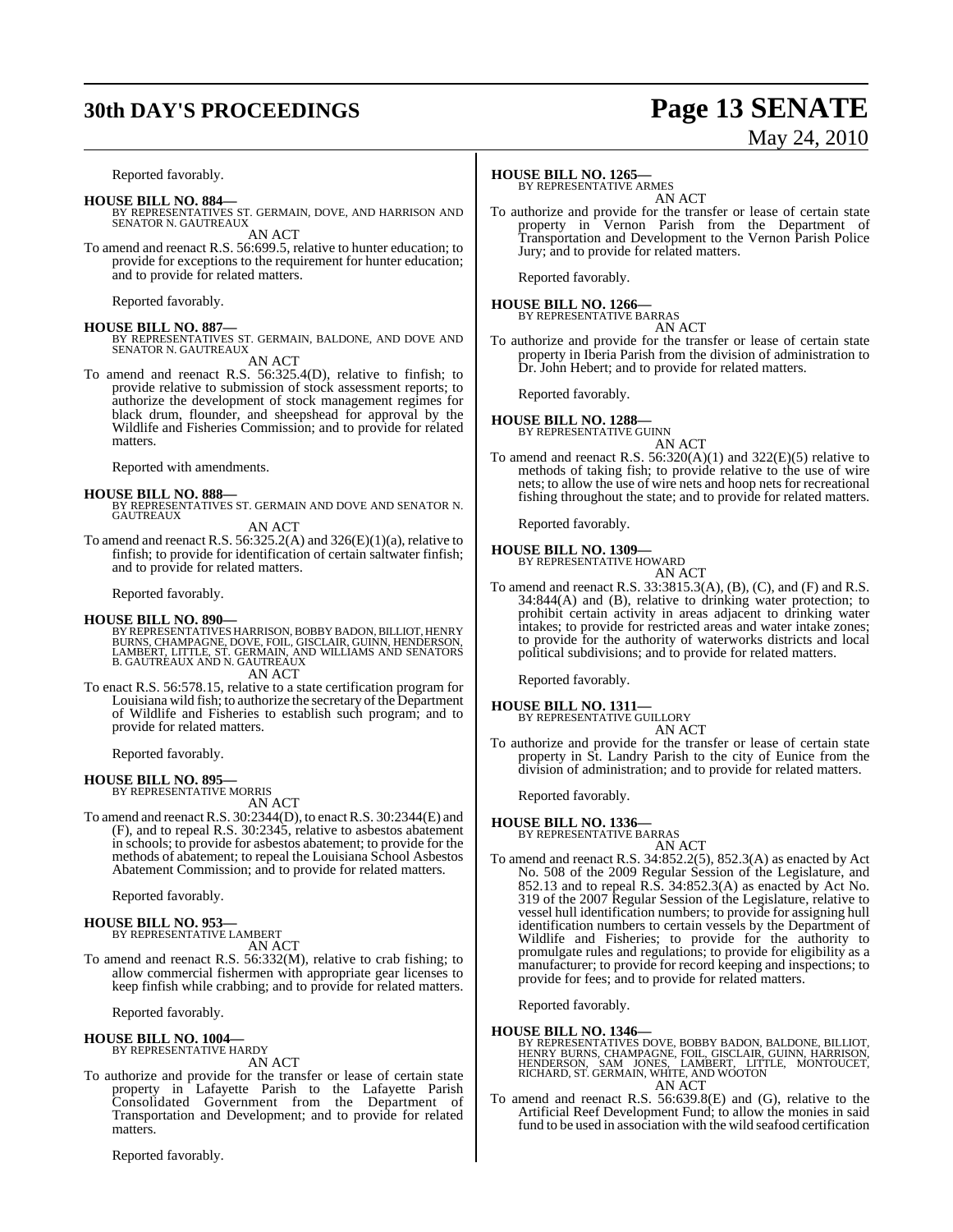Reported favorably.

**HOUSE BILL NO. 884—**
BY REPRESENTATIVES ST. GERMAIN, DOVE, AND HARRISON AND SENATOR N. GAUTREAUX

AN ACT

To amend and reenact R.S. 56:699.5, relative to hunter education; to provide for exceptions to the requirement for hunter education; and to provide for related matters.

Reported favorably.

**HOUSE BILL NO. 887—**
BY REPRESENTATIVES ST. GERMAIN, BALDONE, AND DOVE AND SENATOR N. GAUTREAUX

AN ACT

To amend and reenact R.S. 56:325.4(D), relative to finfish; to provide relative to submission of stock assessment reports; to authorize the development of stock management regimes for black drum, flounder, and sheepshead for approval by the Wildlife and Fisheries Commission; and to provide for related matters.

Reported with amendments.

**HOUSE BILL NO. 888—**
BY REPRESENTATIVES ST. GERMAIN AND DOVE AND SENATOR N. GAUTREAUX

AN ACT

To amend and reenact R.S. 56:325.2(A) and 326(E)(1)(a), relative to finfish; to provide for identification of certain saltwater finfish; and to provide for related matters.

Reported favorably.

**HOUSE BILL NO. 890—**
BY REPRESENTATIVES HARRISON, BOBBY BADON, BILLIOT, HENRY BURNS, CHAMPAGNE, DOVE, FOIL, GISCLAIR, GUINN, HENDERSON, LAMBERT, LITTLE, ST. GERMAIN, AND WILLIAMS AND SENATORS B. GAUTREAUX AND N. GAUTREAUX

AN ACT

To enact R.S. 56:578.15, relative to a state certification program for Louisiana wild fish; to authorize the secretary of the Department of Wildlife and Fisheries to establish such program; and to provide for related matters.

Reported favorably.

**HOUSE BILL NO. 895—**
BY REPRESENTATIVE MORRIS

AN ACT

To amend and reenact R.S. 30:2344(D), to enact R.S. 30:2344(E) and (F), and to repeal R.S. 30:2345, relative to asbestos abatement in schools; to provide for asbestos abatement; to provide for the methods of abatement; to repeal the Louisiana School Asbestos Abatement Commission; and to provide for related matters.

Reported favorably.

**HOUSE BILL NO. 953—**
BY REPRESENTATIVE LAMBERT

AN ACT

To amend and reenact R.S. 56:332(M), relative to crab fishing; to allow commercial fishermen with appropriate gear licenses to keep finfish while crabbing; and to provide for related matters.

Reported favorably.

**HOUSE BILL NO. 1004—**
BY REPRESENTATIVE HARDY

AN ACT

To authorize and provide for the transfer or lease of certain state property in Lafayette Parish to the Lafayette Parish Consolidated Government from the Department of Transportation and Development; and to provide for related matters.

Reported favorably.

**HOUSE BILL NO. 1265—**
BY REPRESENTATIVE ARMES

AN ACT

To authorize and provide for the transfer or lease of certain state property in Vernon Parish from the Department of Transportation and Development to the Vernon Parish Police Jury; and to provide for related matters.

Reported favorably.

**HOUSE BILL NO. 1266—**
BY REPRESENTATIVE BARRAS

AN ACT

To authorize and provide for the transfer or lease of certain state property in Iberia Parish from the division of administration to Dr. John Hebert; and to provide for related matters.

Reported favorably.

**HOUSE BILL NO. 1288—**
BY REPRESENTATIVE GUINN

AN ACT

To amend and reenact R.S. 56:320(A)(1) and 322(E)(5) relative to methods of taking fish; to provide relative to the use of wire nets; to allow the use of wire nets and hoop nets for recreational fishing throughout the state; and to provide for related matters.

Reported favorably.

**HOUSE BILL NO. 1309—**
BY REPRESENTATIVE HOWARD

AN ACT

To amend and reenact R.S. 33:3815.3(A), (B), (C), and (F) and R.S. 34:844(A) and (B), relative to drinking water protection; to prohibit certain activity in areas adjacent to drinking water intakes; to provide for restricted areas and water intake zones; to provide for the authority of waterworks districts and local political subdivisions; and to provide for related matters.

Reported favorably.

**HOUSE BILL NO. 1311—**
BY REPRESENTATIVE GUILLORY

AN ACT

To authorize and provide for the transfer or lease of certain state property in St. Landry Parish to the city of Eunice from the division of administration; and to provide for related matters.

Reported favorably.

**HOUSE BILL NO. 1336—**
BY REPRESENTATIVE BARRAS

AN ACT

To amend and reenact R.S. 34:852.2(5), 852.3(A) as enacted by Act No. 508 of the 2009 Regular Session of the Legislature, and 852.13 and to repeal R.S. 34:852.3(A) as enacted by Act No. 319 of the 2007 Regular Session of the Legislature, relative to vessel hull identification numbers; to provide for assigning hull identification numbers to certain vessels by the Department of Wildlife and Fisheries; to provide for the authority to promulgate rules and regulations; to provide for eligibility as a manufacturer; to provide for record keeping and inspections; to provide for fees; and to provide for related matters.

Reported favorably.

**HOUSE BILL NO. 1346—**
BY REPRESENTATIVES DOVE, BOBBY BADON, BALDONE, BILLIOT, HENRY BURNS, CHAMPAGNE, FOIL, GISCLAIR, GUINN, HARRISON, HENDERSON, SAM JONES, LAMBERT, LITTLE, MONTOUCET, RICHARD, ST. GERMAIN, WHITE, AND WOOTON

AN ACT

To amend and reenact R.S. 56:639.8(E) and (G), relative to the Artificial Reef Development Fund; to allow the monies in said fund to be used in association with the wild seafood certification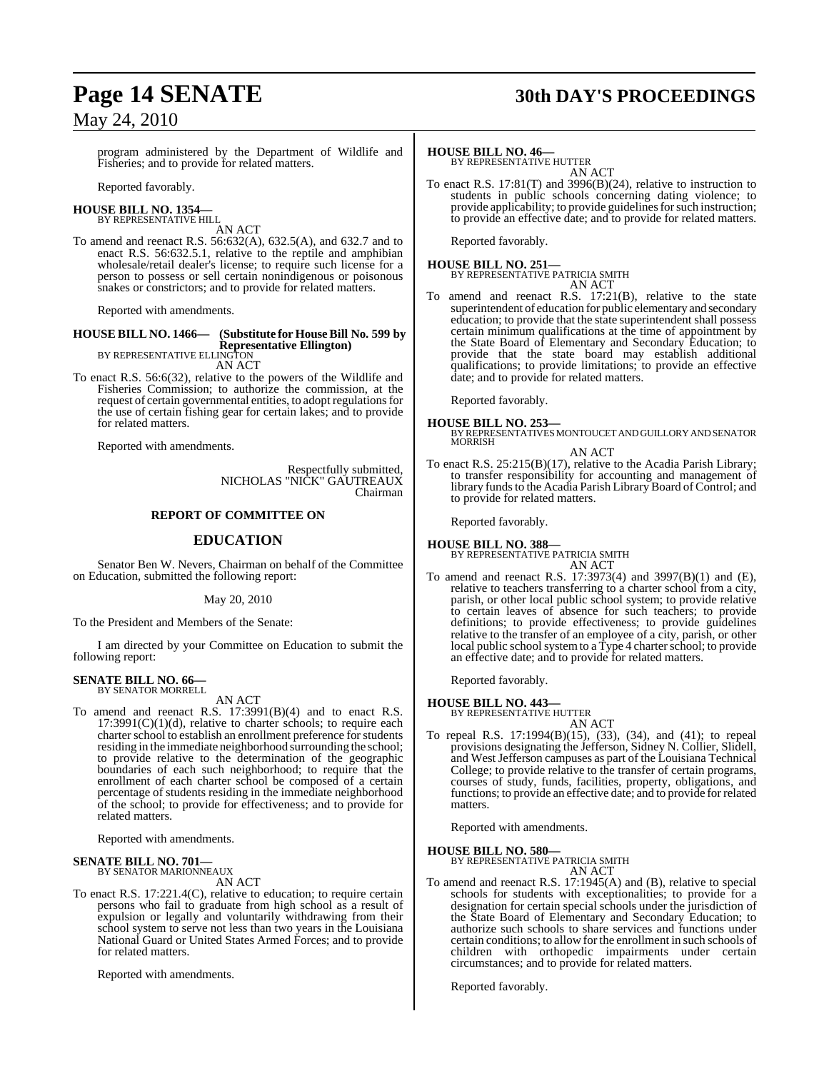program administered by the Department of Wildlife and Fisheries; and to provide for related matters.

Reported favorably.

**HOUSE BILL NO. 1354—**
BY REPRESENTATIVE HILL
AN ACT

To amend and reenact R.S. 56:632(A), 632.5(A), and 632.7 and to enact R.S. 56:632.5.1, relative to the reptile and amphibian wholesale/retail dealer's license; to require such license for a person to possess or sell certain nonindigenous or poisonous snakes or constrictors; and to provide for related matters.

Reported with amendments.

**HOUSE BILL NO. 1466— (Substitute for House Bill No. 599 by Representative Ellington)**
BY REPRESENTATIVE ELLINGTON
AN ACT

To enact R.S. 56:6(32), relative to the powers of the Wildlife and Fisheries Commission; to authorize the commission, at the request of certain governmental entities, to adopt regulations for the use of certain fishing gear for certain lakes; and to provide for related matters.

Reported with amendments.

Respectfully submitted,
NICHOLAS "NICK" GAUTREAUX
Chairman

## REPORT OF COMMITTEE ON

## EDUCATION

Senator Ben W. Nevers, Chairman on behalf of the Committee on Education, submitted the following report:

May 20, 2010

To the President and Members of the Senate:

I am directed by your Committee on Education to submit the following report:

**SENATE BILL NO. 66—**
BY SENATOR MORRELL
AN ACT

To amend and reenact R.S. 17:3991(B)(4) and to enact R.S. 17:3991(C)(1)(d), relative to charter schools; to require each charter school to establish an enrollment preference for students residing in the immediate neighborhood surrounding the school; to provide relative to the determination of the geographic boundaries of each such neighborhood; to require that the enrollment of each charter school be composed of a certain percentage of students residing in the immediate neighborhood of the school; to provide for effectiveness; and to provide for related matters.

Reported with amendments.

**SENATE BILL NO. 701—**
BY SENATOR MARIONNEAUX
AN ACT

To enact R.S. 17:221.4(C), relative to education; to require certain persons who fail to graduate from high school as a result of expulsion or legally and voluntarily withdrawing from their school system to serve not less than two years in the Louisiana National Guard or United States Armed Forces; and to provide for related matters.

Reported with amendments.

**HOUSE BILL NO. 46—**
BY REPRESENTATIVE HUTTER
AN ACT

To enact R.S. 17:81(T) and 3996(B)(24), relative to instruction to students in public schools concerning dating violence; to provide applicability; to provide guidelines for such instruction; to provide an effective date; and to provide for related matters.

Reported favorably.

**HOUSE BILL NO. 251—**
BY REPRESENTATIVE PATRICIA SMITH
AN ACT

To amend and reenact R.S. 17:21(B), relative to the state superintendent of education for public elementary and secondary education; to provide that the state superintendent shall possess certain minimum qualifications at the time of appointment by the State Board of Elementary and Secondary Education; to provide that the state board may establish additional qualifications; to provide limitations; to provide an effective date; and to provide for related matters.

Reported favorably.

**HOUSE BILL NO. 253—**
BY REPRESENTATIVES MONTOUCET AND GUILLORY AND SENATOR MORRISH
AN ACT

To enact R.S. 25:215(B)(17), relative to the Acadia Parish Library; to transfer responsibility for accounting and management of library funds to the Acadia Parish Library Board of Control; and to provide for related matters.

Reported favorably.

**HOUSE BILL NO. 388—**
BY REPRESENTATIVE PATRICIA SMITH
AN ACT

To amend and reenact R.S. 17:3973(4) and 3997(B)(1) and (E), relative to teachers transferring to a charter school from a city, parish, or other local public school system; to provide relative to certain leaves of absence for such teachers; to provide definitions; to provide effectiveness; to provide guidelines relative to the transfer of an employee of a city, parish, or other local public school system to a Type 4 charter school; to provide an effective date; and to provide for related matters.

Reported favorably.

**HOUSE BILL NO. 443—**
BY REPRESENTATIVE HUTTER
AN ACT

To repeal R.S. 17:1994(B)(15), (33), (34), and (41); to repeal provisions designating the Jefferson, Sidney N. Collier, Slidell, and West Jefferson campuses as part of the Louisiana Technical College; to provide relative to the transfer of certain programs, courses of study, funds, facilities, property, obligations, and functions; to provide an effective date; and to provide for related matters.

Reported with amendments.

**HOUSE BILL NO. 580—**
BY REPRESENTATIVE PATRICIA SMITH
AN ACT

To amend and reenact R.S. 17:1945(A) and (B), relative to special schools for students with exceptionalities; to provide for a designation for certain special schools under the jurisdiction of the State Board of Elementary and Secondary Education; to authorize such schools to share services and functions under certain conditions; to allow for the enrollment in such schools of children with orthopedic impairments under certain circumstances; and to provide for related matters.

Reported favorably.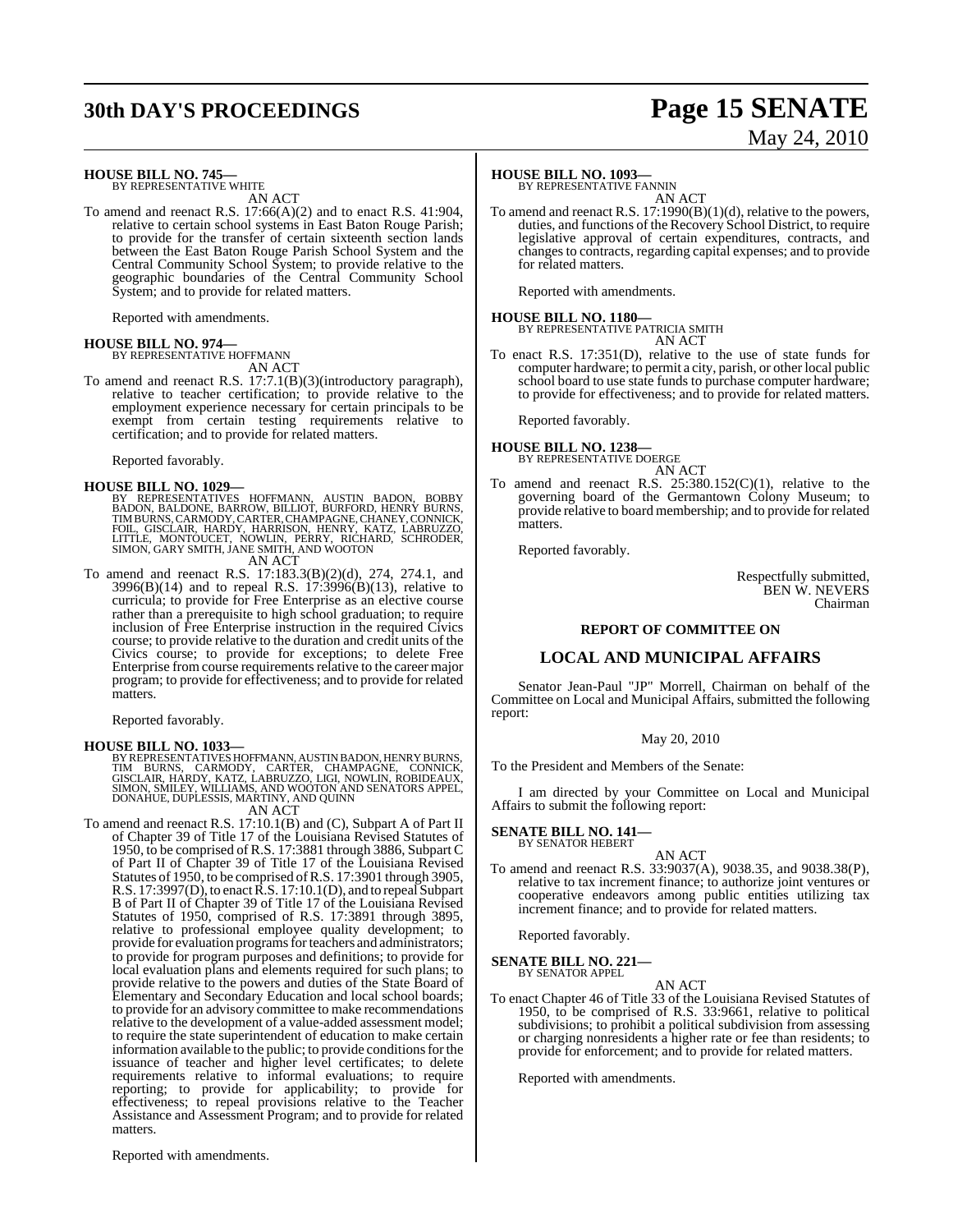**HOUSE BILL NO. 745—**
BY REPRESENTATIVE WHITE

AN ACT

To amend and reenact R.S. 17:66(A)(2) and to enact R.S. 41:904, relative to certain school systems in East Baton Rouge Parish; to provide for the transfer of certain sixteenth section lands between the East Baton Rouge Parish School System and the Central Community School System; to provide relative to the geographic boundaries of the Central Community School System; and to provide for related matters.

Reported with amendments.

**HOUSE BILL NO. 974—**
BY REPRESENTATIVE HOFFMANN

AN ACT

To amend and reenact R.S. 17:7.1(B)(3)(introductory paragraph), relative to teacher certification; to provide relative to the employment experience necessary for certain principals to be exempt from certain testing requirements relative to certification; and to provide for related matters.

Reported favorably.

**HOUSE BILL NO. 1029—**
BY REPRESENTATIVES HOFFMANN, AUSTIN BADON, BOBBY BADON, BALDONE, BARROW, BILLIOT, BURFORD, HENRY BURNS, TIM BURNS, CARMODY, CARTER, CHAMPAGNE, CHANEY, CONNICK, FOIL, GISCLAIR, HARDY, HARRISON, HENRY, KATZ, LABRUZZO, LITTLE, MONTOUCET, NOWLIN, PERRY, RICHARD, SCHRODER, SIMON, GARY SMITH, JANE SMITH, AND WOOTON

AN ACT

To amend and reenact R.S. 17:183.3(B)(2)(d), 274, 274.1, and 3996(B)(14) and to repeal R.S. 17:3996(B)(13), relative to curricula; to provide for Free Enterprise as an elective course rather than a prerequisite to high school graduation; to require inclusion of Free Enterprise instruction in the required Civics course; to provide relative to the duration and credit units of the Civics course; to provide for exceptions; to delete Free Enterprise from course requirements relative to the career major program; to provide for effectiveness; and to provide for related matters.

Reported favorably.

**HOUSE BILL NO. 1033—**
BY REPRESENTATIVES HOFFMANN, AUSTIN BADON, HENRY BURNS, TIM BURNS, CARMODY, CARTER, CHAMPAGNE, CONNICK, GISCLAIR, HARDY, KATZ, LABRUZZO, LIGI, NOWLIN, ROBIDEAUX, SIMON, SMILEY, WILLIAMS, AND WOOTON AND SENATORS APPEL, DONAHUE, DUPLESSIS, MARTINY, AND QUINN

AN ACT

To amend and reenact R.S. 17:10.1(B) and (C), Subpart A of Part II of Chapter 39 of Title 17 of the Louisiana Revised Statutes of 1950, to be comprised of R.S. 17:3881 through 3886, Subpart C of Part II of Chapter 39 of Title 17 of the Louisiana Revised Statutes of 1950, to be comprised of R.S. 17:3901 through 3905, R.S. 17:3997(D), to enact R.S. 17:10.1(D), and to repeal Subpart B of Part II of Chapter 39 of Title 17 of the Louisiana Revised Statutes of 1950, comprised of R.S. 17:3891 through 3895, relative to professional employee quality development; to provide for evaluation programs for teachers and administrators; to provide for program purposes and definitions; to provide for local evaluation plans and elements required for such plans; to provide relative to the powers and duties of the State Board of Elementary and Secondary Education and local school boards; to provide for an advisory committee to make recommendations relative to the development of a value-added assessment model; to require the state superintendent of education to make certain information available to the public; to provide conditions for the issuance of teacher and higher level certificates; to delete requirements relative to informal evaluations; to require reporting; to provide for applicability; to provide for effectiveness; to repeal provisions relative to the Teacher Assistance and Assessment Program; and to provide for related matters.

Reported with amendments.

**HOUSE BILL NO. 1093—**
BY REPRESENTATIVE FANNIN

AN ACT

To amend and reenact R.S. 17:1990(B)(1)(d), relative to the powers, duties, and functions of the Recovery School District, to require legislative approval of certain expenditures, contracts, and changes to contracts, regarding capital expenses; and to provide for related matters.

Reported with amendments.

**HOUSE BILL NO. 1180—**
BY REPRESENTATIVE PATRICIA SMITH

AN ACT

To enact R.S. 17:351(D), relative to the use of state funds for computer hardware; to permit a city, parish, or other local public school board to use state funds to purchase computer hardware; to provide for effectiveness; and to provide for related matters.

Reported favorably.

**HOUSE BILL NO. 1238—**
BY REPRESENTATIVE DOERGE

AN ACT

To amend and reenact R.S. 25:380.152(C)(1), relative to the governing board of the Germantown Colony Museum; to provide relative to board membership; and to provide for related matters.

Reported favorably.

Respectfully submitted,
BEN W. NEVERS
Chairman

### REPORT OF COMMITTEE ON

## LOCAL AND MUNICIPAL AFFAIRS

Senator Jean-Paul "JP" Morrell, Chairman on behalf of the Committee on Local and Municipal Affairs, submitted the following report:

May 20, 2010

To the President and Members of the Senate:

I am directed by your Committee on Local and Municipal Affairs to submit the following report:

**SENATE BILL NO. 141—**
BY SENATOR HEBERT

AN ACT

To amend and reenact R.S. 33:9037(A), 9038.35, and 9038.38(P), relative to tax increment finance; to authorize joint ventures or cooperative endeavors among public entities utilizing tax increment finance; and to provide for related matters.

Reported favorably.

**SENATE BILL NO. 221—**
BY SENATOR APPEL

AN ACT

To enact Chapter 46 of Title 33 of the Louisiana Revised Statutes of 1950, to be comprised of R.S. 33:9661, relative to political subdivisions; to prohibit a political subdivision from assessing or charging nonresidents a higher rate or fee than residents; to provide for enforcement; and to provide for related matters.

Reported with amendments.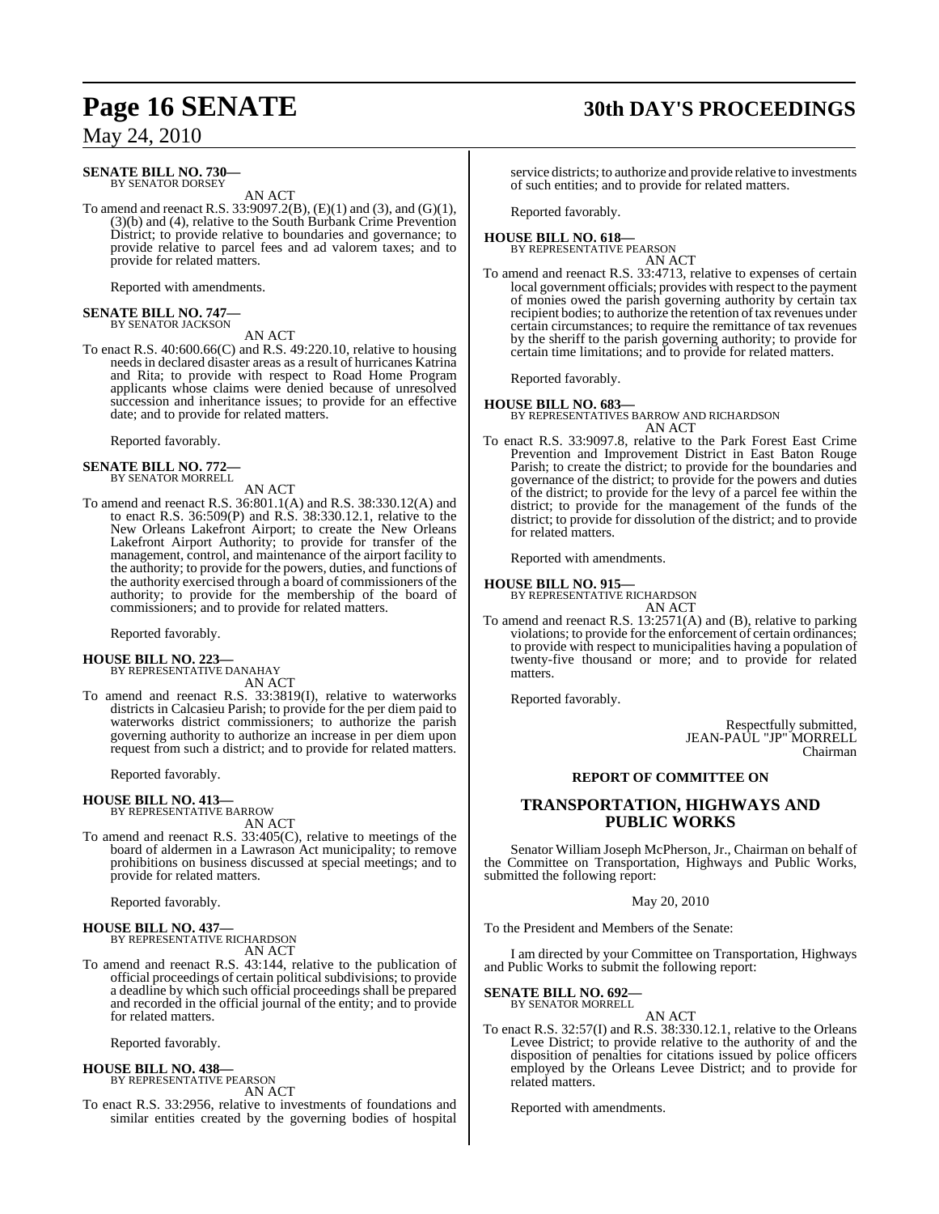**SENATE BILL NO. 730—**
BY SENATOR DORSEY

AN ACT

To amend and reenact R.S. 33:9097.2(B), (E)(1) and (3), and (G)(1), (3)(b) and (4), relative to the South Burbank Crime Prevention District; to provide relative to boundaries and governance; to provide relative to parcel fees and ad valorem taxes; and to provide for related matters.

Reported with amendments.

**SENATE BILL NO. 747—**
BY SENATOR JACKSON

AN ACT

To enact R.S. 40:600.66(C) and R.S. 49:220.10, relative to housing needs in declared disaster areas as a result of hurricanes Katrina and Rita; to provide with respect to Road Home Program applicants whose claims were denied because of unresolved succession and inheritance issues; to provide for an effective date; and to provide for related matters.

Reported favorably.

**SENATE BILL NO. 772—**
BY SENATOR MORRELL

AN ACT

To amend and reenact R.S. 36:801.1(A) and R.S. 38:330.12(A) and to enact R.S. 36:509(P) and R.S. 38:330.12.1, relative to the New Orleans Lakefront Airport; to create the New Orleans Lakefront Airport Authority; to provide for transfer of the management, control, and maintenance of the airport facility to the authority; to provide for the powers, duties, and functions of the authority exercised through a board of commissioners of the authority; to provide for the membership of the board of commissioners; and to provide for related matters.

Reported favorably.

**HOUSE BILL NO. 223—**
BY REPRESENTATIVE DANAHAY

AN ACT

To amend and reenact R.S. 33:3819(I), relative to waterworks districts in Calcasieu Parish; to provide for the per diem paid to waterworks district commissioners; to authorize the parish governing authority to authorize an increase in per diem upon request from such a district; and to provide for related matters.

Reported favorably.

**HOUSE BILL NO. 413—**
BY REPRESENTATIVE BARROW

AN ACT

To amend and reenact R.S. 33:405(C), relative to meetings of the board of aldermen in a Lawrason Act municipality; to remove prohibitions on business discussed at special meetings; and to provide for related matters.

Reported favorably.

**HOUSE BILL NO. 437—**
BY REPRESENTATIVE RICHARDSON

AN ACT

To amend and reenact R.S. 43:144, relative to the publication of official proceedings of certain political subdivisions; to provide a deadline by which such official proceedings shall be prepared and recorded in the official journal of the entity; and to provide for related matters.

Reported favorably.

**HOUSE BILL NO. 438—**
BY REPRESENTATIVE PEARSON

AN ACT

To enact R.S. 33:2956, relative to investments of foundations and similar entities created by the governing bodies of hospital service districts; to authorize and provide relative to investments of such entities; and to provide for related matters.

Reported favorably.

**HOUSE BILL NO. 618—**
BY REPRESENTATIVE PEARSON

AN ACT

To amend and reenact R.S. 33:4713, relative to expenses of certain local government officials; provides with respect to the payment of monies owed the parish governing authority by certain tax recipient bodies; to authorize the retention of tax revenues under certain circumstances; to require the remittance of tax revenues by the sheriff to the parish governing authority; to provide for certain time limitations; and to provide for related matters.

Reported favorably.

**HOUSE BILL NO. 683—**
BY REPRESENTATIVES BARROW AND RICHARDSON

AN ACT

To enact R.S. 33:9097.8, relative to the Park Forest East Crime Prevention and Improvement District in East Baton Rouge Parish; to create the district; to provide for the boundaries and governance of the district; to provide for the powers and duties of the district; to provide for the levy of a parcel fee within the district; to provide for the management of the funds of the district; to provide for dissolution of the district; and to provide for related matters.

Reported with amendments.

**HOUSE BILL NO. 915—**
BY REPRESENTATIVE RICHARDSON

AN ACT

To amend and reenact R.S. 13:2571(A) and (B), relative to parking violations; to provide for the enforcement of certain ordinances; to provide with respect to municipalities having a population of twenty-five thousand or more; and to provide for related matters.

Reported favorably.

Respectfully submitted,
JEAN-PAUL "JP" MORRELL
Chairman

## REPORT OF COMMITTEE ON

## TRANSPORTATION, HIGHWAYS AND PUBLIC WORKS

Senator William Joseph McPherson, Jr., Chairman on behalf of the Committee on Transportation, Highways and Public Works, submitted the following report:

May 20, 2010

To the President and Members of the Senate:

I am directed by your Committee on Transportation, Highways and Public Works to submit the following report:

**SENATE BILL NO. 692—**
BY SENATOR MORRELL

AN ACT

To enact R.S. 32:57(I) and R.S. 38:330.12.1, relative to the Orleans Levee District; to provide relative to the authority of and the disposition of penalties for citations issued by police officers employed by the Orleans Levee District; and to provide for related matters.

Reported with amendments.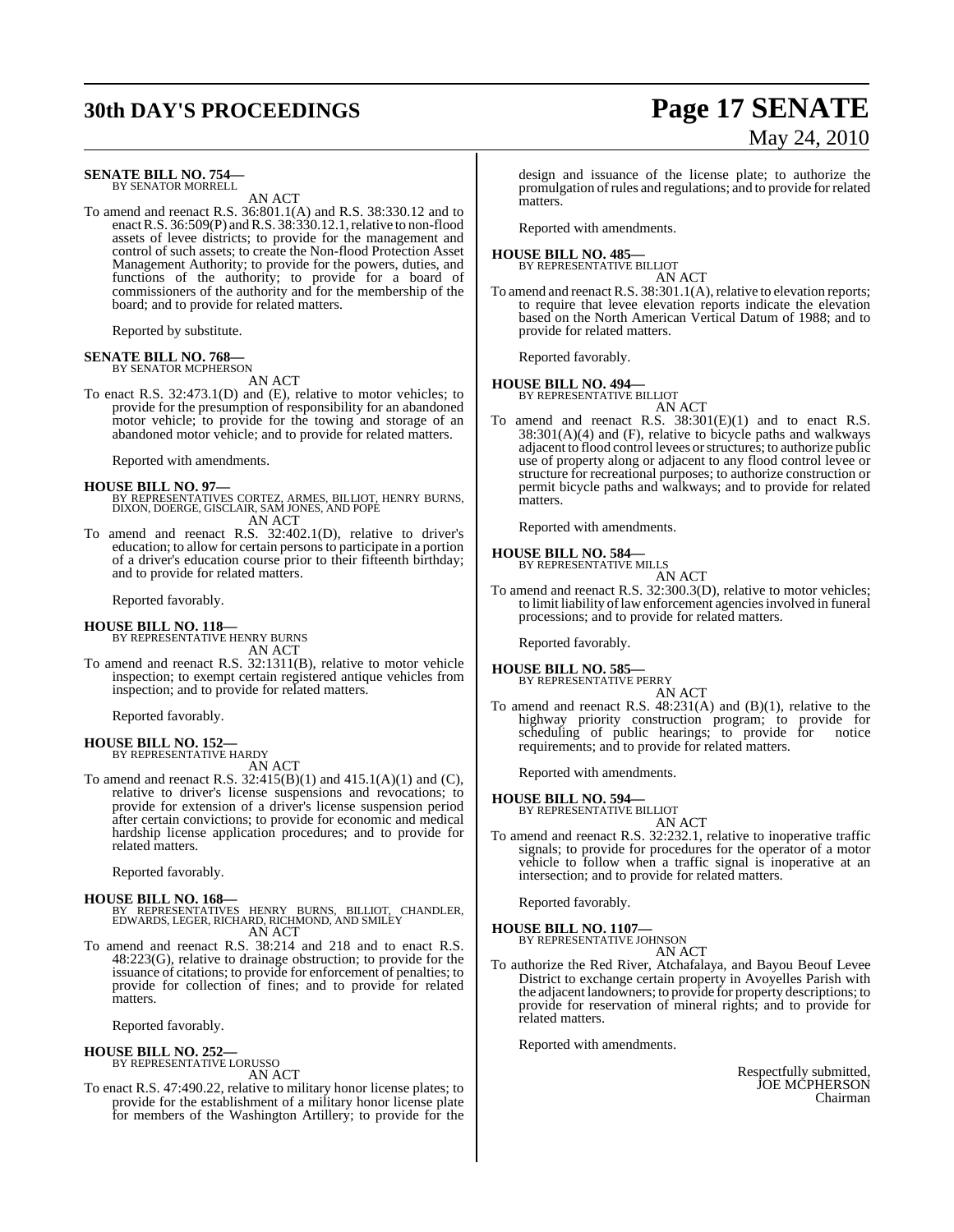**SENATE BILL NO. 754—**
BY SENATOR MORRELL

AN ACT

To amend and reenact R.S. 36:801.1(A) and R.S. 38:330.12 and to enact R.S. 36:509(P) and R.S. 38:330.12.1, relative to non-flood assets of levee districts; to provide for the management and control of such assets; to create the Non-flood Protection Asset Management Authority; to provide for the powers, duties, and functions of the authority; to provide for a board of commissioners of the authority and for the membership of the board; and to provide for related matters.

Reported by substitute.

**SENATE BILL NO. 768—**
BY SENATOR MCPHERSON

AN ACT

To enact R.S. 32:473.1(D) and (E), relative to motor vehicles; to provide for the presumption of responsibility for an abandoned motor vehicle; to provide for the towing and storage of an abandoned motor vehicle; and to provide for related matters.

Reported with amendments.

**HOUSE BILL NO. 97—**
BY REPRESENTATIVES CORTEZ, ARMES, BILLIOT, HENRY BURNS, DIXON, DOERGE, GISCLAIR, SAM JONES, AND POPE

AN ACT

To amend and reenact R.S. 32:402.1(D), relative to driver's education; to allow for certain persons to participate in a portion of a driver's education course prior to their fifteenth birthday; and to provide for related matters.

Reported favorably.

**HOUSE BILL NO. 118—**
BY REPRESENTATIVE HENRY BURNS

AN ACT

To amend and reenact R.S. 32:1311(B), relative to motor vehicle inspection; to exempt certain registered antique vehicles from inspection; and to provide for related matters.

Reported favorably.

**HOUSE BILL NO. 152—**
BY REPRESENTATIVE HARDY

AN ACT

To amend and reenact R.S. 32:415(B)(1) and 415.1(A)(1) and (C), relative to driver's license suspensions and revocations; to provide for extension of a driver's license suspension period after certain convictions; to provide for economic and medical hardship license application procedures; and to provide for related matters.

Reported favorably.

**HOUSE BILL NO. 168—**
BY REPRESENTATIVES HENRY BURNS, BILLIOT, CHANDLER, EDWARDS, LEGER, RICHARD, RICHMOND, AND SMILEY

AN ACT

To amend and reenact R.S. 38:214 and 218 and to enact R.S. 48:223(G), relative to drainage obstruction; to provide for the issuance of citations; to provide for enforcement of penalties; to provide for collection of fines; and to provide for related matters.

Reported favorably.

**HOUSE BILL NO. 252—**
BY REPRESENTATIVE LORUSSO

AN ACT

To enact R.S. 47:490.22, relative to military honor license plates; to provide for the establishment of a military honor license plate for members of the Washington Artillery; to provide for the design and issuance of the license plate; to authorize the promulgation of rules and regulations; and to provide for related matters.

Reported with amendments.

**HOUSE BILL NO. 485—**
BY REPRESENTATIVE BILLIOT

AN ACT

To amend and reenact R.S. 38:301.1(A), relative to elevation reports; to require that levee elevation reports indicate the elevation based on the North American Vertical Datum of 1988; and to provide for related matters.

Reported favorably.

**HOUSE BILL NO. 494—**
BY REPRESENTATIVE BILLIOT

AN ACT

To amend and reenact R.S. 38:301(E)(1) and to enact R.S. 38:301(A)(4) and (F), relative to bicycle paths and walkways adjacent to flood control levees or structures; to authorize public use of property along or adjacent to any flood control levee or structure for recreational purposes; to authorize construction or permit bicycle paths and walkways; and to provide for related matters.

Reported with amendments.

**HOUSE BILL NO. 584—**
BY REPRESENTATIVE MILLS

AN ACT

To amend and reenact R.S. 32:300.3(D), relative to motor vehicles; to limit liability of law enforcement agencies involved in funeral processions; and to provide for related matters.

Reported favorably.

**HOUSE BILL NO. 585—**
BY REPRESENTATIVE PERRY

AN ACT

To amend and reenact R.S. 48:231(A) and (B)(1), relative to the highway priority construction program; to provide for scheduling of public hearings; to provide for notice requirements; and to provide for related matters.

Reported with amendments.

**HOUSE BILL NO. 594—**
BY REPRESENTATIVE BILLIOT

AN ACT

To amend and reenact R.S. 32:232.1, relative to inoperative traffic signals; to provide for procedures for the operator of a motor vehicle to follow when a traffic signal is inoperative at an intersection; and to provide for related matters.

Reported favorably.

**HOUSE BILL NO. 1107—**
BY REPRESENTATIVE JOHNSON

AN ACT

To authorize the Red River, Atchafalaya, and Bayou Beouf Levee District to exchange certain property in Avoyelles Parish with the adjacent landowners; to provide for property descriptions; to provide for reservation of mineral rights; and to provide for related matters.

Reported with amendments.

Respectfully submitted,
JOE MCPHERSON
Chairman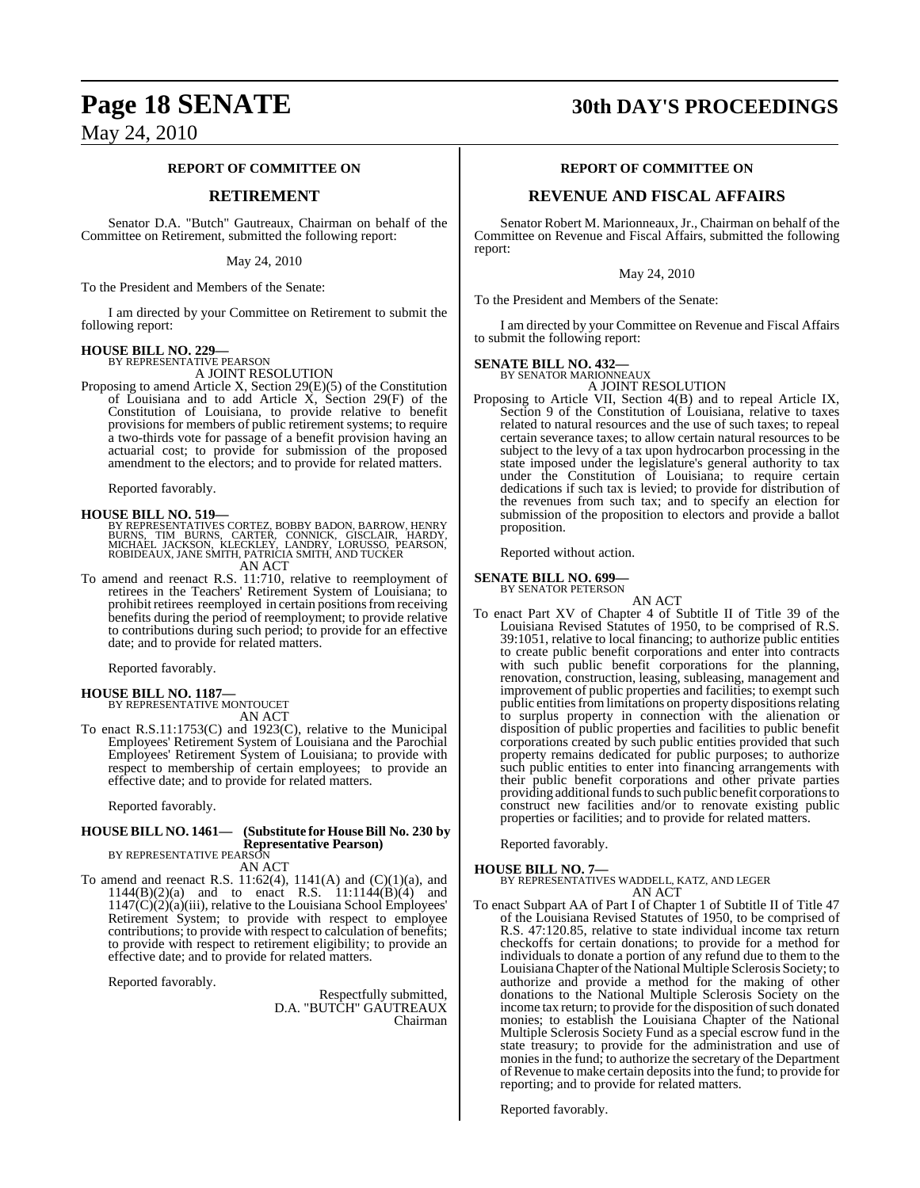### REPORT OF COMMITTEE ON

## RETIREMENT

Senator D.A. "Butch" Gautreaux, Chairman on behalf of the Committee on Retirement, submitted the following report:

May 24, 2010

To the President and Members of the Senate:

I am directed by your Committee on Retirement to submit the following report:

**HOUSE BILL NO. 229—**
BY REPRESENTATIVE PEARSON
A JOINT RESOLUTION

Proposing to amend Article X, Section 29(E)(5) of the Constitution of Louisiana and to add Article X, Section 29(F) of the Constitution of Louisiana, to provide relative to benefit provisions for members of public retirement systems; to require a two-thirds vote for passage of a benefit provision having an actuarial cost; to provide for submission of the proposed amendment to the electors; and to provide for related matters.

Reported favorably.

**HOUSE BILL NO. 519—**
BY REPRESENTATIVES CORTEZ, BOBBY BADON, BARROW, HENRY BURNS, TIM BURNS, CARTER, CONNICK, GISCLAIR, HARDY, MICHAEL JACKSON, KLECKLEY, LANDRY, LORUSSO, PEARSON, ROBIDEAUX, JANE SMITH, PATRICIA SMITH, AND TUCKER
AN ACT

To amend and reenact R.S. 11:710, relative to reemployment of retirees in the Teachers' Retirement System of Louisiana; to prohibit retirees reemployed in certain positions from receiving benefits during the period of reemployment; to provide relative to contributions during such period; to provide for an effective date; and to provide for related matters.

Reported favorably.

**HOUSE BILL NO. 1187—**
BY REPRESENTATIVE MONTOUCET
AN ACT

To enact R.S.11:1753(C) and 1923(C), relative to the Municipal Employees' Retirement System of Louisiana and the Parochial Employees' Retirement System of Louisiana; to provide with respect to membership of certain employees; to provide an effective date; and to provide for related matters.

Reported favorably.

**HOUSE BILL NO. 1461— (Substitute for House Bill No. 230 by Representative Pearson)**
BY REPRESENTATIVE PEARSON
AN ACT

To amend and reenact R.S. 11:62(4), 1141(A) and (C)(1)(a), and 1144(B)(2)(a) and to enact R.S. 11:1144(B)(4) and 1147(C)(2)(a)(iii), relative to the Louisiana School Employees' Retirement System; to provide with respect to employee contributions; to provide with respect to calculation of benefits; to provide with respect to retirement eligibility; to provide an effective date; and to provide for related matters.

Reported favorably.

Respectfully submitted,
D.A. "BUTCH" GAUTREAUX
Chairman

### REPORT OF COMMITTEE ON

## REVENUE AND FISCAL AFFAIRS

Senator Robert M. Marionneaux, Jr., Chairman on behalf of the Committee on Revenue and Fiscal Affairs, submitted the following report:

May 24, 2010

To the President and Members of the Senate:

I am directed by your Committee on Revenue and Fiscal Affairs to submit the following report:

**SENATE BILL NO. 432—**
BY SENATOR MARIONNEAUX
A JOINT RESOLUTION

Proposing to Article VII, Section 4(B) and to repeal Article IX, Section 9 of the Constitution of Louisiana, relative to taxes related to natural resources and the use of such taxes; to repeal certain severance taxes; to allow certain natural resources to be subject to the levy of a tax upon hydrocarbon processing in the state imposed under the legislature's general authority to tax under the Constitution of Louisiana; to require certain dedications if such tax is levied; to provide for distribution of the revenues from such tax; and to specify an election for submission of the proposition to electors and provide a ballot proposition.

Reported without action.

**SENATE BILL NO. 699—**
BY SENATOR PETERSON
AN ACT

To enact Part XV of Chapter 4 of Subtitle II of Title 39 of the Louisiana Revised Statutes of 1950, to be comprised of R.S. 39:1051, relative to local financing; to authorize public entities to create public benefit corporations and enter into contracts with such public benefit corporations for the planning, renovation, construction, leasing, subleasing, management and improvement of public properties and facilities; to exempt such public entities from limitations on property dispositions relating to surplus property in connection with the alienation or disposition of public properties and facilities to public benefit corporations created by such public entities provided that such property remains dedicated for public purposes; to authorize such public entities to enter into financing arrangements with their public benefit corporations and other private parties providing additional funds to such public benefit corporations to construct new facilities and/or to renovate existing public properties or facilities; and to provide for related matters.

Reported favorably.

**HOUSE BILL NO. 7—**
BY REPRESENTATIVES WADDELL, KATZ, AND LEGER
AN ACT

To enact Subpart AA of Part I of Chapter 1 of Subtitle II of Title 47 of the Louisiana Revised Statutes of 1950, to be comprised of R.S. 47:120.85, relative to state individual income tax return checkoffs for certain donations; to provide for a method for individuals to donate a portion of any refund due to them to the Louisiana Chapter of the National Multiple Sclerosis Society; to authorize and provide a method for the making of other donations to the National Multiple Sclerosis Society on the income tax return; to provide for the disposition of such donated monies; to establish the Louisiana Chapter of the National Multiple Sclerosis Society Fund as a special escrow fund in the state treasury; to provide for the administration and use of monies in the fund; to authorize the secretary of the Department of Revenue to make certain deposits into the fund; to provide for reporting; and to provide for related matters.

Reported favorably.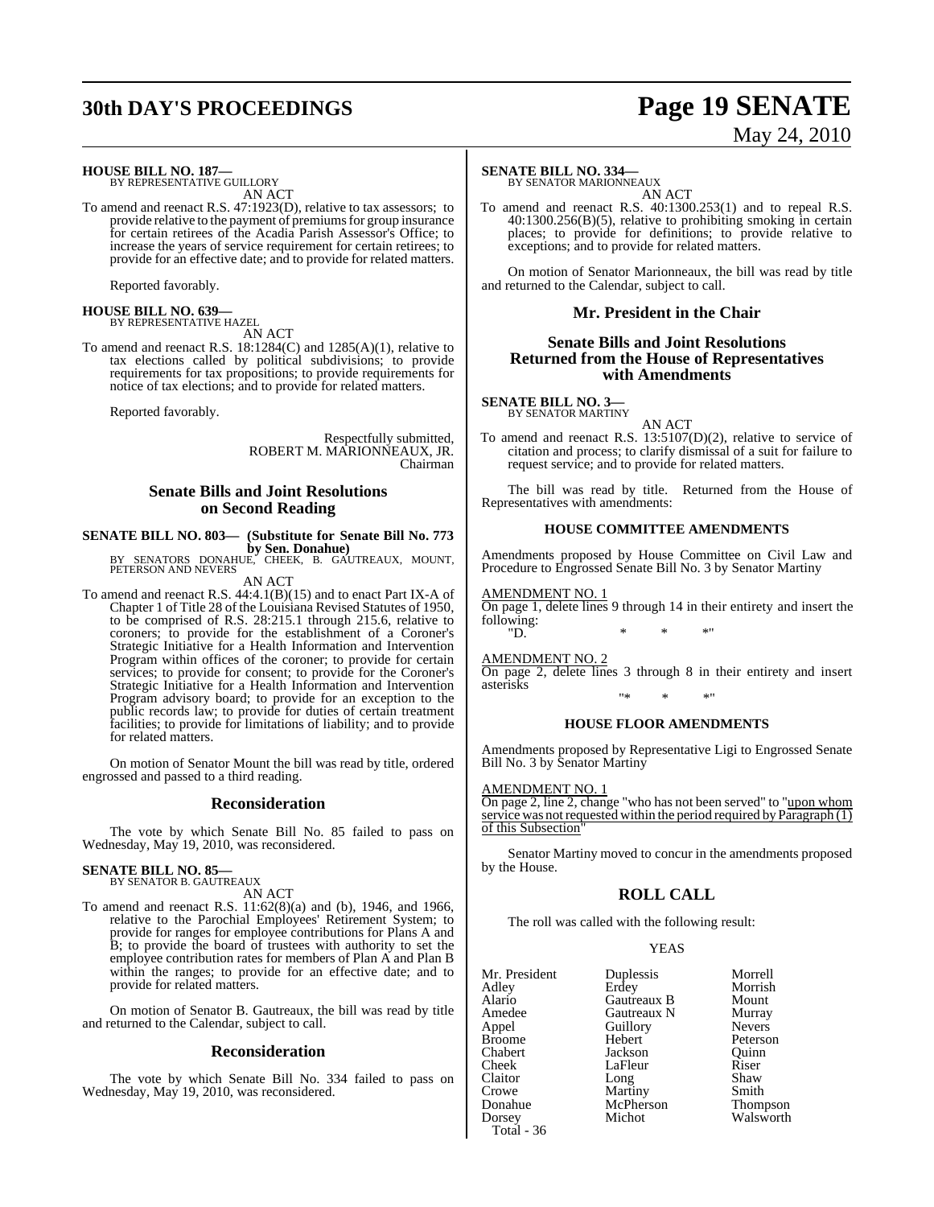**HOUSE BILL NO. 187—**
BY REPRESENTATIVE GUILLORY

AN ACT

To amend and reenact R.S. 47:1923(D), relative to tax assessors; to provide relative to the payment of premiums for group insurance for certain retirees of the Acadia Parish Assessor's Office; to increase the years of service requirement for certain retirees; to provide for an effective date; and to provide for related matters.

Reported favorably.

**HOUSE BILL NO. 639—**
BY REPRESENTATIVE HAZEL

AN ACT

To amend and reenact R.S. 18:1284(C) and 1285(A)(1), relative to tax elections called by political subdivisions; to provide requirements for tax propositions; to provide requirements for notice of tax elections; and to provide for related matters.

Reported favorably.

Respectfully submitted,
ROBERT M. MARIONNEAUX, JR.
Chairman

## Senate Bills and Joint Resolutions on Second Reading

**SENATE BILL NO. 803— (Substitute for Senate Bill No. 773 by Sen. Donahue)**
BY SENATORS DONAHUE, CHEEK, B. GAUTREAUX, MOUNT, PETERSON AND NEVERS

AN ACT

To amend and reenact R.S. 44:4.1(B)(15) and to enact Part IX-A of Chapter 1 of Title 28 of the Louisiana Revised Statutes of 1950, to be comprised of R.S. 28:215.1 through 215.6, relative to coroners; to provide for the establishment of a Coroner's Strategic Initiative for a Health Information and Intervention Program within offices of the coroner; to provide for certain services; to provide for consent; to provide for the Coroner's Strategic Initiative for a Health Information and Intervention Program advisory board; to provide for an exception to the public records law; to provide for duties of certain treatment facilities; to provide for limitations of liability; and to provide for related matters.

On motion of Senator Mount the bill was read by title, ordered engrossed and passed to a third reading.

## Reconsideration

The vote by which Senate Bill No. 85 failed to pass on Wednesday, May 19, 2010, was reconsidered.

**SENATE BILL NO. 85—**
BY SENATOR B. GAUTREAUX

AN ACT

To amend and reenact R.S. 11:62(8)(a) and (b), 1946, and 1966, relative to the Parochial Employees' Retirement System; to provide for ranges for employee contributions for Plans A and B; to provide the board of trustees with authority to set the employee contribution rates for members of Plan A and Plan B within the ranges; to provide for an effective date; and to provide for related matters.

On motion of Senator B. Gautreaux, the bill was read by title and returned to the Calendar, subject to call.

## Reconsideration

The vote by which Senate Bill No. 334 failed to pass on Wednesday, May 19, 2010, was reconsidered.

**SENATE BILL NO. 334—**
BY SENATOR MARIONNEAUX

AN ACT

To amend and reenact R.S. 40:1300.253(1) and to repeal R.S. 40:1300.256(B)(5), relative to prohibiting smoking in certain places; to provide for definitions; to provide relative to exceptions; and to provide for related matters.

On motion of Senator Marionneaux, the bill was read by title and returned to the Calendar, subject to call.

## Mr. President in the Chair

## Senate Bills and Joint Resolutions Returned from the House of Representatives with Amendments

**SENATE BILL NO. 3—**
BY SENATOR MARTINY

AN ACT

To amend and reenact R.S. 13:5107(D)(2), relative to service of citation and process; to clarify dismissal of a suit for failure to request service; and to provide for related matters.

The bill was read by title. Returned from the House of Representatives with amendments:

### HOUSE COMMITTEE AMENDMENTS

Amendments proposed by House Committee on Civil Law and Procedure to Engrossed Senate Bill No. 3 by Senator Martiny

AMENDMENT NO. 1

On page 1, delete lines 9 through 14 in their entirety and insert the following:

"D. * * *"

AMENDMENT NO. 2

On page 2, delete lines 3 through 8 in their entirety and insert asterisks

"* * *"

### HOUSE FLOOR AMENDMENTS

Amendments proposed by Representative Ligi to Engrossed Senate Bill No. 3 by Senator Martiny

AMENDMENT NO. 1

On page 2, line 2, change "who has not been served" to "upon whom service was not requested within the period required by Paragraph (1) of this Subsection"

Senator Martiny moved to concur in the amendments proposed by the House.

## ROLL CALL

The roll was called with the following result:

YEAS

| | | |
|---|---|---|
| Mr. President | Duplessis | Morrell |
| Adley | Erdey | Morrish |
| Alario | Gautreaux B | Mount |
| Amedee | Gautreaux N | Murray |
| Appel | Guillory | Nevers |
| Broome | Hebert | Peterson |
| Chabert | Jackson | Quinn |
| Cheek | LaFleur | Riser |
| Claitor | Long | Shaw |
| Crowe | Martiny | Smith |
| Donahue | McPherson | Thompson |
| Dorsey | Michot | Walsworth |

Total - 36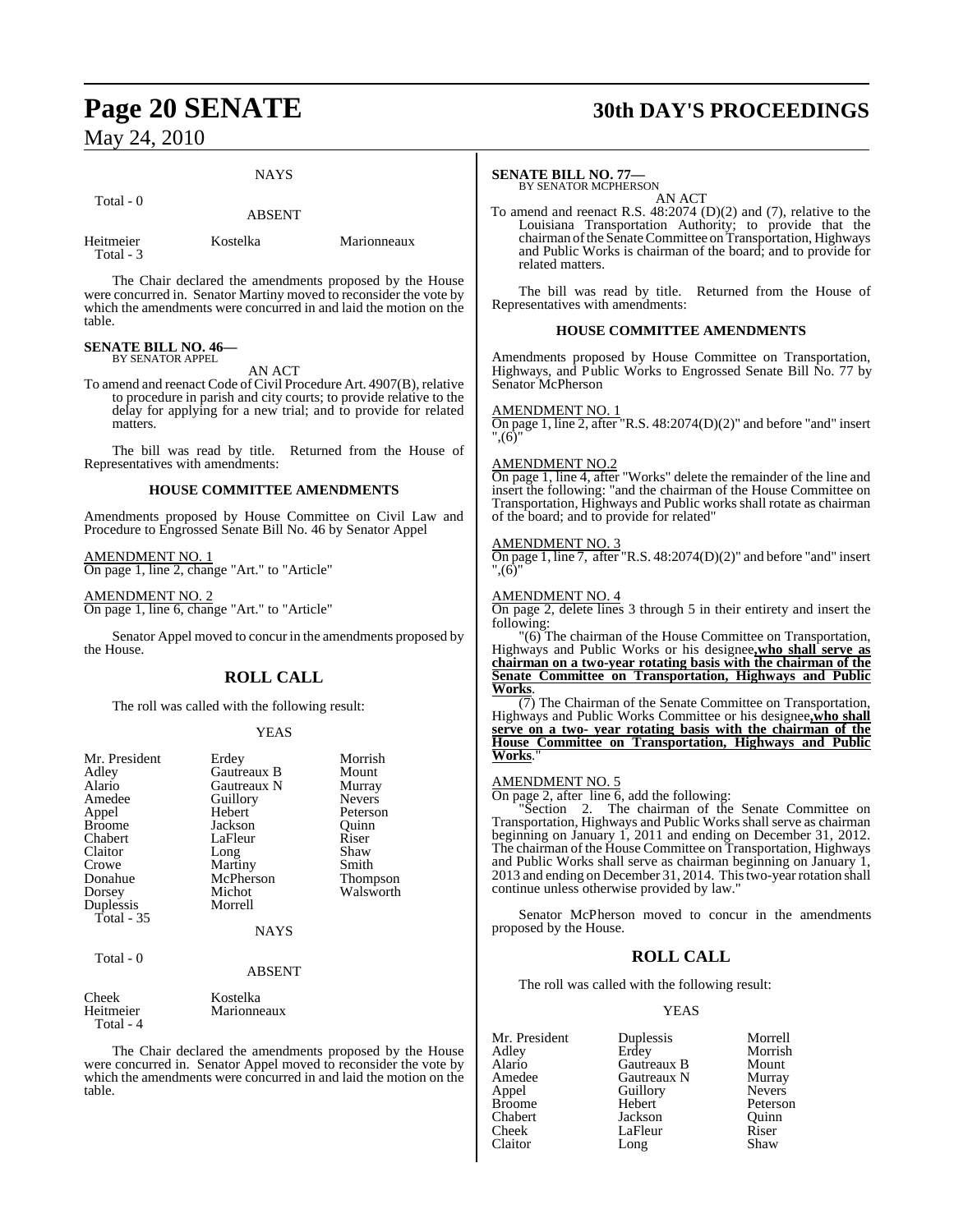NAYS

Total - 0

ABSENT

| | | |
|---|---|---|
| Heitmeier | Kostelka | Marionneaux |
| Total - 3 | | |

The Chair declared the amendments proposed by the House were concurred in. Senator Martiny moved to reconsider the vote by which the amendments were concurred in and laid the motion on the table.

**SENATE BILL NO. 46—**
BY SENATOR APPEL

AN ACT

To amend and reenact Code of Civil Procedure Art. 4907(B), relative to procedure in parish and city courts; to provide relative to the delay for applying for a new trial; and to provide for related matters.

The bill was read by title. Returned from the House of Representatives with amendments:

**HOUSE COMMITTEE AMENDMENTS**

Amendments proposed by House Committee on Civil Law and Procedure to Engrossed Senate Bill No. 46 by Senator Appel

AMENDMENT NO. 1
On page 1, line 2, change "Art." to "Article"

AMENDMENT NO. 2
On page 1, line 6, change "Art." to "Article"

Senator Appel moved to concur in the amendments proposed by the House.

## ROLL CALL

The roll was called with the following result:

YEAS

| | | |
|---|---|---|
| Mr. President | Erdey | Morrish |
| Adley | Gautreaux B | Mount |
| Alario | Gautreaux N | Murray |
| Amedee | Guillory | Nevers |
| Appel | Hebert | Peterson |
| Broome | Jackson | Quinn |
| Chabert | LaFleur | Riser |
| Claitor | Long | Shaw |
| Crowe | Martiny | Smith |
| Donahue | McPherson | Thompson |
| Dorsey | Michot | Walsworth |
| Duplessis | Morrell | |
| Total - 35 | | |

NAYS

Total - 0

ABSENT

| | |
|---|---|
| Cheek | Kostelka |
| Heitmeier | Marionneaux |
| Total - 4 | |

The Chair declared the amendments proposed by the House were concurred in. Senator Appel moved to reconsider the vote by which the amendments were concurred in and laid the motion on the table.

**SENATE BILL NO. 77—**
BY SENATOR MCPHERSON

AN ACT

To amend and reenact R.S. 48:2074 (D)(2) and (7), relative to the Louisiana Transportation Authority; to provide that the chairman of the Senate Committee on Transportation, Highways and Public Works is chairman of the board; and to provide for related matters.

The bill was read by title. Returned from the House of Representatives with amendments:

**HOUSE COMMITTEE AMENDMENTS**

Amendments proposed by House Committee on Transportation, Highways, and Public Works to Engrossed Senate Bill No. 77 by Senator McPherson

AMENDMENT NO. 1
On page 1, line 2, after "R.S. 48:2074(D)(2)" and before "and" insert ",(6)"

AMENDMENT NO.2
On page 1, line 4, after "Works" delete the remainder of the line and insert the following: "and the chairman of the House Committee on Transportation, Highways and Public works shall rotate as chairman of the board; and to provide for related"

AMENDMENT NO. 3
On page 1, line 7, after "R.S. 48:2074(D)(2)" and before "and" insert ",(6)"

AMENDMENT NO. 4
On page 2, delete lines 3 through 5 in their entirety and insert the following:

"(6) The chairman of the House Committee on Transportation, Highways and Public Works or his designee**, who shall serve as chairman on a two-year rotating basis with the chairman of the Senate Committee on Transportation, Highways and Public Works**.

(7) The Chairman of the Senate Committee on Transportation, Highways and Public Works Committee or his designee**, who shall serve on a two- year rotating basis with the chairman of the House Committee on Transportation, Highways and Public Works**."

AMENDMENT NO. 5
On page 2, after line 6, add the following:

"Section 2. The chairman of the Senate Committee on Transportation, Highways and Public Works shall serve as chairman beginning on January 1, 2011 and ending on December 31, 2012. The chairman of the House Committee on Transportation, Highways and Public Works shall serve as chairman beginning on January 1, 2013 and ending on December 31, 2014. This two-year rotation shall continue unless otherwise provided by law."

Senator McPherson moved to concur in the amendments proposed by the House.

## ROLL CALL

The roll was called with the following result:

YEAS

| | | |
|---|---|---|
| Mr. President | Duplessis | Morrell |
| Adley | Erdey | Morrish |
| Alario | Gautreaux B | Mount |
| Amedee | Gautreaux N | Murray |
| Appel | Guillory | Nevers |
| Broome | Hebert | Peterson |
| Chabert | Jackson | Quinn |
| Cheek | LaFleur | Riser |
| Claitor | Long | Shaw |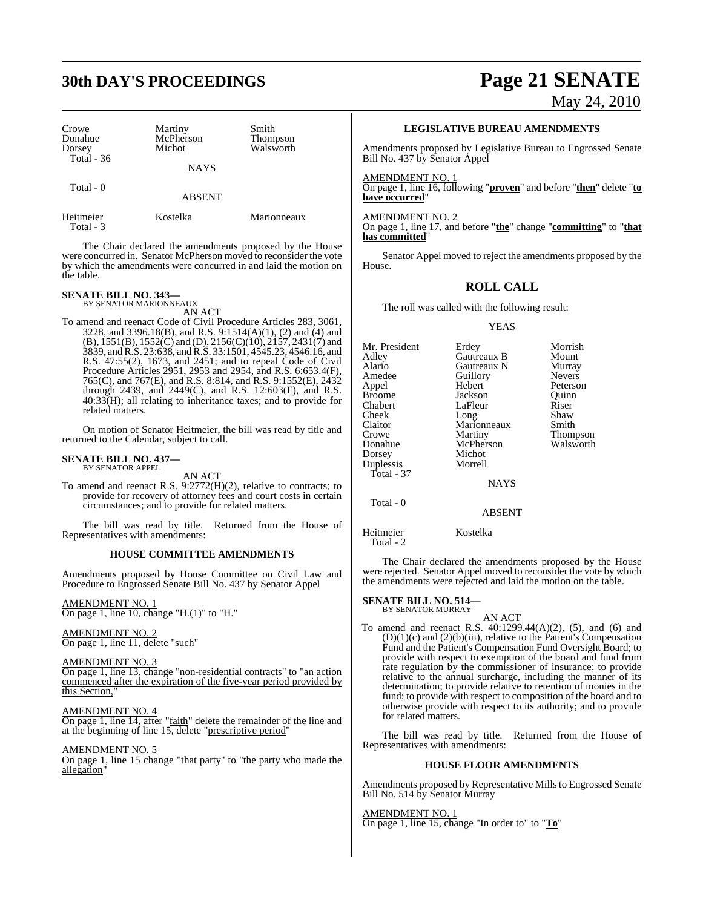| Crowe | Martiny | Smith |
|---|---|---|
| Donahue | McPherson | Thompson |
| Dorsey | Michot | Walsworth |
| Total - 36 | | |

NAYS

Total - 0

ABSENT

| Heitmeier | Kostelka | Marionneaux |
|---|---|---|
| Total - 3 | | |

The Chair declared the amendments proposed by the House were concurred in. Senator McPherson moved to reconsider the vote by which the amendments were concurred in and laid the motion on the table.

**SENATE BILL NO. 343—**
BY SENATOR MARIONNEAUX

AN ACT

To amend and reenact Code of Civil Procedure Articles 283, 3061, 3228, and 3396.18(B), and R.S. 9:1514(A)(1), (2) and (4) and (B), 1551(B), 1552(C) and (D), 2156(C)(10), 2157, 2431(7) and 3839, and R.S. 23:638, and R.S. 33:1501, 4545.23, 4546.16, and R.S. 47:55(2), 1673, and 2451; and to repeal Code of Civil Procedure Articles 2951, 2953 and 2954, and R.S. 6:653.4(F), 765(C), and 767(E), and R.S. 8:814, and R.S. 9:1552(E), 2432 through 2439, and 2449(C), and R.S. 12:603(F), and R.S. 40:33(H); all relating to inheritance taxes; and to provide for related matters.

On motion of Senator Heitmeier, the bill was read by title and returned to the Calendar, subject to call.

**SENATE BILL NO. 437—**
BY SENATOR APPEL

AN ACT

To amend and reenact R.S. 9:2772(H)(2), relative to contracts; to provide for recovery of attorney fees and court costs in certain circumstances; and to provide for related matters.

The bill was read by title. Returned from the House of Representatives with amendments:

**HOUSE COMMITTEE AMENDMENTS**

Amendments proposed by House Committee on Civil Law and Procedure to Engrossed Senate Bill No. 437 by Senator Appel

AMENDMENT NO. 1
On page 1, line 10, change "H.(1)" to "H."

AMENDMENT NO. 2
On page 1, line 11, delete "such"

AMENDMENT NO. 3
On page 1, line 13, change "non-residential contracts" to "an action commenced after the expiration of the five-year period provided by this Section,"

AMENDMENT NO. 4
On page 1, line 14, after "faith" delete the remainder of the line and at the beginning of line 15, delete "prescriptive period"

AMENDMENT NO. 5
On page 1, line 15 change "that party" to "the party who made the allegation"

**LEGISLATIVE BUREAU AMENDMENTS**

Amendments proposed by Legislative Bureau to Engrossed Senate Bill No. 437 by Senator Appel

AMENDMENT NO. 1
On page 1, line 16, following "**proven**" and before "**then**" delete "**to have occurred**"

AMENDMENT NO. 2
On page 1, line 17, and before "**the**" change "**committing**" to "**that has committed**"

Senator Appel moved to reject the amendments proposed by the House.

## ROLL CALL

The roll was called with the following result:

YEAS

| Mr. President | Erdey | Morrish |
|---|---|---|
| Adley | Gautreaux B | Mount |
| Alario | Gautreaux N | Murray |
| Amedee | Guillory | Nevers |
| Appel | Hebert | Peterson |
| Broome | Jackson | Quinn |
| Chabert | LaFleur | Riser |
| Cheek | Long | Shaw |
| Claitor | Marionneaux | Smith |
| Crowe | Martiny | Thompson |
| Donahue | McPherson | Walsworth |
| Dorsey | Michot | |
| Duplessis | Morrell | |
| Total - 37 | | |

NAYS

Total - 0

ABSENT

| Heitmeier | Kostelka |
|---|---|
| Total - 2 | |

The Chair declared the amendments proposed by the House were rejected. Senator Appel moved to reconsider the vote by which the amendments were rejected and laid the motion on the table.

**SENATE BILL NO. 514—**
BY SENATOR MURRAY

AN ACT

To amend and reenact R.S. 40:1299.44(A)(2), (5), and (6) and (D)(1)(c) and (2)(b)(iii), relative to the Patient's Compensation Fund and the Patient's Compensation Fund Oversight Board; to provide with respect to exemption of the board and fund from rate regulation by the commissioner of insurance; to provide relative to the annual surcharge, including the manner of its determination; to provide relative to retention of monies in the fund; to provide with respect to composition of the board and to otherwise provide with respect to its authority; and to provide for related matters.

The bill was read by title. Returned from the House of Representatives with amendments:

**HOUSE FLOOR AMENDMENTS**

Amendments proposed by Representative Mills to Engrossed Senate Bill No. 514 by Senator Murray

AMENDMENT NO. 1
On page 1, line 15, change "In order to" to "**To**"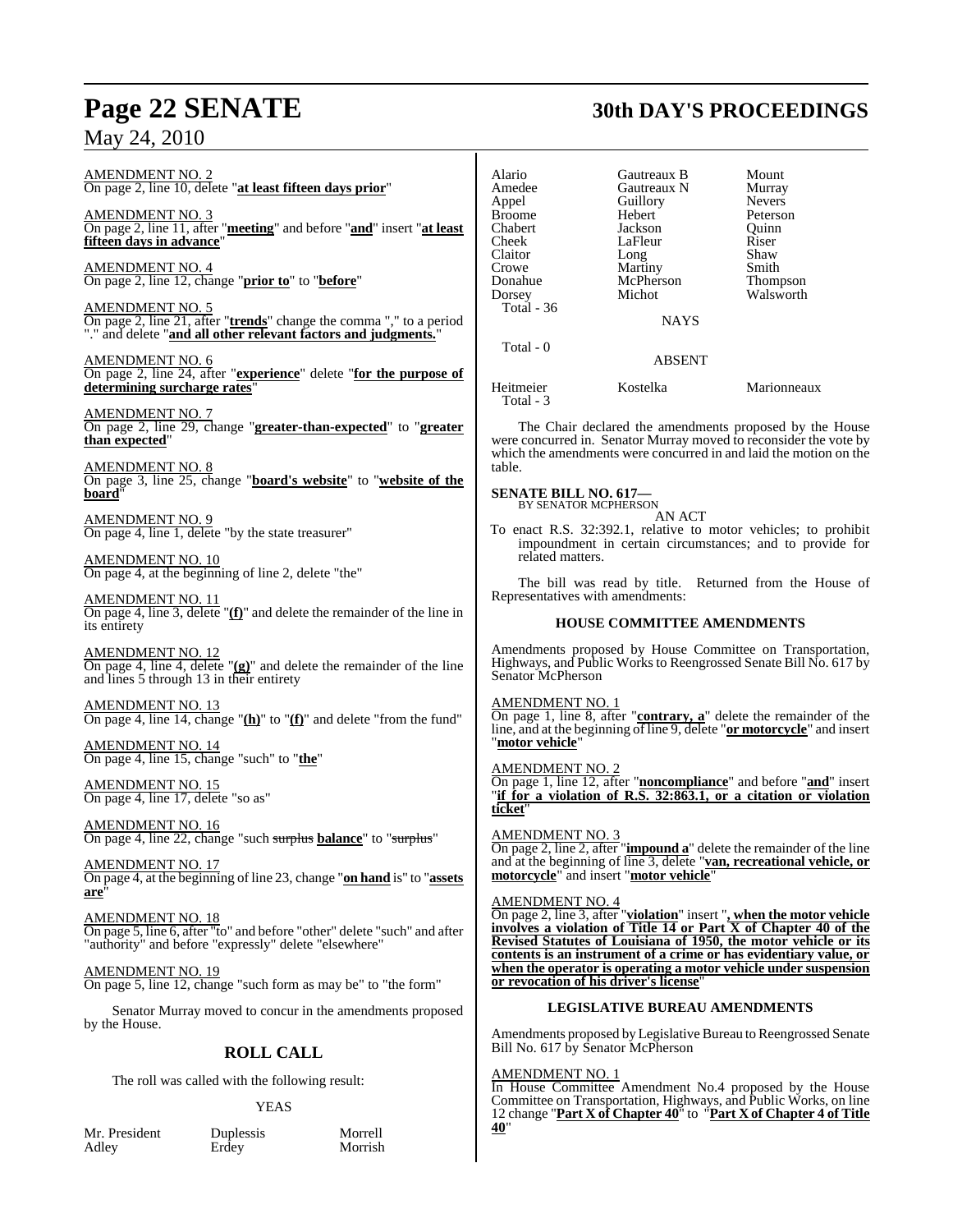AMENDMENT NO. 2
On page 2, line 10, delete "**at least fifteen days prior**"

AMENDMENT NO. 3
On page 2, line 11, after "**meeting**" and before "**and**" insert "**at least fifteen days in advance**"

AMENDMENT NO. 4
On page 2, line 12, change "**prior to**" to "**before**"

AMENDMENT NO. 5
On page 2, line 21, after "**trends**" change the comma "," to a period "." and delete "**and all other relevant factors and judgments.**"

AMENDMENT NO. 6
On page 2, line 24, after "**experience**" delete "**for the purpose of determining surcharge rates**"

AMENDMENT NO. 7
On page 2, line 29, change "**greater-than-expected**" to "**greater than expected**"

AMENDMENT NO. 8
On page 3, line 25, change "**board's website**" to "**website of the board**"

AMENDMENT NO. 9
On page 4, line 1, delete "by the state treasurer"

AMENDMENT NO. 10
On page 4, at the beginning of line 2, delete "the"

AMENDMENT NO. 11
On page 4, line 3, delete "**(f)**" and delete the remainder of the line in its entirety

AMENDMENT NO. 12
On page 4, line 4, delete "**(g)**" and delete the remainder of the line and lines 5 through 13 in their entirety

AMENDMENT NO. 13
On page 4, line 14, change "**(h)**" to "**(f)**" and delete "from the fund"

AMENDMENT NO. 14
On page 4, line 15, change "such" to "**the**"

AMENDMENT NO. 15
On page 4, line 17, delete "so as"

AMENDMENT NO. 16
On page 4, line 22, change "such ~~surplus~~ **balance**" to "~~surplus~~"

AMENDMENT NO. 17
On page 4, at the beginning of line 23, change "**on hand** is" to "**assets are**"

AMENDMENT NO. 18
On page 5, line 6, after "to" and before "other" delete "such" and after "authority" and before "expressly" delete "elsewhere"

AMENDMENT NO. 19
On page 5, line 12, change "such form as may be" to "the form"

Senator Murray moved to concur in the amendments proposed by the House.

## ROLL CALL

The roll was called with the following result:

YEAS

| | | |
|---|---|---|
| Mr. President | Duplessis | Morrell |
| Adley | Erdey | Morrish |
| Alario | Gautreaux B | Mount |
| Amedee | Gautreaux N | Murray |
| Appel | Guillory | Nevers |
| Broome | Hebert | Peterson |
| Chabert | Jackson | Quinn |
| Cheek | LaFleur | Riser |
| Claitor | Long | Shaw |
| Crowe | Martiny | Smith |
| Donahue | McPherson | Thompson |
| Dorsey | Michot | Walsworth |

Total - 36

NAYS

Total - 0

ABSENT

| | | |
|---|---|---|
| Heitmeier | Kostelka | Marionneaux |

Total - 3

The Chair declared the amendments proposed by the House were concurred in. Senator Murray moved to reconsider the vote by which the amendments were concurred in and laid the motion on the table.

**SENATE BILL NO. 617—**
BY SENATOR MCPHERSON

AN ACT

To enact R.S. 32:392.1, relative to motor vehicles; to prohibit impoundment in certain circumstances; and to provide for related matters.

The bill was read by title. Returned from the House of Representatives with amendments:

### HOUSE COMMITTEE AMENDMENTS

Amendments proposed by House Committee on Transportation, Highways, and Public Works to Reengrossed Senate Bill No. 617 by Senator McPherson

AMENDMENT NO. 1
On page 1, line 8, after "**contrary, a**" delete the remainder of the line, and at the beginning of line 9, delete "**or motorcycle**" and insert "**motor vehicle**"

AMENDMENT NO. 2
On page 1, line 12, after "**noncompliance**" and before "**and**" insert "**if for a violation of R.S. 32:863.1, or a citation or violation ticket**"

AMENDMENT NO. 3
On page 2, line 2, after "**impound a**" delete the remainder of the line and at the beginning of line 3, delete "**van, recreational vehicle, or motorcycle**" and insert "**motor vehicle**"

AMENDMENT NO. 4
On page 2, line 3, after "**violation**" insert "**, when the motor vehicle involves a violation of Title 14 or Part X of Chapter 40 of the Revised Statutes of Louisiana of 1950, the motor vehicle or its contents is an instrument of a crime or has evidentiary value, or when the operator is operating a motor vehicle under suspension or revocation of his driver's license**"

### LEGISLATIVE BUREAU AMENDMENTS

Amendments proposed by Legislative Bureau to Reengrossed Senate Bill No. 617 by Senator McPherson

AMENDMENT NO. 1
In House Committee Amendment No.4 proposed by the House Committee on Transportation, Highways, and Public Works, on line 12 change "**Part X of Chapter 40**" to "**Part X of Chapter 4 of Title 40**"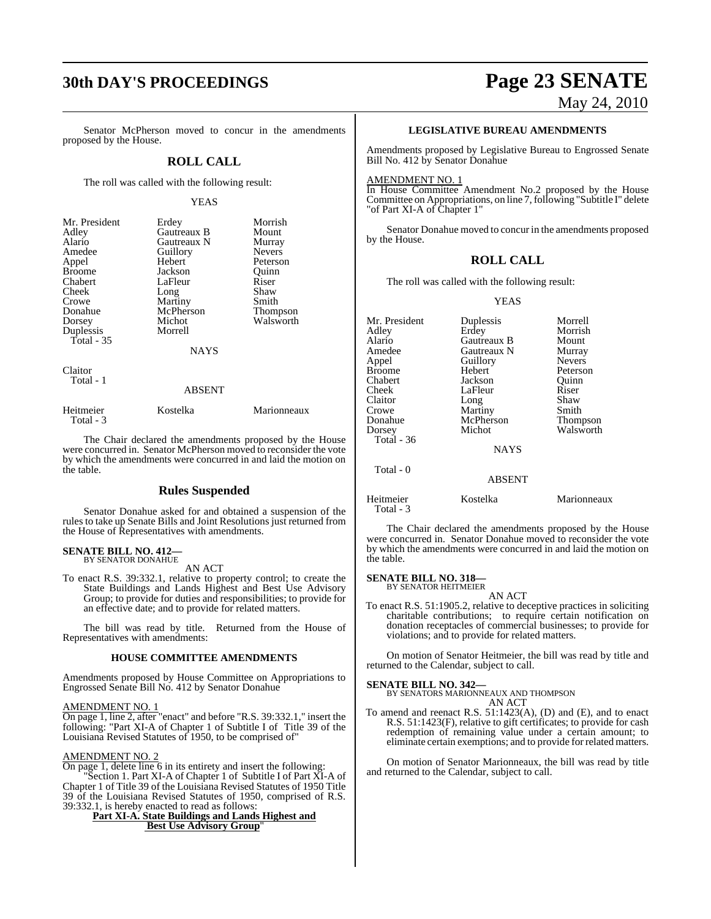Senator McPherson moved to concur in the amendments proposed by the House.

## ROLL CALL

The roll was called with the following result:

YEAS

| | | |
|---|---|---|
| Mr. President | Erdey | Morrish |
| Adley | Gautreaux B | Mount |
| Alario | Gautreaux N | Murray |
| Amedee | Guillory | Nevers |
| Appel | Hebert | Peterson |
| Broome | Jackson | Quinn |
| Chabert | LaFleur | Riser |
| Cheek | Long | Shaw |
| Crowe | Martiny | Smith |
| Donahue | McPherson | Thompson |
| Dorsey | Michot | Walsworth |
| Duplessis | Morrell | |
| Total - 35 | | |

NAYS

Claitor
Total - 1

ABSENT

| | | |
|---|---|---|
| Heitmeier | Kostelka | Marionneaux |
| Total - 3 | | |

The Chair declared the amendments proposed by the House were concurred in. Senator McPherson moved to reconsider the vote by which the amendments were concurred in and laid the motion on the table.

## Rules Suspended

Senator Donahue asked for and obtained a suspension of the rules to take up Senate Bills and Joint Resolutions just returned from the House of Representatives with amendments.

**SENATE BILL NO. 412—**
BY SENATOR DONAHUE

AN ACT

To enact R.S. 39:332.1, relative to property control; to create the State Buildings and Lands Highest and Best Use Advisory Group; to provide for duties and responsibilities; to provide for an effective date; and to provide for related matters.

The bill was read by title. Returned from the House of Representatives with amendments:

### HOUSE COMMITTEE AMENDMENTS

Amendments proposed by House Committee on Appropriations to Engrossed Senate Bill No. 412 by Senator Donahue

AMENDMENT NO. 1
On page 1, line 2, after "enact" and before "R.S. 39:332.1," insert the following: "Part XI-A of Chapter 1 of Subtitle I of Title 39 of the Louisiana Revised Statutes of 1950, to be comprised of"

AMENDMENT NO. 2
On page 1, delete line 6 in its entirety and insert the following:
"Section 1. Part XI-A of Chapter 1 of Subtitle I of Part XI-A of Chapter 1 of Title 39 of the Louisiana Revised Statutes of 1950 Title 39 of the Louisiana Revised Statutes of 1950, comprised of R.S. 39:332.1, is hereby enacted to read as follows:

**Part XI-A. State Buildings and Lands Highest and Best Use Advisory Group**"

### LEGISLATIVE BUREAU AMENDMENTS

Amendments proposed by Legislative Bureau to Engrossed Senate Bill No. 412 by Senator Donahue

AMENDMENT NO. 1
In House Committee Amendment No.2 proposed by the House Committee on Appropriations, on line 7, following "Subtitle I" delete "of Part XI-A of Chapter 1"

Senator Donahue moved to concur in the amendments proposed by the House.

## ROLL CALL

The roll was called with the following result:

YEAS

| | | |
|---|---|---|
| Mr. President | Duplessis | Morrell |
| Adley | Erdey | Morrish |
| Alario | Gautreaux B | Mount |
| Amedee | Gautreaux N | Murray |
| Appel | Guillory | Nevers |
| Broome | Hebert | Peterson |
| Chabert | Jackson | Quinn |
| Cheek | LaFleur | Riser |
| Claitor | Long | Shaw |
| Crowe | Martiny | Smith |
| Donahue | McPherson | Thompson |
| Dorsey | Michot | Walsworth |
| Total - 36 | | |

NAYS

Total - 0

ABSENT

| | | |
|---|---|---|
| Heitmeier | Kostelka | Marionneaux |
| Total - 3 | | |

The Chair declared the amendments proposed by the House were concurred in. Senator Donahue moved to reconsider the vote by which the amendments were concurred in and laid the motion on the table.

**SENATE BILL NO. 318—**
BY SENATOR HEITMEIER

AN ACT

To enact R.S. 51:1905.2, relative to deceptive practices in soliciting charitable contributions; to require certain notification on donation receptacles of commercial businesses; to provide for violations; and to provide for related matters.

On motion of Senator Heitmeier, the bill was read by title and returned to the Calendar, subject to call.

**SENATE BILL NO. 342—**
BY SENATORS MARIONNEAUX AND THOMPSON

AN ACT

To amend and reenact R.S. 51:1423(A), (D) and (E), and to enact R.S. 51:1423(F), relative to gift certificates; to provide for cash redemption of remaining value under a certain amount; to eliminate certain exemptions; and to provide for related matters.

On motion of Senator Marionneaux, the bill was read by title and returned to the Calendar, subject to call.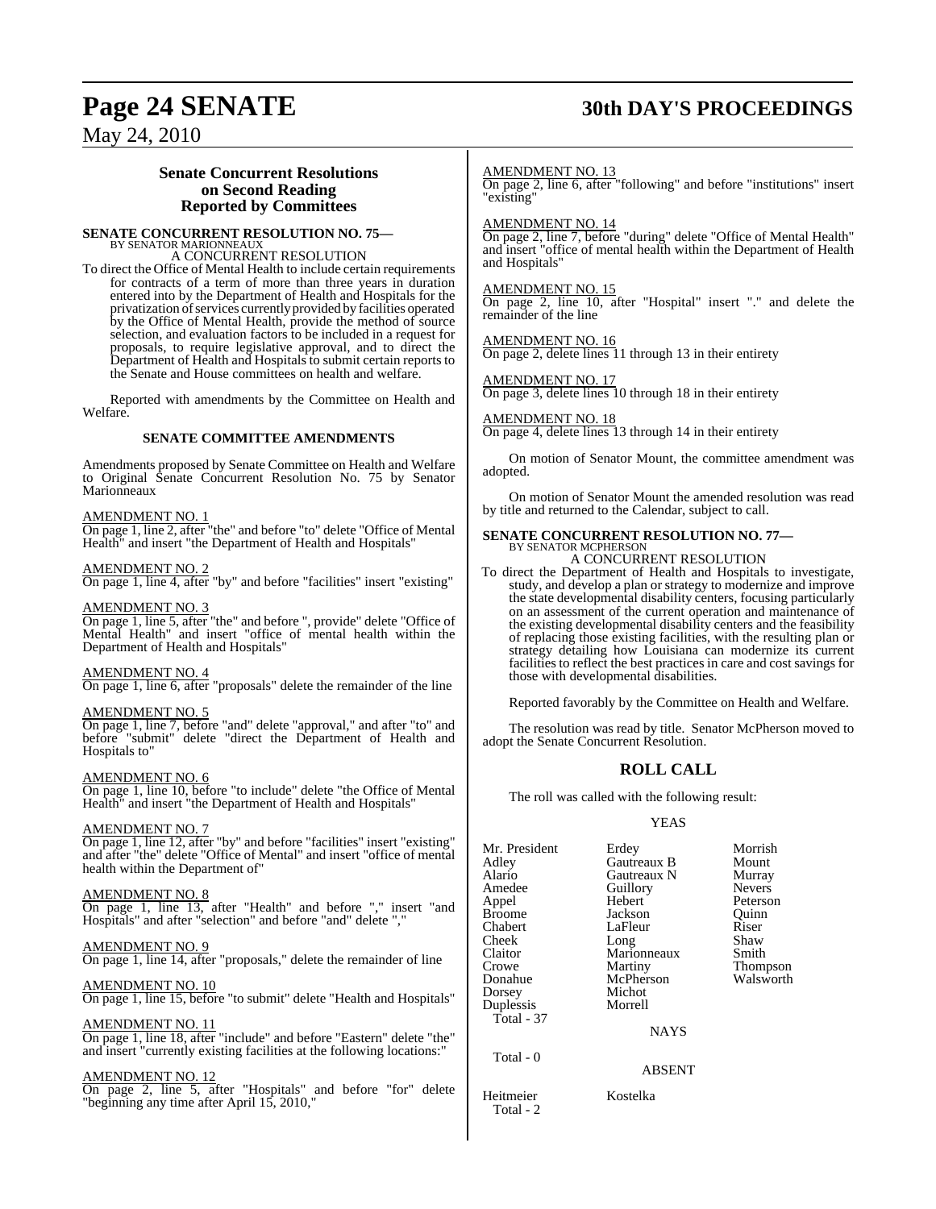### Senate Concurrent Resolutions on Second Reading Reported by Committees

**SENATE CONCURRENT RESOLUTION NO. 75—**
BY SENATOR MARIONNEAUX

A CONCURRENT RESOLUTION

To direct the Office of Mental Health to include certain requirements for contracts of a term of more than three years in duration entered into by the Department of Health and Hospitals for the privatization of services currently provided by facilities operated by the Office of Mental Health, provide the method of source selection, and evaluation factors to be included in a request for proposals, to require legislative approval, and to direct the Department of Health and Hospitals to submit certain reports to the Senate and House committees on health and welfare.

Reported with amendments by the Committee on Health and Welfare.

**SENATE COMMITTEE AMENDMENTS**

Amendments proposed by Senate Committee on Health and Welfare to Original Senate Concurrent Resolution No. 75 by Senator Marionneaux

AMENDMENT NO. 1
On page 1, line 2, after "the" and before "to" delete "Office of Mental Health" and insert "the Department of Health and Hospitals"

AMENDMENT NO. 2
On page 1, line 4, after "by" and before "facilities" insert "existing"

AMENDMENT NO. 3
On page 1, line 5, after "the" and before ", provide" delete "Office of Mental Health" and insert "office of mental health within the Department of Health and Hospitals"

AMENDMENT NO. 4
On page 1, line 6, after "proposals" delete the remainder of the line

AMENDMENT NO. 5
On page 1, line 7, before "and" delete "approval," and after "to" and before "submit" delete "direct the Department of Health and Hospitals to"

AMENDMENT NO. 6
On page 1, line 10, before "to include" delete "the Office of Mental Health" and insert "the Department of Health and Hospitals"

AMENDMENT NO. 7
On page 1, line 12, after "by" and before "facilities" insert "existing" and after "the" delete "Office of Mental" and insert "office of mental health within the Department of"

AMENDMENT NO. 8
On page 1, line 13, after "Health" and before "," insert "and Hospitals" and after "selection" and before "and" delete ","

AMENDMENT NO. 9
On page 1, line 14, after "proposals," delete the remainder of line

AMENDMENT NO. 10
On page 1, line 15, before "to submit" delete "Health and Hospitals"

AMENDMENT NO. 11
On page 1, line 18, after "include" and before "Eastern" delete "the" and insert "currently existing facilities at the following locations:"

AMENDMENT NO. 12
On page 2, line 5, after "Hospitals" and before "for" delete "beginning any time after April 15, 2010,"

AMENDMENT NO. 13
On page 2, line 6, after "following" and before "institutions" insert "existing"

AMENDMENT NO. 14
On page 2, line 7, before "during" delete "Office of Mental Health" and insert "office of mental health within the Department of Health and Hospitals"

AMENDMENT NO. 15
On page 2, line 10, after "Hospital" insert "." and delete the remainder of the line

AMENDMENT NO. 16
On page 2, delete lines 11 through 13 in their entirety

AMENDMENT NO. 17
On page 3, delete lines 10 through 18 in their entirety

AMENDMENT NO. 18
On page 4, delete lines 13 through 14 in their entirety

On motion of Senator Mount, the committee amendment was adopted.

On motion of Senator Mount the amended resolution was read by title and returned to the Calendar, subject to call.

**SENATE CONCURRENT RESOLUTION NO. 77—**
BY SENATOR MCPHERSON

A CONCURRENT RESOLUTION

To direct the Department of Health and Hospitals to investigate, study, and develop a plan or strategy to modernize and improve the state developmental disability centers, focusing particularly on an assessment of the current operation and maintenance of the existing developmental disability centers and the feasibility of replacing those existing facilities, with the resulting plan or strategy detailing how Louisiana can modernize its current facilities to reflect the best practices in care and cost savings for those with developmental disabilities.

Reported favorably by the Committee on Health and Welfare.

The resolution was read by title. Senator McPherson moved to adopt the Senate Concurrent Resolution.

## ROLL CALL

The roll was called with the following result:

YEAS

| | | |
|---|---|---|
| Mr. President | Erdey | Morrish |
| Adley | Gautreaux B | Mount |
| Alario | Gautreaux N | Murray |
| Amedee | Guillory | Nevers |
| Appel | Hebert | Peterson |
| Broome | Jackson | Quinn |
| Chabert | LaFleur | Riser |
| Cheek | Long | Shaw |
| Claitor | Marionneaux | Smith |
| Crowe | Martiny | Thompson |
| Donahue | McPherson | Walsworth |
| Dorsey | Michot | |
| Duplessis | Morrell | |

Total - 37

NAYS

Total - 0

ABSENT

Heitmeier Kostelka

Total - 2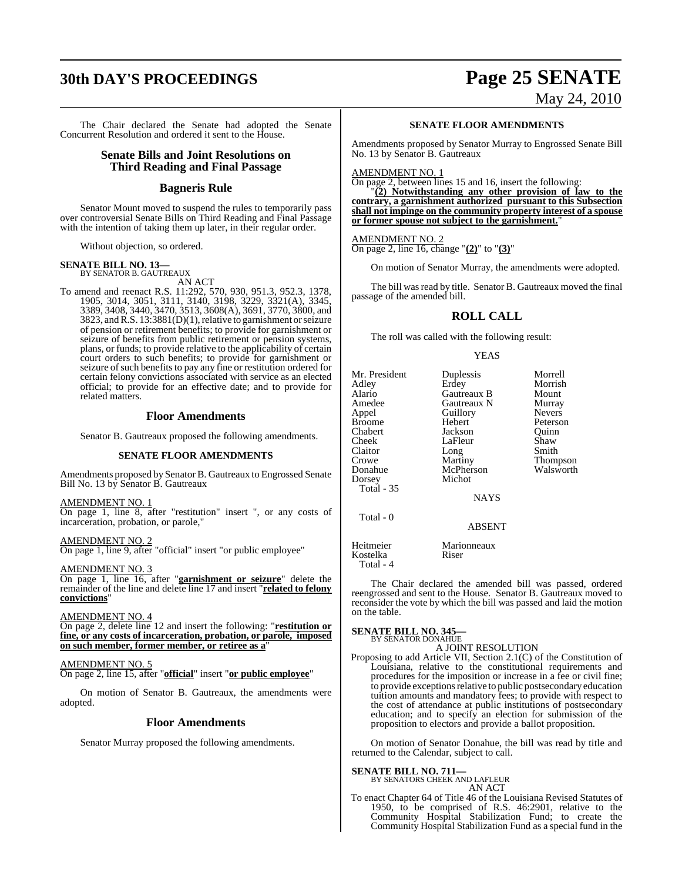The Chair declared the Senate had adopted the Senate Concurrent Resolution and ordered it sent to the House.

## Senate Bills and Joint Resolutions on Third Reading and Final Passage

### Bagneris Rule

Senator Mount moved to suspend the rules to temporarily pass over controversial Senate Bills on Third Reading and Final Passage with the intention of taking them up later, in their regular order.

Without objection, so ordered.

**SENATE BILL NO. 13—**
BY SENATOR B. GAUTREAUX

AN ACT

To amend and reenact R.S. 11:292, 570, 930, 951.3, 952.3, 1378, 1905, 3014, 3051, 3111, 3140, 3198, 3229, 3321(A), 3345, 3389, 3408, 3440, 3470, 3513, 3608(A), 3691, 3770, 3800, and 3823, and R.S. 13:3881(D)(1), relative to garnishment or seizure of pension or retirement benefits; to provide for garnishment or seizure of benefits from public retirement or pension systems, plans, or funds; to provide relative to the applicability of certain court orders to such benefits; to provide for garnishment or seizure of such benefits to pay any fine or restitution ordered for certain felony convictions associated with service as an elected official; to provide for an effective date; and to provide for related matters.

### Floor Amendments

Senator B. Gautreaux proposed the following amendments.

**SENATE FLOOR AMENDMENTS**

Amendments proposed by Senator B. Gautreaux to Engrossed Senate Bill No. 13 by Senator B. Gautreaux

AMENDMENT NO. 1
On page 1, line 8, after "restitution" insert ", or any costs of incarceration, probation, or parole,"

AMENDMENT NO. 2
On page 1, line 9, after "official" insert "or public employee"

AMENDMENT NO. 3
On page 1, line 16, after "**garnishment or seizure**" delete the remainder of the line and delete line 17 and insert "**related to felony convictions**"

AMENDMENT NO. 4
On page 2, delete line 12 and insert the following: "**restitution or fine, or any costs of incarceration, probation, or parole, imposed on such member, former member, or retiree as a**"

AMENDMENT NO. 5
On page 2, line 15, after "**official**" insert "**or public employee**"

On motion of Senator B. Gautreaux, the amendments were adopted.

### Floor Amendments

Senator Murray proposed the following amendments.

**SENATE FLOOR AMENDMENTS**

Amendments proposed by Senator Murray to Engrossed Senate Bill No. 13 by Senator B. Gautreaux

AMENDMENT NO. 1
On page 2, between lines 15 and 16, insert the following:
"**(2) Notwithstanding any other provision of law to the contrary, a garnishment authorized pursuant to this Subsection shall not impinge on the community property interest of a spouse or former spouse not subject to the garnishment.**"

AMENDMENT NO. 2
On page 2, line 16, change "**(2)**" to "**(3)**"

On motion of Senator Murray, the amendments were adopted.

The bill was read by title. Senator B. Gautreaux moved the final passage of the amended bill.

### ROLL CALL

The roll was called with the following result:

YEAS

| | | |
|---|---|---|
| Mr. President | Duplessis | Morrell |
| Adley | Erdey | Morrish |
| Alario | Gautreaux B | Mount |
| Amedee | Gautreaux N | Murray |
| Appel | Guillory | Nevers |
| Broome | Hebert | Peterson |
| Chabert | Jackson | Quinn |
| Cheek | LaFleur | Shaw |
| Claitor | Long | Smith |
| Crowe | Martiny | Thompson |
| Donahue | McPherson | Walsworth |
| Dorsey | Michot | |
| Total - 35 | | |

NAYS

Total - 0

ABSENT

| | |
|---|---|
| Heitmeier | Marionneaux |
| Kostelka | Riser |
| Total - 4 | |

The Chair declared the amended bill was passed, ordered reengrossed and sent to the House. Senator B. Gautreaux moved to reconsider the vote by which the bill was passed and laid the motion on the table.

**SENATE BILL NO. 345—**
BY SENATOR DONAHUE

A JOINT RESOLUTION

Proposing to add Article VII, Section 2.1(C) of the Constitution of Louisiana, relative to the constitutional requirements and procedures for the imposition or increase in a fee or civil fine; to provide exceptions relative to public postsecondary education tuition amounts and mandatory fees; to provide with respect to the cost of attendance at public institutions of postsecondary education; and to specify an election for submission of the proposition to electors and provide a ballot proposition.

On motion of Senator Donahue, the bill was read by title and returned to the Calendar, subject to call.

**SENATE BILL NO. 711—**
BY SENATORS CHEEK AND LAFLEUR

AN ACT

To enact Chapter 64 of Title 46 of the Louisiana Revised Statutes of 1950, to be comprised of R.S. 46:2901, relative to the Community Hospital Stabilization Fund; to create the Community Hospital Stabilization Fund as a special fund in the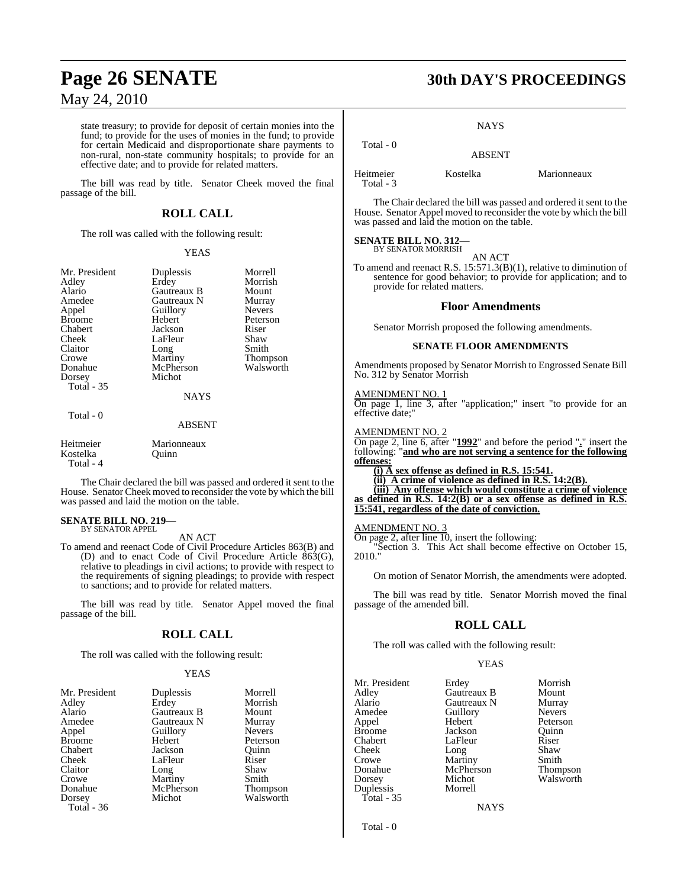state treasury; to provide for deposit of certain monies into the fund; to provide for the uses of monies in the fund; to provide for certain Medicaid and disproportionate share payments to non-rural, non-state community hospitals; to provide for an effective date; and to provide for related matters.

The bill was read by title. Senator Cheek moved the final passage of the bill.

## ROLL CALL

The roll was called with the following result:

YEAS

| | | |
|---|---|---|
| Mr. President | Duplessis | Morrell |
| Adley | Erdey | Morrish |
| Alario | Gautreaux B | Mount |
| Amedee | Gautreaux N | Murray |
| Appel | Guillory | Nevers |
| Broome | Hebert | Peterson |
| Chabert | Jackson | Riser |
| Cheek | LaFleur | Shaw |
| Claitor | Long | Smith |
| Crowe | Martiny | Thompson |
| Donahue | McPherson | Walsworth |
| Dorsey | Michot | |
| Total - 35 | | |

NAYS

Total - 0

ABSENT

| | |
|---|---|
| Heitmeier | Marionneaux |
| Kostelka | Quinn |
| Total - 4 | |

The Chair declared the bill was passed and ordered it sent to the House. Senator Cheek moved to reconsider the vote by which the bill was passed and laid the motion on the table.

**SENATE BILL NO. 219—**
BY SENATOR APPEL

AN ACT

To amend and reenact Code of Civil Procedure Articles 863(B) and (D) and to enact Code of Civil Procedure Article 863(G), relative to pleadings in civil actions; to provide with respect to the requirements of signing pleadings; to provide with respect to sanctions; and to provide for related matters.

The bill was read by title. Senator Appel moved the final passage of the bill.

## ROLL CALL

The roll was called with the following result:

YEAS

| | | |
|---|---|---|
| Mr. President | Duplessis | Morrell |
| Adley | Erdey | Morrish |
| Alario | Gautreaux B | Mount |
| Amedee | Gautreaux N | Murray |
| Appel | Guillory | Nevers |
| Broome | Hebert | Peterson |
| Chabert | Jackson | Quinn |
| Cheek | LaFleur | Riser |
| Claitor | Long | Shaw |
| Crowe | Martiny | Smith |
| Donahue | McPherson | Thompson |
| Dorsey | Michot | Walsworth |
| Total - 36 | | |

NAYS

Total - 0

ABSENT

| | | |
|---|---|---|
| Heitmeier | Kostelka | Marionneaux |
| Total - 3 | | |

The Chair declared the bill was passed and ordered it sent to the House. Senator Appel moved to reconsider the vote by which the bill was passed and laid the motion on the table.

**SENATE BILL NO. 312—**
BY SENATOR MORRISH

AN ACT

To amend and reenact R.S. 15:571.3(B)(1), relative to diminution of sentence for good behavior; to provide for application; and to provide for related matters.

## Floor Amendments

Senator Morrish proposed the following amendments.

### SENATE FLOOR AMENDMENTS

Amendments proposed by Senator Morrish to Engrossed Senate Bill No. 312 by Senator Morrish

AMENDMENT NO. 1

On page 1, line 3, after "application;" insert "to provide for an effective date;"

AMENDMENT NO. 2

On page 2, line 6, after "**1992**" and before the period "**.**" insert the following: "**and who are not serving a sentence for the following offenses:**

**(i) A sex offense as defined in R.S. 15:541.**

**(ii) A crime of violence as defined in R.S. 14:2(B).**

**(iii) Any offense which would constitute a crime of violence as defined in R.S. 14:2(B) or a sex offense as defined in R.S. 15:541, regardless of the date of conviction.**

AMENDMENT NO. 3

On page 2, after line 10, insert the following:

"Section 3. This Act shall become effective on October 15, 2010."

On motion of Senator Morrish, the amendments were adopted.

The bill was read by title. Senator Morrish moved the final passage of the amended bill.

## ROLL CALL

The roll was called with the following result:

YEAS

| | | |
|---|---|---|
| Mr. President | Erdey | Morrish |
| Adley | Gautreaux B | Mount |
| Alario | Gautreaux N | Murray |
| Amedee | Guillory | Nevers |
| Appel | Hebert | Peterson |
| Broome | Jackson | Quinn |
| Chabert | LaFleur | Riser |
| Cheek | Long | Shaw |
| Crowe | Martiny | Smith |
| Donahue | McPherson | Thompson |
| Dorsey | Michot | Walsworth |
| Duplessis | Morrell | |
| Total - 35 | | |

NAYS

Total - 0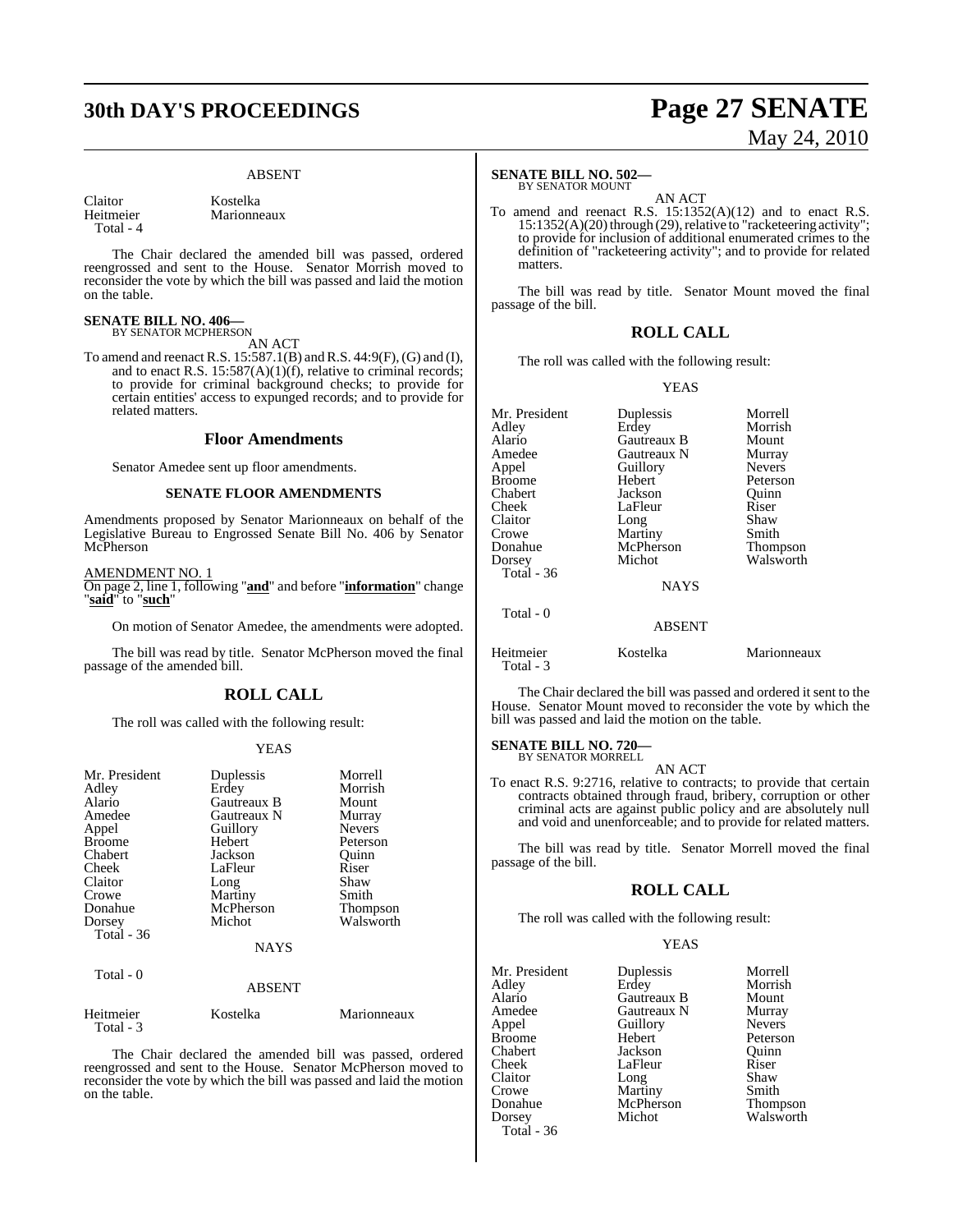### ABSENT

| | |
|---|---|
| Claitor | Kostelka |
| Heitmeier | Marionneaux |
| Total - 4 | |

The Chair declared the amended bill was passed, ordered reengrossed and sent to the House. Senator Morrish moved to reconsider the vote by which the bill was passed and laid the motion on the table.

**SENATE BILL NO. 406—**
BY SENATOR MCPHERSON

AN ACT

To amend and reenact R.S. 15:587.1(B) and R.S. 44:9(F), (G) and (I), and to enact R.S. 15:587(A)(1)(f), relative to criminal records; to provide for criminal background checks; to provide for certain entities' access to expunged records; and to provide for related matters.

## Floor Amendments

Senator Amedee sent up floor amendments.

### SENATE FLOOR AMENDMENTS

Amendments proposed by Senator Marionneaux on behalf of the Legislative Bureau to Engrossed Senate Bill No. 406 by Senator McPherson

AMENDMENT NO. 1
On page 2, line 1, following "**and**" and before "**information**" change "**said**" to "**such**"

On motion of Senator Amedee, the amendments were adopted.

The bill was read by title. Senator McPherson moved the final passage of the amended bill.

## ROLL CALL

The roll was called with the following result:

### YEAS

| | | |
|---|---|---|
| Mr. President | Duplessis | Morrell |
| Adley | Erdey | Morrish |
| Alario | Gautreaux B | Mount |
| Amedee | Gautreaux N | Murray |
| Appel | Guillory | Nevers |
| Broome | Hebert | Peterson |
| Chabert | Jackson | Quinn |
| Cheek | LaFleur | Riser |
| Claitor | Long | Shaw |
| Crowe | Martiny | Smith |
| Donahue | McPherson | Thompson |
| Dorsey | Michot | Walsworth |
| Total - 36 | | |

### NAYS

Total - 0

### ABSENT

| | | |
|---|---|---|
| Heitmeier | Kostelka | Marionneaux |
| Total - 3 | | |

The Chair declared the amended bill was passed, ordered reengrossed and sent to the House. Senator McPherson moved to reconsider the vote by which the bill was passed and laid the motion on the table.

**SENATE BILL NO. 502—**
BY SENATOR MOUNT

AN ACT

To amend and reenact R.S. 15:1352(A)(12) and to enact R.S. 15:1352(A)(20) through (29), relative to "racketeering activity"; to provide for inclusion of additional enumerated crimes to the definition of "racketeering activity"; and to provide for related matters.

The bill was read by title. Senator Mount moved the final passage of the bill.

## ROLL CALL

The roll was called with the following result:

### YEAS

| | | |
|---|---|---|
| Mr. President | Duplessis | Morrell |
| Adley | Erdey | Morrish |
| Alario | Gautreaux B | Mount |
| Amedee | Gautreaux N | Murray |
| Appel | Guillory | Nevers |
| Broome | Hebert | Peterson |
| Chabert | Jackson | Quinn |
| Cheek | LaFleur | Riser |
| Claitor | Long | Shaw |
| Crowe | Martiny | Smith |
| Donahue | McPherson | Thompson |
| Dorsey | Michot | Walsworth |
| Total - 36 | | |

### NAYS

Total - 0

### ABSENT

| | | |
|---|---|---|
| Heitmeier | Kostelka | Marionneaux |
| Total - 3 | | |

The Chair declared the bill was passed and ordered it sent to the House. Senator Mount moved to reconsider the vote by which the bill was passed and laid the motion on the table.

**SENATE BILL NO. 720—**
BY SENATOR MORRELL

AN ACT

To enact R.S. 9:2716, relative to contracts; to provide that certain contracts obtained through fraud, bribery, corruption or other criminal acts are against public policy and are absolutely null and void and unenforceable; and to provide for related matters.

The bill was read by title. Senator Morrell moved the final passage of the bill.

## ROLL CALL

The roll was called with the following result:

### YEAS

| | | |
|---|---|---|
| Mr. President | Duplessis | Morrell |
| Adley | Erdey | Morrish |
| Alario | Gautreaux B | Mount |
| Amedee | Gautreaux N | Murray |
| Appel | Guillory | Nevers |
| Broome | Hebert | Peterson |
| Chabert | Jackson | Quinn |
| Cheek | LaFleur | Riser |
| Claitor | Long | Shaw |
| Crowe | Martiny | Smith |
| Donahue | McPherson | Thompson |
| Dorsey | Michot | Walsworth |
| Total - 36 | | |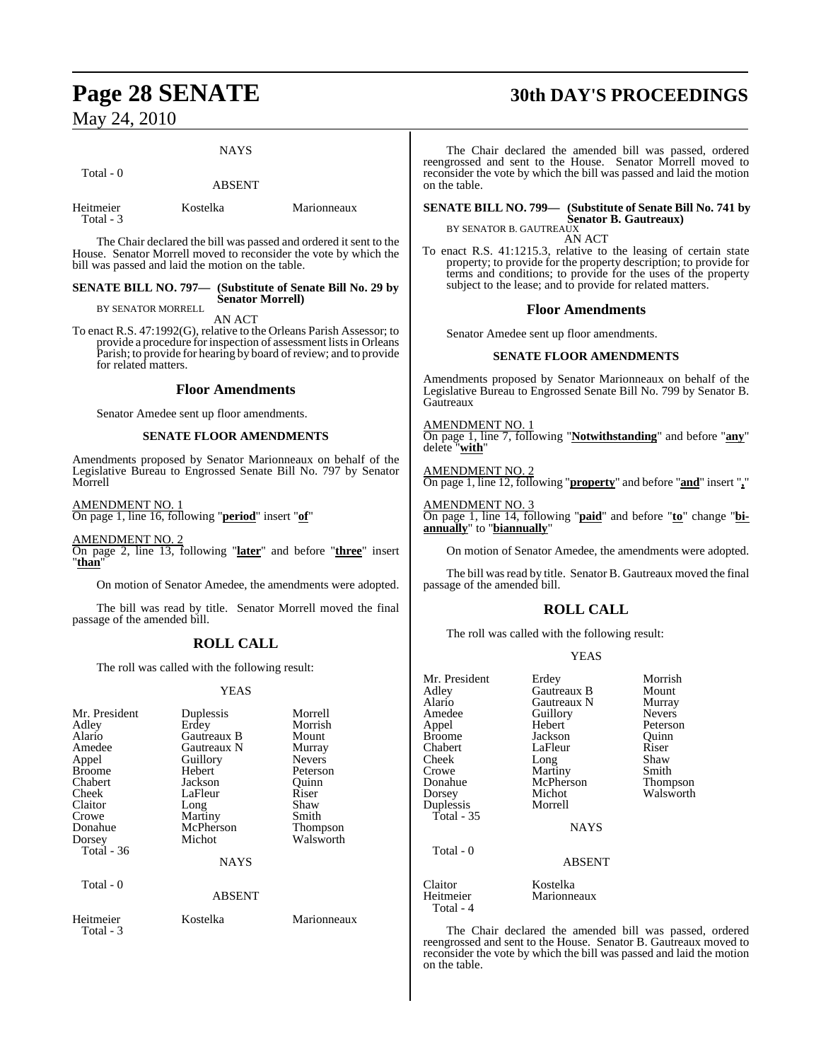NAYS

Total - 0

ABSENT

| | | |
|---|---|---|
| Heitmeier | Kostelka | Marionneaux |
| Total - 3 | | |

The Chair declared the bill was passed and ordered it sent to the House. Senator Morrell moved to reconsider the vote by which the bill was passed and laid the motion on the table.

**SENATE BILL NO. 797— (Substitute of Senate Bill No. 29 by Senator Morrell)**
BY SENATOR MORRELL

AN ACT

To enact R.S. 47:1992(G), relative to the Orleans Parish Assessor; to provide a procedure for inspection of assessment lists in Orleans Parish; to provide for hearing by board of review; and to provide for related matters.

## Floor Amendments

Senator Amedee sent up floor amendments.

### SENATE FLOOR AMENDMENTS

Amendments proposed by Senator Marionneaux on behalf of the Legislative Bureau to Engrossed Senate Bill No. 797 by Senator Morrell

AMENDMENT NO. 1
On page 1, line 16, following "**period**" insert "**of**"

AMENDMENT NO. 2
On page 2, line 13, following "**later**" and before "**three**" insert "**than**"

On motion of Senator Amedee, the amendments were adopted.

The bill was read by title. Senator Morrell moved the final passage of the amended bill.

## ROLL CALL

The roll was called with the following result:

YEAS

| | | |
|---|---|---|
| Mr. President | Duplessis | Morrell |
| Adley | Erdey | Morrish |
| Alario | Gautreaux B | Mount |
| Amedee | Gautreaux N | Murray |
| Appel | Guillory | Nevers |
| Broome | Hebert | Peterson |
| Chabert | Jackson | Quinn |
| Cheek | LaFleur | Riser |
| Claitor | Long | Shaw |
| Crowe | Martiny | Smith |
| Donahue | McPherson | Thompson |
| Dorsey | Michot | Walsworth |
| Total - 36 | | |

NAYS

Total - 0

ABSENT

| | | |
|---|---|---|
| Heitmeier | Kostelka | Marionneaux |
| Total - 3 | | |

The Chair declared the amended bill was passed, ordered reengrossed and sent to the House. Senator Morrell moved to reconsider the vote by which the bill was passed and laid the motion on the table.

**SENATE BILL NO. 799— (Substitute of Senate Bill No. 741 by Senator B. Gautreaux)**
BY SENATOR B. GAUTREAUX

AN ACT

To enact R.S. 41:1215.3, relative to the leasing of certain state property; to provide for the property description; to provide for terms and conditions; to provide for the uses of the property subject to the lease; and to provide for related matters.

## Floor Amendments

Senator Amedee sent up floor amendments.

### SENATE FLOOR AMENDMENTS

Amendments proposed by Senator Marionneaux on behalf of the Legislative Bureau to Engrossed Senate Bill No. 799 by Senator B. Gautreaux

AMENDMENT NO. 1
On page 1, line 7, following "**Notwithstanding**" and before "**any**" delete "**with**"

AMENDMENT NO. 2
On page 1, line 12, following "**property**" and before "**and**" insert "**,**"

AMENDMENT NO. 3
On page 1, line 14, following "**paid**" and before "**to**" change "**bi-annually**" to "**biannually**"

On motion of Senator Amedee, the amendments were adopted.

The bill was read by title. Senator B. Gautreaux moved the final passage of the amended bill.

## ROLL CALL

The roll was called with the following result:

YEAS

| | | |
|---|---|---|
| Mr. President | Erdey | Morrish |
| Adley | Gautreaux B | Mount |
| Alario | Gautreaux N | Murray |
| Amedee | Guillory | Nevers |
| Appel | Hebert | Peterson |
| Broome | Jackson | Quinn |
| Chabert | LaFleur | Riser |
| Cheek | Long | Shaw |
| Crowe | Martiny | Smith |
| Donahue | McPherson | Thompson |
| Dorsey | Michot | Walsworth |
| Duplessis | Morrell | |
| Total - 35 | | |

NAYS

Total - 0

ABSENT

| | |
|---|---|
| Claitor | Kostelka |
| Heitmeier | Marionneaux |
| Total - 4 | |

The Chair declared the amended bill was passed, ordered reengrossed and sent to the House. Senator B. Gautreaux moved to reconsider the vote by which the bill was passed and laid the motion on the table.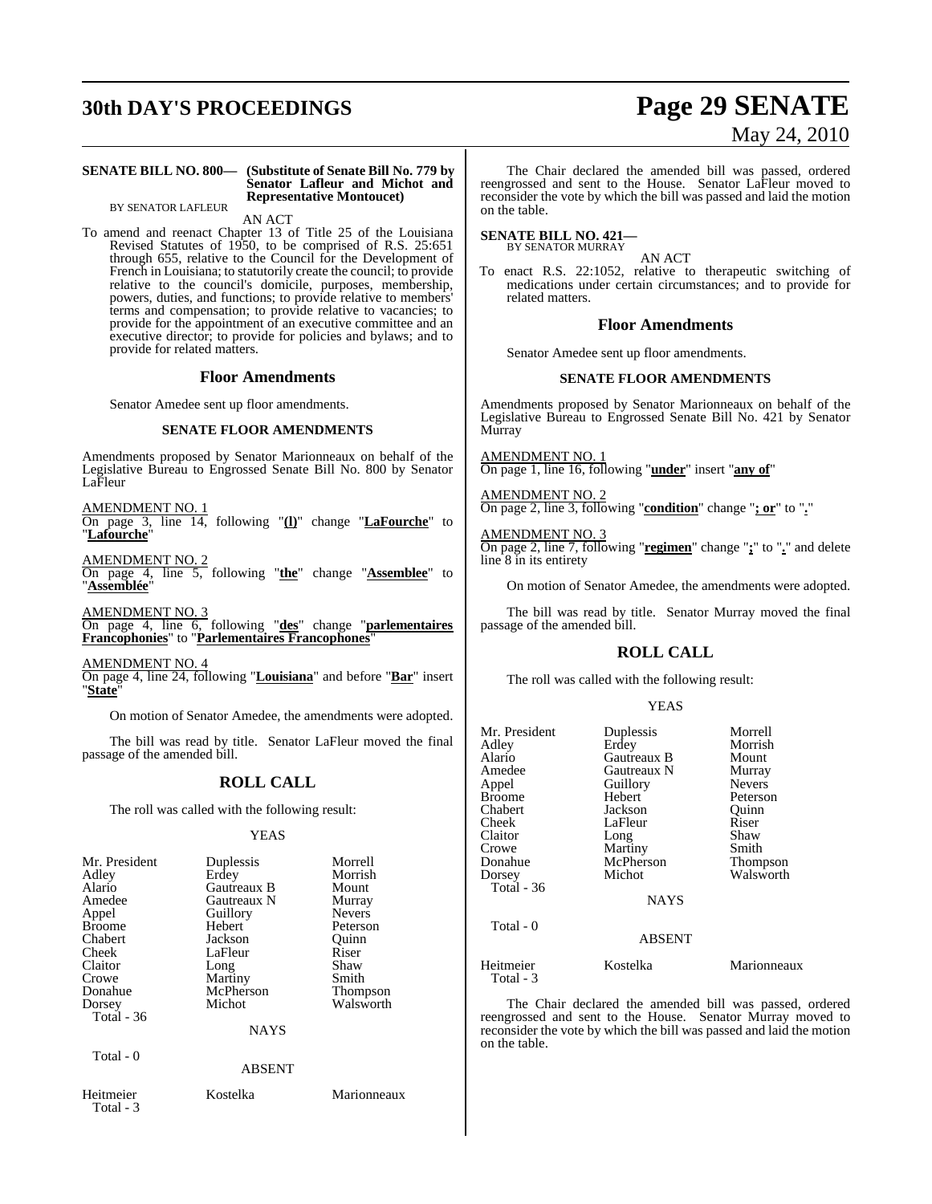**SENATE BILL NO. 800— (Substitute of Senate Bill No. 779 by Senator Lafleur and Michot and Representative Montoucet)**

BY SENATOR LAFLEUR

AN ACT

To amend and reenact Chapter 13 of Title 25 of the Louisiana Revised Statutes of 1950, to be comprised of R.S. 25:651 through 655, relative to the Council for the Development of French in Louisiana; to statutorily create the council; to provide relative to the council's domicile, purposes, membership, powers, duties, and functions; to provide relative to members' terms and compensation; to provide relative to vacancies; to provide for the appointment of an executive committee and an executive director; to provide for policies and bylaws; and to provide for related matters.

## Floor Amendments

Senator Amedee sent up floor amendments.

### SENATE FLOOR AMENDMENTS

Amendments proposed by Senator Marionneaux on behalf of the Legislative Bureau to Engrossed Senate Bill No. 800 by Senator LaFleur

AMENDMENT NO. 1
On page 3, line 14, following "**(l)**" change "**LaFourche**" to "**Lafourche**"

AMENDMENT NO. 2
On page 4, line 5, following "**the**" change "**Assemblee**" to "**Assemblée**"

AMENDMENT NO. 3
On page 4, line 6, following "**des**" change "**parlementaires Francophonies**" to "**Parlementaires Francophones**"

AMENDMENT NO. 4
On page 4, line 24, following "**Louisiana**" and before "**Bar**" insert "**State**"

On motion of Senator Amedee, the amendments were adopted.

The bill was read by title. Senator LaFleur moved the final passage of the amended bill.

## ROLL CALL

The roll was called with the following result:

YEAS

| | | |
|---|---|---|
| Mr. President | Duplessis | Morrell |
| Adley | Erdey | Morrish |
| Alario | Gautreaux B | Mount |
| Amedee | Gautreaux N | Murray |
| Appel | Guillory | Nevers |
| Broome | Hebert | Peterson |
| Chabert | Jackson | Quinn |
| Cheek | LaFleur | Riser |
| Claitor | Long | Shaw |
| Crowe | Martiny | Smith |
| Donahue | McPherson | Thompson |
| Dorsey | Michot | Walsworth |
| Total - 36 | | |

NAYS

Total - 0

ABSENT

| | | |
|---|---|---|
| Heitmeier | Kostelka | Marionneaux |
| Total - 3 | | |

The Chair declared the amended bill was passed, ordered reengrossed and sent to the House. Senator LaFleur moved to reconsider the vote by which the bill was passed and laid the motion on the table.

**SENATE BILL NO. 421—**
BY SENATOR MURRAY

AN ACT

To enact R.S. 22:1052, relative to therapeutic switching of medications under certain circumstances; and to provide for related matters.

## Floor Amendments

Senator Amedee sent up floor amendments.

### SENATE FLOOR AMENDMENTS

Amendments proposed by Senator Marionneaux on behalf of the Legislative Bureau to Engrossed Senate Bill No. 421 by Senator Murray

AMENDMENT NO. 1
On page 1, line 16, following "**under**" insert "**any of**"

AMENDMENT NO. 2
On page 2, line 3, following "**condition**" change "**; or**" to "**.**"

AMENDMENT NO. 3
On page 2, line 7, following "**regimen**" change "**;**" to "**.**" and delete line 8 in its entirety

On motion of Senator Amedee, the amendments were adopted.

The bill was read by title. Senator Murray moved the final passage of the amended bill.

## ROLL CALL

The roll was called with the following result:

YEAS

| | | |
|---|---|---|
| Mr. President | Duplessis | Morrell |
| Adley | Erdey | Morrish |
| Alario | Gautreaux B | Mount |
| Amedee | Gautreaux N | Murray |
| Appel | Guillory | Nevers |
| Broome | Hebert | Peterson |
| Chabert | Jackson | Quinn |
| Cheek | LaFleur | Riser |
| Claitor | Long | Shaw |
| Crowe | Martiny | Smith |
| Donahue | McPherson | Thompson |
| Dorsey | Michot | Walsworth |
| Total - 36 | | |

NAYS

Total - 0

ABSENT

| | | |
|---|---|---|
| Heitmeier | Kostelka | Marionneaux |
| Total - 3 | | |

The Chair declared the amended bill was passed, ordered reengrossed and sent to the House. Senator Murray moved to reconsider the vote by which the bill was passed and laid the motion on the table.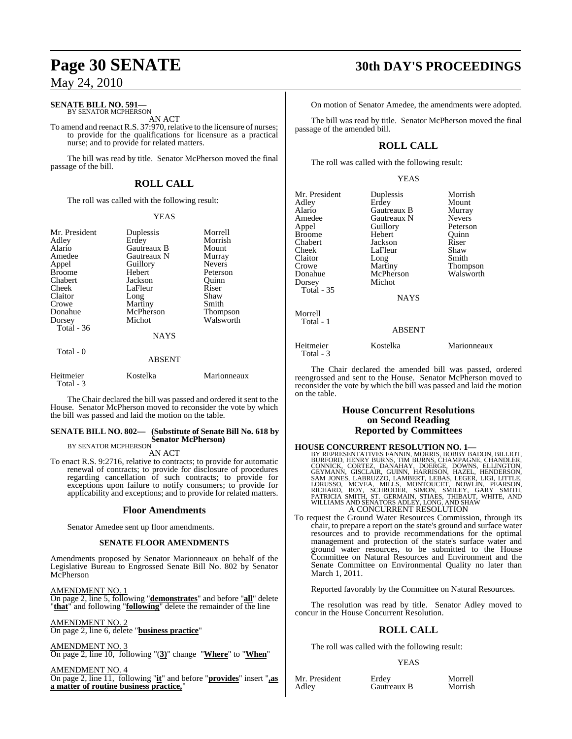**SENATE BILL NO. 591—**
BY SENATOR MCPHERSON

AN ACT

To amend and reenact R.S. 37:970, relative to the licensure of nurses; to provide for the qualifications for licensure as a practical nurse; and to provide for related matters.

The bill was read by title. Senator McPherson moved the final passage of the bill.

## ROLL CALL

The roll was called with the following result:

YEAS

| | | |
|---|---|---|
| Mr. President | Duplessis | Morrell |
| Adley | Erdey | Morrish |
| Alario | Gautreaux B | Mount |
| Amedee | Gautreaux N | Murray |
| Appel | Guillory | Nevers |
| Broome | Hebert | Peterson |
| Chabert | Jackson | Quinn |
| Cheek | LaFleur | Riser |
| Claitor | Long | Shaw |
| Crowe | Martiny | Smith |
| Donahue | McPherson | Thompson |
| Dorsey | Michot | Walsworth |
| Total - 36 | | |

NAYS

Total - 0

ABSENT

| | | |
|---|---|---|
| Heitmeier | Kostelka | Marionneaux |
| Total - 3 | | |

The Chair declared the bill was passed and ordered it sent to the House. Senator McPherson moved to reconsider the vote by which the bill was passed and laid the motion on the table.

**SENATE BILL NO. 802— (Substitute of Senate Bill No. 618 by Senator McPherson)**
BY SENATOR MCPHERSON

AN ACT

To enact R.S. 9:2716, relative to contracts; to provide for automatic renewal of contracts; to provide for disclosure of procedures regarding cancellation of such contracts; to provide for exceptions upon failure to notify consumers; to provide for applicability and exceptions; and to provide for related matters.

## Floor Amendments

Senator Amedee sent up floor amendments.

### SENATE FLOOR AMENDMENTS

Amendments proposed by Senator Marionneaux on behalf of the Legislative Bureau to Engrossed Senate Bill No. 802 by Senator McPherson

AMENDMENT NO. 1
On page 2, line 5, following "**demonstrates**" and before "**all**" delete "**that**" and following "**following**" delete the remainder of the line

AMENDMENT NO. 2
On page 2, line 6, delete "**business practice**"

AMENDMENT NO. 3
On page 2, line 10, following "(**3)**" change "**Where**" to "**When**"

AMENDMENT NO. 4
On page 2, line 11, following "**it**" and before "**provides**" insert "**,as a matter of routine business practice,**"

On motion of Senator Amedee, the amendments were adopted.

The bill was read by title. Senator McPherson moved the final passage of the amended bill.

## ROLL CALL

The roll was called with the following result:

YEAS

| | | |
|---|---|---|
| Mr. President | Duplessis | Morrish |
| Adley | Erdey | Mount |
| Alario | Gautreaux B | Murray |
| Amedee | Gautreaux N | Nevers |
| Appel | Guillory | Peterson |
| Broome | Hebert | Quinn |
| Chabert | Jackson | Riser |
| Cheek | LaFleur | Shaw |
| Claitor | Long | Smith |
| Crowe | Martiny | Thompson |
| Donahue | McPherson | Walsworth |
| Dorsey | Michot | |
| Total - 35 | | |

NAYS

Morrell
Total - 1

ABSENT

| | | |
|---|---|---|
| Heitmeier | Kostelka | Marionneaux |
| Total - 3 | | |

The Chair declared the amended bill was passed, ordered reengrossed and sent to the House. Senator McPherson moved to reconsider the vote by which the bill was passed and laid the motion on the table.

## House Concurrent Resolutions on Second Reading Reported by Committees

**HOUSE CONCURRENT RESOLUTION NO. 1—**
BY REPRESENTATIVES FANNIN, MORRIS, BOBBY BADON, BILLIOT, BURFORD, HENRY BURNS, TIM BURNS, CHAMPAGNE, CHANDLER, CONNICK, CORTEZ, DANAHAY, DOERGE, DOWNS, ELLINGTON, GEYMANN, GISCLAIR, GUINN, HARRISON, HAZEL, HENDERSON, SAM JONES, LABRUZZO, LAMBERT, LEBAS, LEGER, LIGI, LITTLE, LORUSSO, MCVEA, MILLS, MONTOUCET, NOWLIN, PEARSON, RICHARD, ROY, SCHRODER, SIMON, SMILEY, GARY SMITH, PATRICIA SMITH, ST. GERMAIN, STIAES, THIBAUT, WHITE, AND WILLIAMS AND SENATORS ADLEY, LONG, AND SHAW

A CONCURRENT RESOLUTION

To request the Ground Water Resources Commission, through its chair, to prepare a report on the state's ground and surface water resources and to provide recommendations for the optimal management and protection of the state's surface water and ground water resources, to be submitted to the House Committee on Natural Resources and Environment and the Senate Committee on Environmental Quality no later than March 1, 2011.

Reported favorably by the Committee on Natural Resources.

The resolution was read by title. Senator Adley moved to concur in the House Concurrent Resolution.

## ROLL CALL

The roll was called with the following result:

YEAS

| | | |
|---|---|---|
| Mr. President | Erdey | Morrell |
| Adley | Gautreaux B | Morrish |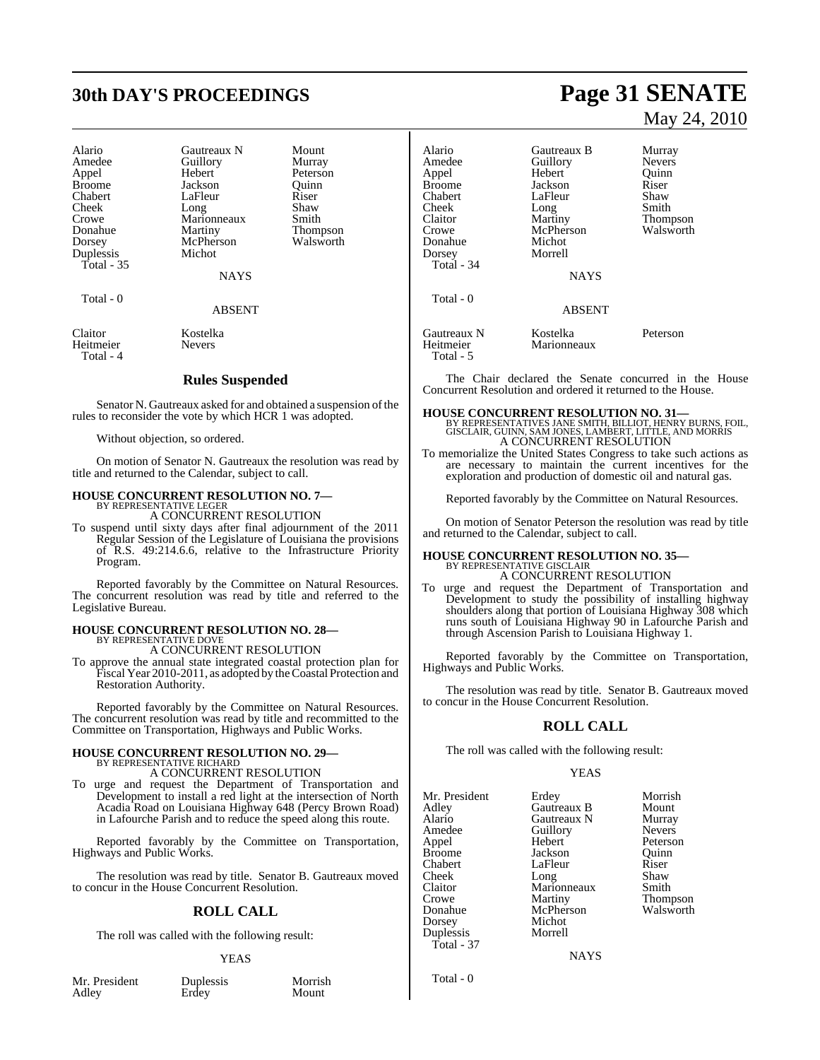| Alario | Gautreaux N | Mount |
|---|---|---|
| Amedee | Guillory | Murray |
| Appel | Hebert | Peterson |
| Broome | Jackson | Quinn |
| Chabert | LaFleur | Riser |
| Cheek | Long | Shaw |
| Crowe | Marionneaux | Smith |
| Donahue | Martiny | Thompson |
| Dorsey | McPherson | Walsworth |
| Duplessis | Michot | |
| Total - 35 | | |

NAYS

Total - 0

ABSENT

| Claitor | Kostelka |
|---|---|
| Heitmeier | Nevers |
| Total - 4 | |

## Rules Suspended

Senator N. Gautreaux asked for and obtained a suspension of the rules to reconsider the vote by which HCR 1 was adopted.

Without objection, so ordered.

On motion of Senator N. Gautreaux the resolution was read by title and returned to the Calendar, subject to call.

**HOUSE CONCURRENT RESOLUTION NO. 7—**
BY REPRESENTATIVE LEGER
A CONCURRENT RESOLUTION

To suspend until sixty days after final adjournment of the 2011 Regular Session of the Legislature of Louisiana the provisions of R.S. 49:214.6.6, relative to the Infrastructure Priority Program.

Reported favorably by the Committee on Natural Resources. The concurrent resolution was read by title and referred to the Legislative Bureau.

**HOUSE CONCURRENT RESOLUTION NO. 28—**
BY REPRESENTATIVE DOVE
A CONCURRENT RESOLUTION

To approve the annual state integrated coastal protection plan for Fiscal Year 2010-2011, as adopted by the Coastal Protection and Restoration Authority.

Reported favorably by the Committee on Natural Resources. The concurrent resolution was read by title and recommitted to the Committee on Transportation, Highways and Public Works.

**HOUSE CONCURRENT RESOLUTION NO. 29—**
BY REPRESENTATIVE RICHARD
A CONCURRENT RESOLUTION

To urge and request the Department of Transportation and Development to install a red light at the intersection of North Acadia Road on Louisiana Highway 648 (Percy Brown Road) in Lafourche Parish and to reduce the speed along this route.

Reported favorably by the Committee on Transportation, Highways and Public Works.

The resolution was read by title. Senator B. Gautreaux moved to concur in the House Concurrent Resolution.

## ROLL CALL

The roll was called with the following result:

YEAS

| Mr. President | Duplessis | Morrish |
|---|---|---|
| Adley | Erdey | Mount |
| Alario | Gautreaux B | Murray |
| Amedee | Guillory | Nevers |
| Appel | Hebert | Quinn |
| Broome | Jackson | Riser |
| Chabert | LaFleur | Shaw |
| Cheek | Long | Smith |
| Claitor | Martiny | Thompson |
| Crowe | McPherson | Walsworth |
| Donahue | Michot | |
| Dorsey | Morrell | |
| Total - 34 | | |

NAYS

Total - 0

ABSENT

| Gautreaux N | Kostelka | Peterson |
|---|---|---|
| Heitmeier | Marionneaux | |
| Total - 5 | | |

The Chair declared the Senate concurred in the House Concurrent Resolution and ordered it returned to the House.

**HOUSE CONCURRENT RESOLUTION NO. 31—**
BY REPRESENTATIVES JANE SMITH, BILLIOT, HENRY BURNS, FOIL, GISCLAIR, GUINN, SAM JONES, LAMBERT, LITTLE, AND MORRIS
A CONCURRENT RESOLUTION

To memorialize the United States Congress to take such actions as are necessary to maintain the current incentives for the exploration and production of domestic oil and natural gas.

Reported favorably by the Committee on Natural Resources.

On motion of Senator Peterson the resolution was read by title and returned to the Calendar, subject to call.

**HOUSE CONCURRENT RESOLUTION NO. 35—**
BY REPRESENTATIVE GISCLAIR
A CONCURRENT RESOLUTION

To urge and request the Department of Transportation and Development to study the possibility of installing highway shoulders along that portion of Louisiana Highway 308 which runs south of Louisiana Highway 90 in Lafourche Parish and through Ascension Parish to Louisiana Highway 1.

Reported favorably by the Committee on Transportation, Highways and Public Works.

The resolution was read by title. Senator B. Gautreaux moved to concur in the House Concurrent Resolution.

## ROLL CALL

The roll was called with the following result:

YEAS

| Mr. President | Erdey | Morrish |
|---|---|---|
| Adley | Gautreaux B | Mount |
| Alario | Gautreaux N | Murray |
| Amedee | Guillory | Nevers |
| Appel | Hebert | Peterson |
| Broome | Jackson | Quinn |
| Chabert | LaFleur | Riser |
| Cheek | Long | Shaw |
| Claitor | Marionneaux | Smith |
| Crowe | Martiny | Thompson |
| Donahue | McPherson | Walsworth |
| Dorsey | Michot | |
| Duplessis | Morrell | |
| Total - 37 | | |

NAYS

Total - 0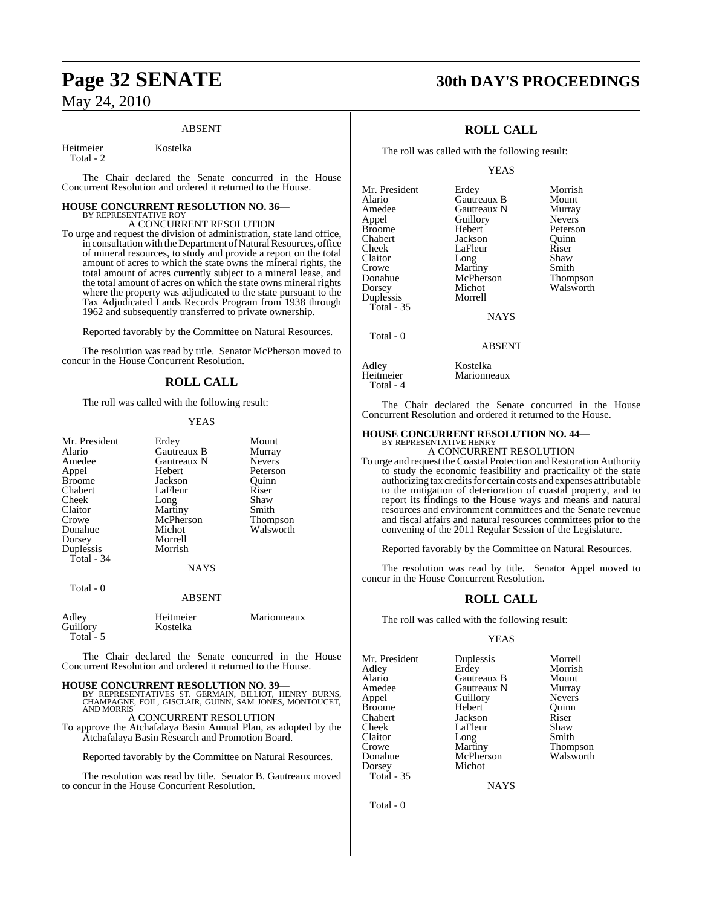### ABSENT

| | |
|---|---|
| Heitmeier | Kostelka |
| Total - 2 | |

The Chair declared the Senate concurred in the House Concurrent Resolution and ordered it returned to the House.

**HOUSE CONCURRENT RESOLUTION NO. 36—**
BY REPRESENTATIVE ROY

A CONCURRENT RESOLUTION

To urge and request the division of administration, state land office, in consultation with the Department of Natural Resources, office of mineral resources, to study and provide a report on the total amount of acres to which the state owns the mineral rights, the total amount of acres currently subject to a mineral lease, and the total amount of acres on which the state owns mineral rights where the property was adjudicated to the state pursuant to the Tax Adjudicated Lands Records Program from 1938 through 1962 and subsequently transferred to private ownership.

Reported favorably by the Committee on Natural Resources.

The resolution was read by title. Senator McPherson moved to concur in the House Concurrent Resolution.

## ROLL CALL

The roll was called with the following result:

### YEAS

| | | |
|---|---|---|
| Mr. President | Erdey | Mount |
| Alario | Gautreaux B | Murray |
| Amedee | Gautreaux N | Nevers |
| Appel | Hebert | Peterson |
| Broome | Jackson | Quinn |
| Chabert | LaFleur | Riser |
| Cheek | Long | Shaw |
| Claitor | Martiny | Smith |
| Crowe | McPherson | Thompson |
| Donahue | Michot | Walsworth |
| Dorsey | Morrell | |
| Duplessis | Morrish | |
| Total - 34 | | |

### NAYS

Total - 0

### ABSENT

| | | |
|---|---|---|
| Adley | Heitmeier | Marionneaux |
| Guillory | Kostelka | |
| Total - 5 | | |

The Chair declared the Senate concurred in the House Concurrent Resolution and ordered it returned to the House.

**HOUSE CONCURRENT RESOLUTION NO. 39—**
BY REPRESENTATIVES ST. GERMAIN, BILLIOT, HENRY BURNS, CHAMPAGNE, FOIL, GISCLAIR, GUINN, SAM JONES, MONTOUCET, AND MORRIS

A CONCURRENT RESOLUTION

To approve the Atchafalaya Basin Annual Plan, as adopted by the Atchafalaya Basin Research and Promotion Board.

Reported favorably by the Committee on Natural Resources.

The resolution was read by title. Senator B. Gautreaux moved to concur in the House Concurrent Resolution.

## ROLL CALL

The roll was called with the following result:

### YEAS

| | | |
|---|---|---|
| Mr. President | Erdey | Morrish |
| Alario | Gautreaux B | Mount |
| Amedee | Gautreaux N | Murray |
| Appel | Guillory | Nevers |
| Broome | Hebert | Peterson |
| Chabert | Jackson | Quinn |
| Cheek | LaFleur | Riser |
| Claitor | Long | Shaw |
| Crowe | Martiny | Smith |
| Donahue | McPherson | Thompson |
| Dorsey | Michot | Walsworth |
| Duplessis | Morrell | |
| Total - 35 | | |

### NAYS

Total - 0

### ABSENT

| | |
|---|---|
| Adley | Kostelka |
| Heitmeier | Marionneaux |
| Total - 4 | |

The Chair declared the Senate concurred in the House Concurrent Resolution and ordered it returned to the House.

**HOUSE CONCURRENT RESOLUTION NO. 44—**
BY REPRESENTATIVE HENRY

A CONCURRENT RESOLUTION

To urge and request the Coastal Protection and Restoration Authority to study the economic feasibility and practicality of the state authorizing tax credits for certain costs and expenses attributable to the mitigation of deterioration of coastal property, and to report its findings to the House ways and means and natural resources and environment committees and the Senate revenue and fiscal affairs and natural resources committees prior to the convening of the 2011 Regular Session of the Legislature.

Reported favorably by the Committee on Natural Resources.

The resolution was read by title. Senator Appel moved to concur in the House Concurrent Resolution.

## ROLL CALL

The roll was called with the following result:

### YEAS

| | | |
|---|---|---|
| Mr. President | Duplessis | Morrell |
| Adley | Erdey | Morrish |
| Alario | Gautreaux B | Mount |
| Amedee | Gautreaux N | Murray |
| Appel | Guillory | Nevers |
| Broome | Hebert | Quinn |
| Chabert | Jackson | Riser |
| Cheek | LaFleur | Shaw |
| Claitor | Long | Smith |
| Crowe | Martiny | Thompson |
| Donahue | McPherson | Walsworth |
| Dorsey | Michot | |
| Total - 35 | | |

### NAYS

Total - 0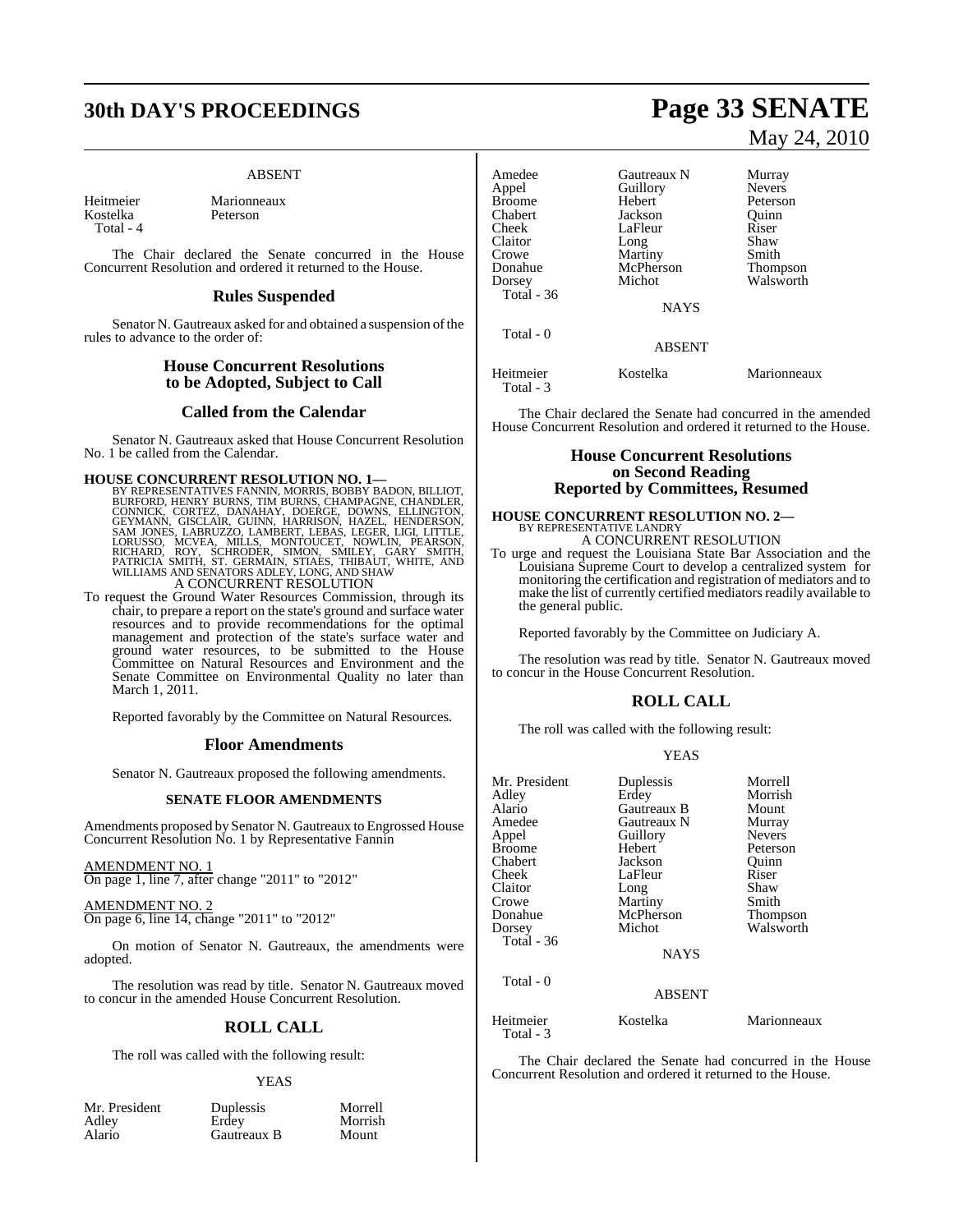ABSENT

| | |
|---|---|
| Heitmeier | Marionneaux |
| Kostelka | Peterson |
| Total - 4 | |

The Chair declared the Senate concurred in the House Concurrent Resolution and ordered it returned to the House.

## Rules Suspended

Senator N. Gautreaux asked for and obtained a suspension of the rules to advance to the order of:

## House Concurrent Resolutions to be Adopted, Subject to Call

## Called from the Calendar

Senator N. Gautreaux asked that House Concurrent Resolution No. 1 be called from the Calendar.

**HOUSE CONCURRENT RESOLUTION NO. 1—**
BY REPRESENTATIVES FANNIN, MORRIS, BOBBY BADON, BILLIOT, BURFORD, HENRY BURNS, TIM BURNS, CHAMPAGNE, CHANDLER, CONNICK, CORTEZ, DANAHAY, DOERGE, DOWNS, ELLINGTON, GEYMANN, GISCLAIR, GUINN, HARRISON, HAZEL, HENDERSON, SAM JONES, LABRUZZO, LAMBERT, LEBAS, LEGER, LIGI, LITTLE, LORUSSO, MCVEA, MILLS, MONTOUCET, NOWLIN, PEARSON, RICHARD, ROY, SCHRODER, SIMON, SMILEY, GARY SMITH, PATRICIA SMITH, ST. GERMAIN, STIAES, THIBAUT, WHITE, AND WILLIAMS AND SENATORS ADLEY, LONG, AND SHAW

A CONCURRENT RESOLUTION

To request the Ground Water Resources Commission, through its chair, to prepare a report on the state's ground and surface water resources and to provide recommendations for the optimal management and protection of the state's surface water and ground water resources, to be submitted to the House Committee on Natural Resources and Environment and the Senate Committee on Environmental Quality no later than March 1, 2011.

Reported favorably by the Committee on Natural Resources.

## Floor Amendments

Senator N. Gautreaux proposed the following amendments.

### SENATE FLOOR AMENDMENTS

Amendments proposed by Senator N. Gautreaux to Engrossed House Concurrent Resolution No. 1 by Representative Fannin

AMENDMENT NO. 1
On page 1, line 7, after change "2011" to "2012"

AMENDMENT NO. 2
On page 6, line 14, change "2011" to "2012"

On motion of Senator N. Gautreaux, the amendments were adopted.

The resolution was read by title. Senator N. Gautreaux moved to concur in the amended House Concurrent Resolution.

## ROLL CALL

The roll was called with the following result:

YEAS

| | | |
|---|---|---|
| Mr. President | Duplessis | Morrell |
| Adley | Erdey | Morrish |
| Alario | Gautreaux B | Mount |
| Amedee | Gautreaux N | Murray |
| Appel | Guillory | Nevers |
| Broome | Hebert | Peterson |
| Chabert | Jackson | Quinn |
| Cheek | LaFleur | Riser |
| Claitor | Long | Shaw |
| Crowe | Martiny | Smith |
| Donahue | McPherson | Thompson |
| Dorsey | Michot | Walsworth |
| Total - 36 | | |

NAYS

Total - 0

ABSENT

| | | |
|---|---|---|
| Heitmeier | Kostelka | Marionneaux |
| Total - 3 | | |

The Chair declared the Senate had concurred in the amended House Concurrent Resolution and ordered it returned to the House.

## House Concurrent Resolutions on Second Reading Reported by Committees, Resumed

**HOUSE CONCURRENT RESOLUTION NO. 2—**
BY REPRESENTATIVE LANDRY

A CONCURRENT RESOLUTION

To urge and request the Louisiana State Bar Association and the Louisiana Supreme Court to develop a centralized system for monitoring the certification and registration of mediators and to make the list of currently certified mediators readily available to the general public.

Reported favorably by the Committee on Judiciary A.

The resolution was read by title. Senator N. Gautreaux moved to concur in the House Concurrent Resolution.

## ROLL CALL

The roll was called with the following result:

YEAS

| | | |
|---|---|---|
| Mr. President | Duplessis | Morrell |
| Adley | Erdey | Morrish |
| Alario | Gautreaux B | Mount |
| Amedee | Gautreaux N | Murray |
| Appel | Guillory | Nevers |
| Broome | Hebert | Peterson |
| Chabert | Jackson | Quinn |
| Cheek | LaFleur | Riser |
| Claitor | Long | Shaw |
| Crowe | Martiny | Smith |
| Donahue | McPherson | Thompson |
| Dorsey | Michot | Walsworth |
| Total - 36 | | |

NAYS

Total - 0

ABSENT

| | | |
|---|---|---|
| Heitmeier | Kostelka | Marionneaux |
| Total - 3 | | |

The Chair declared the Senate had concurred in the House Concurrent Resolution and ordered it returned to the House.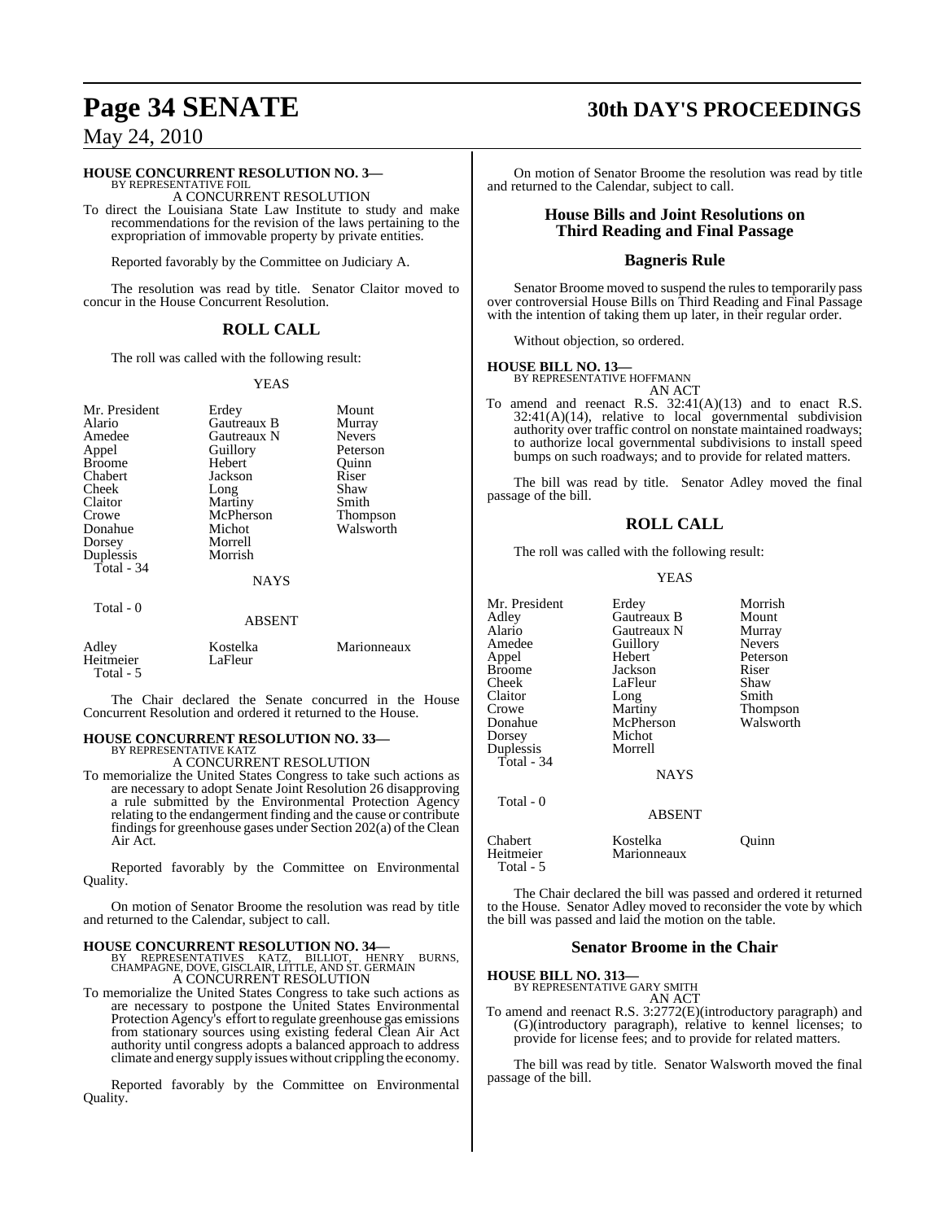**HOUSE CONCURRENT RESOLUTION NO. 3—**
BY REPRESENTATIVE FOIL
A CONCURRENT RESOLUTION

To direct the Louisiana State Law Institute to study and make recommendations for the revision of the laws pertaining to the expropriation of immovable property by private entities.

Reported favorably by the Committee on Judiciary A.

The resolution was read by title. Senator Claitor moved to concur in the House Concurrent Resolution.

## ROLL CALL

The roll was called with the following result:

YEAS

| | | |
|---|---|---|
| Mr. President | Erdey | Mount |
| Alario | Gautreaux B | Murray |
| Amedee | Gautreaux N | Nevers |
| Appel | Guillory | Peterson |
| Broome | Hebert | Quinn |
| Chabert | Jackson | Riser |
| Cheek | Long | Shaw |
| Claitor | Martiny | Smith |
| Crowe | McPherson | Thompson |
| Donahue | Michot | Walsworth |
| Dorsey | Morrell | |
| Duplessis | Morrish | |

Total - 34

NAYS

Total - 0

ABSENT

| | | |
|---|---|---|
| Adley | Kostelka | Marionneaux |
| Heitmeier | LaFleur | |

Total - 5

The Chair declared the Senate concurred in the House Concurrent Resolution and ordered it returned to the House.

**HOUSE CONCURRENT RESOLUTION NO. 33—**
BY REPRESENTATIVE KATZ
A CONCURRENT RESOLUTION

To memorialize the United States Congress to take such actions as are necessary to adopt Senate Joint Resolution 26 disapproving a rule submitted by the Environmental Protection Agency relating to the endangerment finding and the cause or contribute findings for greenhouse gases under Section 202(a) of the Clean Air Act.

Reported favorably by the Committee on Environmental Quality.

On motion of Senator Broome the resolution was read by title and returned to the Calendar, subject to call.

**HOUSE CONCURRENT RESOLUTION NO. 34—**
BY REPRESENTATIVES KATZ, BILLIOT, HENRY BURNS, CHAMPAGNE, DOVE, GISCLAIR, LITTLE, AND ST. GERMAIN
A CONCURRENT RESOLUTION

To memorialize the United States Congress to take such actions as are necessary to postpone the United States Environmental Protection Agency's effort to regulate greenhouse gas emissions from stationary sources using existing federal Clean Air Act authority until congress adopts a balanced approach to address climate and energy supply issues without crippling the economy.

Reported favorably by the Committee on Environmental Quality.

On motion of Senator Broome the resolution was read by title and returned to the Calendar, subject to call.

## House Bills and Joint Resolutions on Third Reading and Final Passage

## Bagneris Rule

Senator Broome moved to suspend the rules to temporarily pass over controversial House Bills on Third Reading and Final Passage with the intention of taking them up later, in their regular order.

Without objection, so ordered.

**HOUSE BILL NO. 13—**
BY REPRESENTATIVE HOFFMANN
AN ACT

To amend and reenact R.S. 32:41(A)(13) and to enact R.S. 32:41(A)(14), relative to local governmental subdivision authority over traffic control on nonstate maintained roadways; to authorize local governmental subdivisions to install speed bumps on such roadways; and to provide for related matters.

The bill was read by title. Senator Adley moved the final passage of the bill.

## ROLL CALL

The roll was called with the following result:

YEAS

| | | |
|---|---|---|
| Mr. President | Erdey | Morrish |
| Adley | Gautreaux B | Mount |
| Alario | Gautreaux N | Murray |
| Amedee | Guillory | Nevers |
| Appel | Hebert | Peterson |
| Broome | Jackson | Riser |
| Cheek | LaFleur | Shaw |
| Claitor | Long | Smith |
| Crowe | Martiny | Thompson |
| Donahue | McPherson | Walsworth |
| Dorsey | Michot | |
| Duplessis | Morrell | |

Total - 34

NAYS

Total - 0

ABSENT

| | | |
|---|---|---|
| Chabert | Kostelka | Quinn |
| Heitmeier | Marionneaux | |

Total - 5

The Chair declared the bill was passed and ordered it returned to the House. Senator Adley moved to reconsider the vote by which the bill was passed and laid the motion on the table.

## Senator Broome in the Chair

**HOUSE BILL NO. 313—**
BY REPRESENTATIVE GARY SMITH
AN ACT

To amend and reenact R.S. 3:2772(E)(introductory paragraph) and (G)(introductory paragraph), relative to kennel licenses; to provide for license fees; and to provide for related matters.

The bill was read by title. Senator Walsworth moved the final passage of the bill.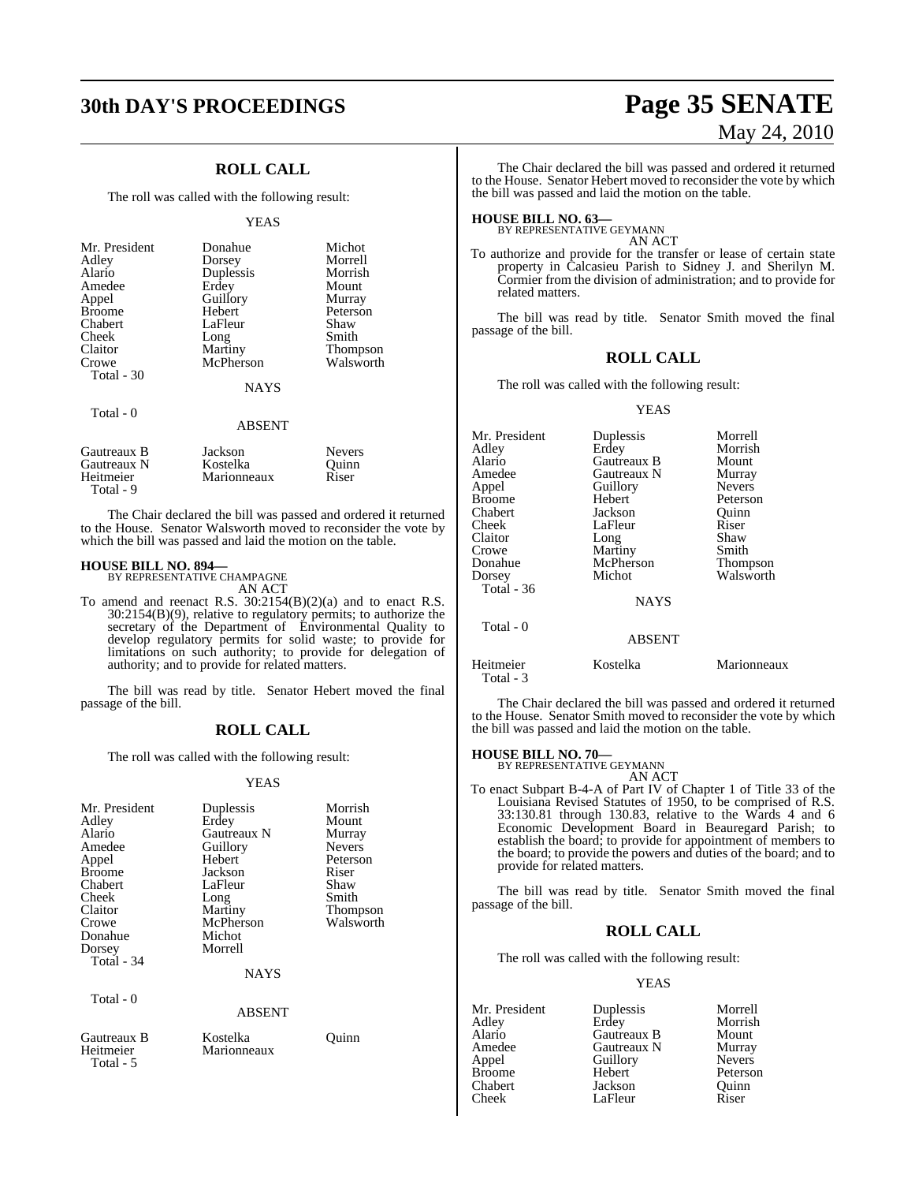## ROLL CALL

The roll was called with the following result:

YEAS

| | | |
|---|---|---|
| Mr. President | Donahue | Michot |
| Adley | Dorsey | Morrell |
| Alario | Duplessis | Morrish |
| Amedee | Erdey | Mount |
| Appel | Guillory | Murray |
| Broome | Hebert | Peterson |
| Chabert | LaFleur | Shaw |
| Cheek | Long | Smith |
| Claitor | Martiny | Thompson |
| Crowe | McPherson | Walsworth |
| Total - 30 | | |

NAYS

Total - 0

ABSENT

| | | |
|---|---|---|
| Gautreaux B | Jackson | Nevers |
| Gautreaux N | Kostelka | Quinn |
| Heitmeier | Marionneaux | Riser |
| Total - 9 | | |

The Chair declared the bill was passed and ordered it returned to the House. Senator Walsworth moved to reconsider the vote by which the bill was passed and laid the motion on the table.

**HOUSE BILL NO. 894—**
BY REPRESENTATIVE CHAMPAGNE
AN ACT

To amend and reenact R.S. 30:2154(B)(2)(a) and to enact R.S. 30:2154(B)(9), relative to regulatory permits; to authorize the secretary of the Department of Environmental Quality to develop regulatory permits for solid waste; to provide for limitations on such authority; to provide for delegation of authority; and to provide for related matters.

The bill was read by title. Senator Hebert moved the final passage of the bill.

## ROLL CALL

The roll was called with the following result:

YEAS

| | | |
|---|---|---|
| Mr. President | Duplessis | Morrish |
| Adley | Erdey | Mount |
| Alario | Gautreaux N | Murray |
| Amedee | Guillory | Nevers |
| Appel | Hebert | Peterson |
| Broome | Jackson | Riser |
| Chabert | LaFleur | Shaw |
| Cheek | Long | Smith |
| Claitor | Martiny | Thompson |
| Crowe | McPherson | Walsworth |
| Donahue | Michot | |
| Dorsey | Morrell | |
| Total - 34 | | |

NAYS

Total - 0

ABSENT

| | | |
|---|---|---|
| Gautreaux B | Kostelka | Quinn |
| Heitmeier | Marionneaux | |
| Total - 5 | | |

The Chair declared the bill was passed and ordered it returned to the House. Senator Hebert moved to reconsider the vote by which the bill was passed and laid the motion on the table.

**HOUSE BILL NO. 63—**
BY REPRESENTATIVE GEYMANN
AN ACT

To authorize and provide for the transfer or lease of certain state property in Calcasieu Parish to Sidney J. and Sherilyn M. Cormier from the division of administration; and to provide for related matters.

The bill was read by title. Senator Smith moved the final passage of the bill.

## ROLL CALL

The roll was called with the following result:

YEAS

| | | |
|---|---|---|
| Mr. President | Duplessis | Morrell |
| Adley | Erdey | Morrish |
| Alario | Gautreaux B | Mount |
| Amedee | Gautreaux N | Murray |
| Appel | Guillory | Nevers |
| Broome | Hebert | Peterson |
| Chabert | Jackson | Quinn |
| Cheek | LaFleur | Riser |
| Claitor | Long | Shaw |
| Crowe | Martiny | Smith |
| Donahue | McPherson | Thompson |
| Dorsey | Michot | Walsworth |
| Total - 36 | | |

NAYS

Total - 0

ABSENT

| | | |
|---|---|---|
| Heitmeier | Kostelka | Marionneaux |
| Total - 3 | | |

The Chair declared the bill was passed and ordered it returned to the House. Senator Smith moved to reconsider the vote by which the bill was passed and laid the motion on the table.

**HOUSE BILL NO. 70—**
BY REPRESENTATIVE GEYMANN
AN ACT

To enact Subpart B-4-A of Part IV of Chapter 1 of Title 33 of the Louisiana Revised Statutes of 1950, to be comprised of R.S. 33:130.81 through 130.83, relative to the Wards 4 and 6 Economic Development Board in Beauregard Parish; to establish the board; to provide for appointment of members to the board; to provide the powers and duties of the board; and to provide for related matters.

The bill was read by title. Senator Smith moved the final passage of the bill.

## ROLL CALL

The roll was called with the following result:

YEAS

| | | |
|---|---|---|
| Mr. President | Duplessis | Morrell |
| Adley | Erdey | Morrish |
| Alario | Gautreaux B | Mount |
| Amedee | Gautreaux N | Murray |
| Appel | Guillory | Nevers |
| Broome | Hebert | Peterson |
| Chabert | Jackson | Quinn |
| Cheek | LaFleur | Riser |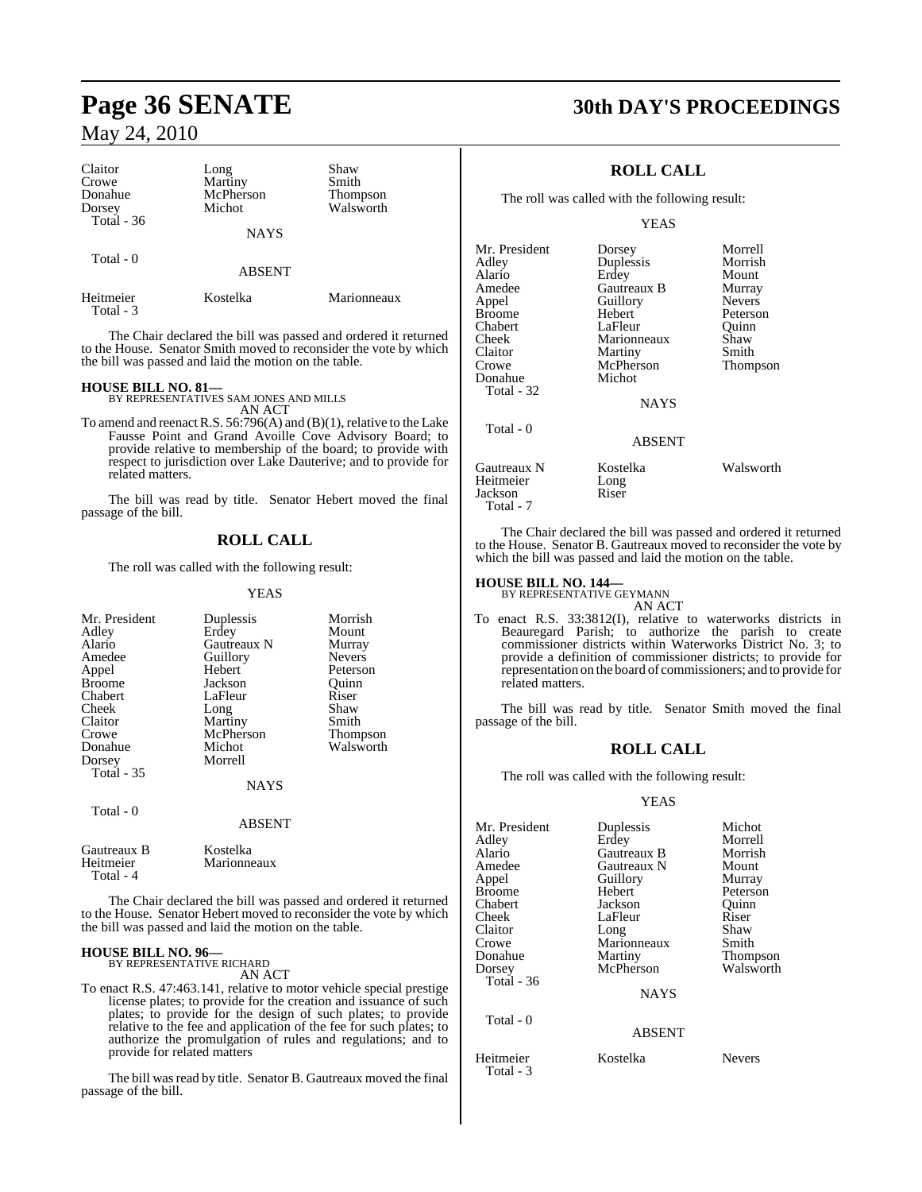| | | |
|---|---|---|
| Claitor | Long | Shaw |
| Crowe | Martiny | Smith |
| Donahue | McPherson | Thompson |
| Dorsey | Michot | Walsworth |
| Total - 36 | | |

NAYS

Total - 0

ABSENT

| | | |
|---|---|---|
| Heitmeier | Kostelka | Marionneaux |
| Total - 3 | | |

The Chair declared the bill was passed and ordered it returned to the House. Senator Smith moved to reconsider the vote by which the bill was passed and laid the motion on the table.

**HOUSE BILL NO. 81—**
BY REPRESENTATIVES SAM JONES AND MILLS
AN ACT

To amend and reenact R.S. 56:796(A) and (B)(1), relative to the Lake Fausse Point and Grand Avoille Cove Advisory Board; to provide relative to membership of the board; to provide with respect to jurisdiction over Lake Dauterive; and to provide for related matters.

The bill was read by title. Senator Hebert moved the final passage of the bill.

## ROLL CALL

The roll was called with the following result:

YEAS

| | | |
|---|---|---|
| Mr. President | Duplessis | Morrish |
| Adley | Erdey | Mount |
| Alario | Gautreaux N | Murray |
| Amedee | Guillory | Nevers |
| Appel | Hebert | Peterson |
| Broome | Jackson | Quinn |
| Chabert | LaFleur | Riser |
| Cheek | Long | Shaw |
| Claitor | Martiny | Smith |
| Crowe | McPherson | Thompson |
| Donahue | Michot | Walsworth |
| Dorsey | Morrell | |
| Total - 35 | | |

NAYS

Total - 0

ABSENT

| | |
|---|---|
| Gautreaux B | Kostelka |
| Heitmeier | Marionneaux |
| Total - 4 | |

The Chair declared the bill was passed and ordered it returned to the House. Senator Hebert moved to reconsider the vote by which the bill was passed and laid the motion on the table.

**HOUSE BILL NO. 96—**
BY REPRESENTATIVE RICHARD
AN ACT

To enact R.S. 47:463.141, relative to motor vehicle special prestige license plates; to provide for the creation and issuance of such plates; to provide for the design of such plates; to provide relative to the fee and application of the fee for such plates; to authorize the promulgation of rules and regulations; and to provide for related matters

The bill was read by title. Senator B. Gautreaux moved the final passage of the bill.

## ROLL CALL

The roll was called with the following result:

YEAS

| | | |
|---|---|---|
| Mr. President | Dorsey | Morrell |
| Adley | Duplessis | Morrish |
| Alario | Erdey | Mount |
| Amedee | Gautreaux B | Murray |
| Appel | Guillory | Nevers |
| Broome | Hebert | Peterson |
| Chabert | LaFleur | Quinn |
| Cheek | Marionneaux | Shaw |
| Claitor | Martiny | Smith |
| Crowe | McPherson | Thompson |
| Donahue | Michot | |
| Total - 32 | | |

NAYS

Total - 0

ABSENT

| | | |
|---|---|---|
| Gautreaux N | Kostelka | Walsworth |
| Heitmeier | Long | |
| Jackson | Riser | |
| Total - 7 | | |

The Chair declared the bill was passed and ordered it returned to the House. Senator B. Gautreaux moved to reconsider the vote by which the bill was passed and laid the motion on the table.

**HOUSE BILL NO. 144—**
BY REPRESENTATIVE GEYMANN
AN ACT

To enact R.S. 33:3812(I), relative to waterworks districts in Beauregard Parish; to authorize the parish to create commissioner districts within Waterworks District No. 3; to provide a definition of commissioner districts; to provide for representation on the board of commissioners; and to provide for related matters.

The bill was read by title. Senator Smith moved the final passage of the bill.

## ROLL CALL

The roll was called with the following result:

YEAS

| | | |
|---|---|---|
| Mr. President | Duplessis | Michot |
| Adley | Erdey | Morrell |
| Alario | Gautreaux B | Morrish |
| Amedee | Gautreaux N | Mount |
| Appel | Guillory | Murray |
| Broome | Hebert | Peterson |
| Chabert | Jackson | Quinn |
| Cheek | LaFleur | Riser |
| Claitor | Long | Shaw |
| Crowe | Marionneaux | Smith |
| Donahue | Martiny | Thompson |
| Dorsey | McPherson | Walsworth |
| Total - 36 | | |

NAYS

Total - 0

ABSENT

| | | |
|---|---|---|
| Heitmeier | Kostelka | Nevers |
| Total - 3 | | |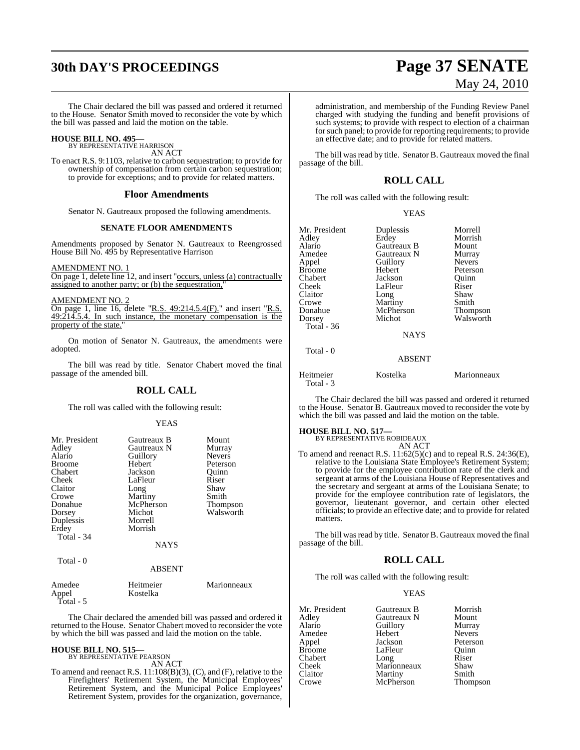The Chair declared the bill was passed and ordered it returned to the House. Senator Smith moved to reconsider the vote by which the bill was passed and laid the motion on the table.

**HOUSE BILL NO. 495—**
BY REPRESENTATIVE HARRISON
AN ACT

To enact R.S. 9:1103, relative to carbon sequestration; to provide for ownership of compensation from certain carbon sequestration; to provide for exceptions; and to provide for related matters.

## Floor Amendments

Senator N. Gautreaux proposed the following amendments.

### SENATE FLOOR AMENDMENTS

Amendments proposed by Senator N. Gautreaux to Reengrossed House Bill No. 495 by Representative Harrison

AMENDMENT NO. 1
On page 1, delete line 12, and insert "occurs, unless (a) contractually assigned to another party; or (b) the sequestration,"

AMENDMENT NO. 2
On page 1, line 16, delete "R.S. 49:214.5.4(F)." and insert "R.S. 49:214.5.4. In such instance, the monetary compensation is the property of the state."

On motion of Senator N. Gautreaux, the amendments were adopted.

The bill was read by title. Senator Chabert moved the final passage of the amended bill.

## ROLL CALL

The roll was called with the following result:

YEAS

| | | |
|---|---|---|
| Mr. President | Gautreaux B | Mount |
| Adley | Gautreaux N | Murray |
| Alario | Guillory | Nevers |
| Broome | Hebert | Peterson |
| Chabert | Jackson | Quinn |
| Cheek | LaFleur | Riser |
| Claitor | Long | Shaw |
| Crowe | Martiny | Smith |
| Donahue | McPherson | Thompson |
| Dorsey | Michot | Walsworth |
| Duplessis | Morrell | |
| Erdey | Morrish | |
| Total - 34 | | |

NAYS

Total - 0

ABSENT

| | | |
|---|---|---|
| Amedee | Heitmeier | Marionneaux |
| Appel | Kostelka | |
| Total - 5 | | |

The Chair declared the amended bill was passed and ordered it returned to the House. Senator Chabert moved to reconsider the vote by which the bill was passed and laid the motion on the table.

**HOUSE BILL NO. 515—**
BY REPRESENTATIVE PEARSON
AN ACT

To amend and reenact R.S. 11:108(B)(3), (C), and (F), relative to the Firefighters' Retirement System, the Municipal Employees' Retirement System, and the Municipal Police Employees' Retirement System, provides for the organization, governance, administration, and membership of the Funding Review Panel charged with studying the funding and benefit provisions of such systems; to provide with respect to election of a chairman for such panel; to provide for reporting requirements; to provide an effective date; and to provide for related matters.

The bill was read by title. Senator B. Gautreaux moved the final passage of the bill.

## ROLL CALL

The roll was called with the following result:

YEAS

| | | |
|---|---|---|
| Mr. President | Duplessis | Morrell |
| Adley | Erdey | Morrish |
| Alario | Gautreaux B | Mount |
| Amedee | Gautreaux N | Murray |
| Appel | Guillory | Nevers |
| Broome | Hebert | Peterson |
| Chabert | Jackson | Quinn |
| Cheek | LaFleur | Riser |
| Claitor | Long | Shaw |
| Crowe | Martiny | Smith |
| Donahue | McPherson | Thompson |
| Dorsey | Michot | Walsworth |
| Total - 36 | | |

NAYS

Total - 0

ABSENT

| | | |
|---|---|---|
| Heitmeier | Kostelka | Marionneaux |
| Total - 3 | | |

The Chair declared the bill was passed and ordered it returned to the House. Senator B. Gautreaux moved to reconsider the vote by which the bill was passed and laid the motion on the table.

**HOUSE BILL NO. 517—**
BY REPRESENTATIVE ROBIDEAUX
AN ACT

To amend and reenact R.S. 11:62(5)(c) and to repeal R.S. 24:36(E), relative to the Louisiana State Employee's Retirement System; to provide for the employee contribution rate of the clerk and sergeant at arms of the Louisiana House of Representatives and the secretary and sergeant at arms of the Louisiana Senate; to provide for the employee contribution rate of legislators, the governor, lieutenant governor, and certain other elected officials; to provide an effective date; and to provide for related matters.

The bill was read by title. Senator B. Gautreaux moved the final passage of the bill.

## ROLL CALL

The roll was called with the following result:

YEAS

| | | |
|---|---|---|
| Mr. President | Gautreaux B | Morrish |
| Adley | Gautreaux N | Mount |
| Alario | Guillory | Murray |
| Amedee | Hebert | Nevers |
| Appel | Jackson | Peterson |
| Broome | LaFleur | Quinn |
| Chabert | Long | Riser |
| Cheek | Marionneaux | Shaw |
| Claitor | Martiny | Smith |
| Crowe | McPherson | Thompson |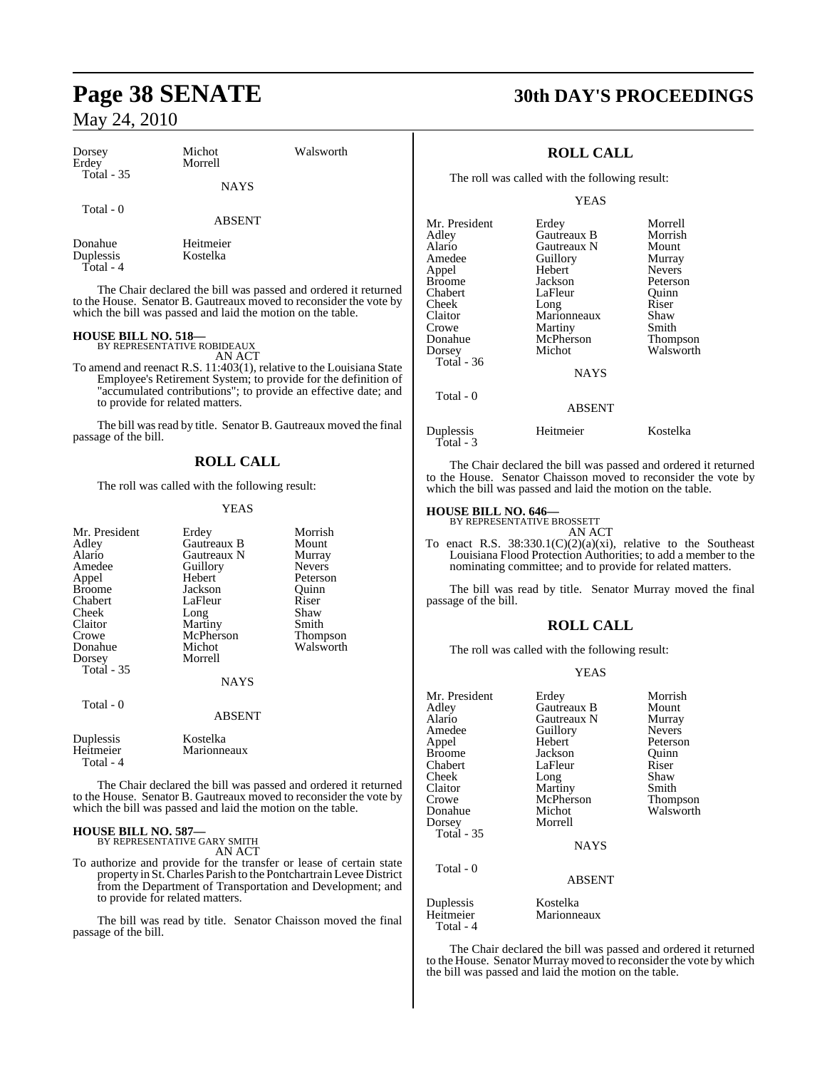| | | |
|---|---|---|
| Dorsey | Michot | Walsworth |
| Erdey | Morrell | |
| Total - 35 | | |

NAYS

Total - 0

ABSENT

| | |
|---|---|
| Donahue | Heitmeier |
| Duplessis | Kostelka |
| Total - 4 | |

The Chair declared the bill was passed and ordered it returned to the House. Senator B. Gautreaux moved to reconsider the vote by which the bill was passed and laid the motion on the table.

**HOUSE BILL NO. 518—**
BY REPRESENTATIVE ROBIDEAUX
AN ACT

To amend and reenact R.S. 11:403(1), relative to the Louisiana State Employee's Retirement System; to provide for the definition of "accumulated contributions"; to provide an effective date; and to provide for related matters.

The bill was read by title. Senator B. Gautreaux moved the final passage of the bill.

## ROLL CALL

The roll was called with the following result:

YEAS

| | | |
|---|---|---|
| Mr. President | Erdey | Morrish |
| Adley | Gautreaux B | Mount |
| Alario | Gautreaux N | Murray |
| Amedee | Guillory | Nevers |
| Appel | Hebert | Peterson |
| Broome | Jackson | Quinn |
| Chabert | LaFleur | Riser |
| Cheek | Long | Shaw |
| Claitor | Martiny | Smith |
| Crowe | McPherson | Thompson |
| Donahue | Michot | Walsworth |
| Dorsey | Morrell | |
| Total - 35 | | |

NAYS

Total - 0

ABSENT

| | |
|---|---|
| Duplessis | Kostelka |
| Heitmeier | Marionneaux |
| Total - 4 | |

The Chair declared the bill was passed and ordered it returned to the House. Senator B. Gautreaux moved to reconsider the vote by which the bill was passed and laid the motion on the table.

**HOUSE BILL NO. 587—**
BY REPRESENTATIVE GARY SMITH
AN ACT

To authorize and provide for the transfer or lease of certain state property in St. Charles Parish to the Pontchartrain Levee District from the Department of Transportation and Development; and to provide for related matters.

The bill was read by title. Senator Chaisson moved the final passage of the bill.

## ROLL CALL

The roll was called with the following result:

YEAS

| | | |
|---|---|---|
| Mr. President | Erdey | Morrell |
| Adley | Gautreaux B | Morrish |
| Alario | Gautreaux N | Mount |
| Amedee | Guillory | Murray |
| Appel | Hebert | Nevers |
| Broome | Jackson | Peterson |
| Chabert | LaFleur | Quinn |
| Cheek | Long | Riser |
| Claitor | Marionneaux | Shaw |
| Crowe | Martiny | Smith |
| Donahue | McPherson | Thompson |
| Dorsey | Michot | Walsworth |
| Total - 36 | | |

NAYS

Total - 0

ABSENT

| | | |
|---|---|---|
| Duplessis | Heitmeier | Kostelka |
| Total - 3 | | |

The Chair declared the bill was passed and ordered it returned to the House. Senator Chaisson moved to reconsider the vote by which the bill was passed and laid the motion on the table.

**HOUSE BILL NO. 646—**
BY REPRESENTATIVE BROSSETT
AN ACT

To enact R.S. 38:330.1(C)(2)(a)(xi), relative to the Southeast Louisiana Flood Protection Authorities; to add a member to the nominating committee; and to provide for related matters.

The bill was read by title. Senator Murray moved the final passage of the bill.

## ROLL CALL

The roll was called with the following result:

YEAS

| | | |
|---|---|---|
| Mr. President | Erdey | Morrish |
| Adley | Gautreaux B | Mount |
| Alario | Gautreaux N | Murray |
| Amedee | Guillory | Nevers |
| Appel | Hebert | Peterson |
| Broome | Jackson | Quinn |
| Chabert | LaFleur | Riser |
| Cheek | Long | Shaw |
| Claitor | Martiny | Smith |
| Crowe | McPherson | Thompson |
| Donahue | Michot | Walsworth |
| Dorsey | Morrell | |
| Total - 35 | | |

NAYS

Total - 0

ABSENT

| | |
|---|---|
| Duplessis | Kostelka |
| Heitmeier | Marionneaux |
| Total - 4 | |

The Chair declared the bill was passed and ordered it returned to the House. Senator Murray moved to reconsider the vote by which the bill was passed and laid the motion on the table.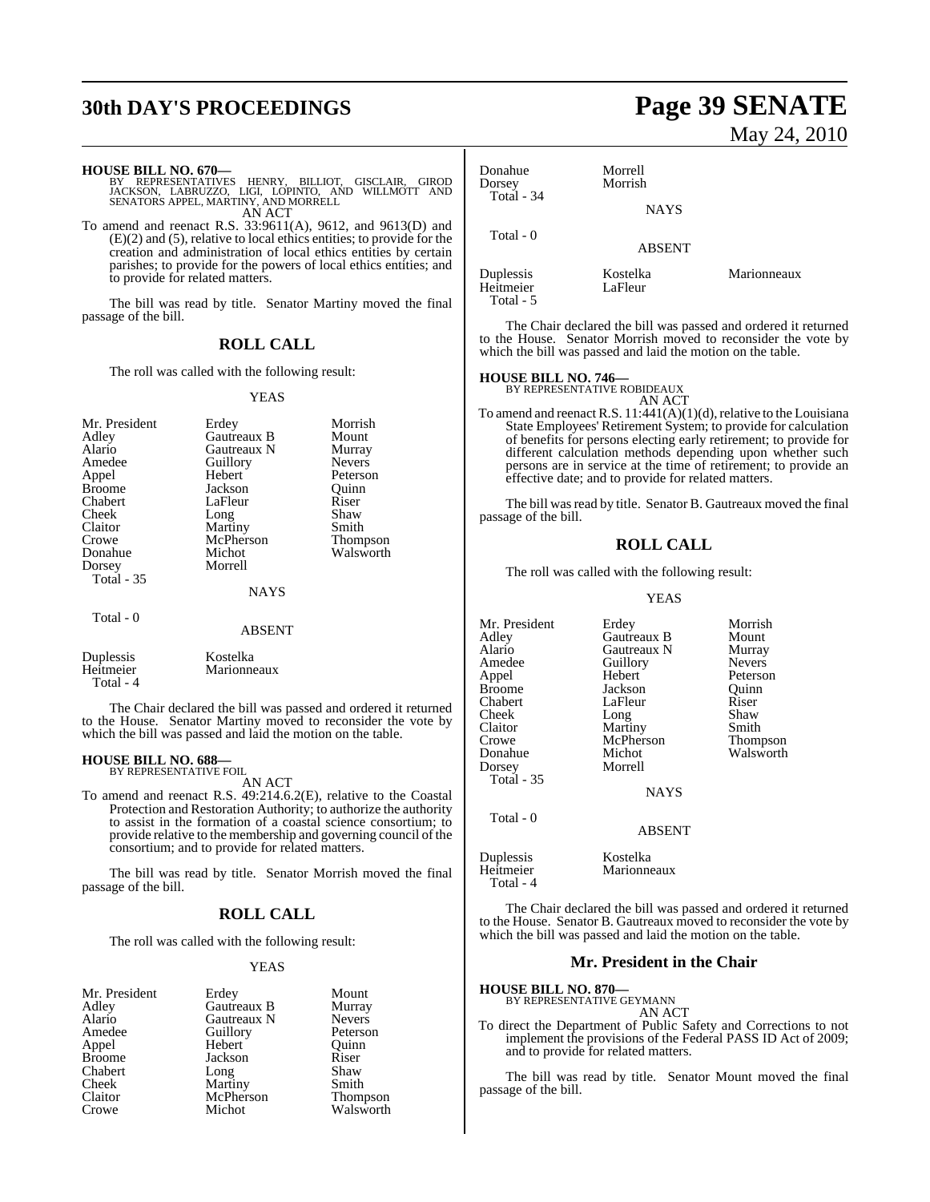**HOUSE BILL NO. 670—**
BY REPRESENTATIVES HENRY, BILLIOT, GISCLAIR, GIROD JACKSON, LABRUZZO, LIGI, LOPINTO, AND WILLMOTT AND SENATORS APPEL, MARTINY, AND MORRELL
AN ACT

To amend and reenact R.S. 33:9611(A), 9612, and 9613(D) and (E)(2) and (5), relative to local ethics entities; to provide for the creation and administration of local ethics entities by certain parishes; to provide for the powers of local ethics entities; and to provide for related matters.

The bill was read by title. Senator Martiny moved the final passage of the bill.

## ROLL CALL

The roll was called with the following result:

YEAS

| | | |
|---|---|---|
| Mr. President | Erdey | Morrish |
| Adley | Gautreaux B | Mount |
| Alario | Gautreaux N | Murray |
| Amedee | Guillory | Nevers |
| Appel | Hebert | Peterson |
| Broome | Jackson | Quinn |
| Chabert | LaFleur | Riser |
| Cheek | Long | Shaw |
| Claitor | Martiny | Smith |
| Crowe | McPherson | Thompson |
| Donahue | Michot | Walsworth |
| Dorsey | Morrell | |
| Total - 35 | | |

NAYS

Total - 0

ABSENT

| | |
|---|---|
| Duplessis | Kostelka |
| Heitmeier | Marionneaux |
| Total - 4 | |

The Chair declared the bill was passed and ordered it returned to the House. Senator Martiny moved to reconsider the vote by which the bill was passed and laid the motion on the table.

**HOUSE BILL NO. 688—**
BY REPRESENTATIVE FOIL
AN ACT

To amend and reenact R.S. 49:214.6.2(E), relative to the Coastal Protection and Restoration Authority; to authorize the authority to assist in the formation of a coastal science consortium; to provide relative to the membership and governing council of the consortium; and to provide for related matters.

The bill was read by title. Senator Morrish moved the final passage of the bill.

## ROLL CALL

The roll was called with the following result:

YEAS

| | | |
|---|---|---|
| Mr. President | Erdey | Mount |
| Adley | Gautreaux B | Murray |
| Alario | Gautreaux N | Nevers |
| Amedee | Guillory | Peterson |
| Appel | Hebert | Quinn |
| Broome | Jackson | Riser |
| Chabert | Long | Shaw |
| Cheek | Martiny | Smith |
| Claitor | McPherson | Thompson |
| Crowe | Michot | Walsworth |
| Donahue | Morrell | |
| Dorsey | Morrish | |
| Total - 34 | | |

NAYS

Total - 0

ABSENT

| | | |
|---|---|---|
| Duplessis | Kostelka | Marionneaux |
| Heitmeier | LaFleur | |
| Total - 5 | | |

The Chair declared the bill was passed and ordered it returned to the House. Senator Morrish moved to reconsider the vote by which the bill was passed and laid the motion on the table.

**HOUSE BILL NO. 746—**
BY REPRESENTATIVE ROBIDEAUX
AN ACT

To amend and reenact R.S. 11:441(A)(1)(d), relative to the Louisiana State Employees' Retirement System; to provide for calculation of benefits for persons electing early retirement; to provide for different calculation methods depending upon whether such persons are in service at the time of retirement; to provide an effective date; and to provide for related matters.

The bill was read by title. Senator B. Gautreaux moved the final passage of the bill.

## ROLL CALL

The roll was called with the following result:

YEAS

| | | |
|---|---|---|
| Mr. President | Erdey | Morrish |
| Adley | Gautreaux B | Mount |
| Alario | Gautreaux N | Murray |
| Amedee | Guillory | Nevers |
| Appel | Hebert | Peterson |
| Broome | Jackson | Quinn |
| Chabert | LaFleur | Riser |
| Cheek | Long | Shaw |
| Claitor | Martiny | Smith |
| Crowe | McPherson | Thompson |
| Donahue | Michot | Walsworth |
| Dorsey | Morrell | |
| Total - 35 | | |

NAYS

Total - 0

ABSENT

| | |
|---|---|
| Duplessis | Kostelka |
| Heitmeier | Marionneaux |
| Total - 4 | |

The Chair declared the bill was passed and ordered it returned to the House. Senator B. Gautreaux moved to reconsider the vote by which the bill was passed and laid the motion on the table.

## Mr. President in the Chair

**HOUSE BILL NO. 870—**
BY REPRESENTATIVE GEYMANN
AN ACT

To direct the Department of Public Safety and Corrections to not implement the provisions of the Federal PASS ID Act of 2009; and to provide for related matters.

The bill was read by title. Senator Mount moved the final passage of the bill.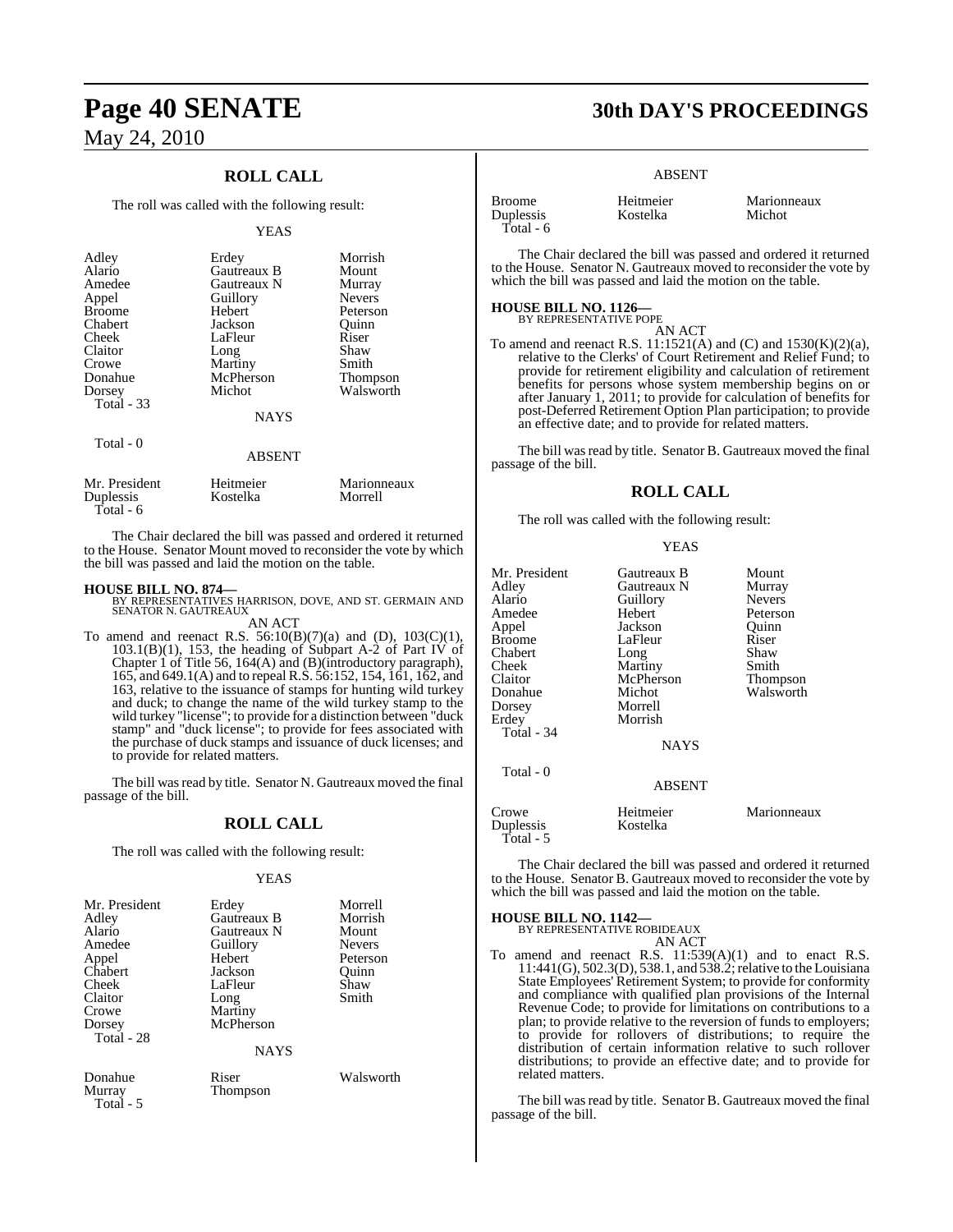## ROLL CALL

The roll was called with the following result:

YEAS

| | | |
|---|---|---|
| Adley | Erdey | Morrish |
| Alario | Gautreaux B | Mount |
| Amedee | Gautreaux N | Murray |
| Appel | Guillory | Nevers |
| Broome | Hebert | Peterson |
| Chabert | Jackson | Quinn |
| Cheek | LaFleur | Riser |
| Claitor | Long | Shaw |
| Crowe | Martiny | Smith |
| Donahue | McPherson | Thompson |
| Dorsey | Michot | Walsworth |
| Total - 33 | | |

NAYS

Total - 0

ABSENT

| | | |
|---|---|---|
| Mr. President | Heitmeier | Marionneaux |
| Duplessis | Kostelka | Morrell |
| Total - 6 | | |

The Chair declared the bill was passed and ordered it returned to the House. Senator Mount moved to reconsider the vote by which the bill was passed and laid the motion on the table.

**HOUSE BILL NO. 874—**
BY REPRESENTATIVES HARRISON, DOVE, AND ST. GERMAIN AND SENATOR N. GAUTREAUX
AN ACT

To amend and reenact R.S. 56:10(B)(7)(a) and (D), 103(C)(1), 103.1(B)(1), 153, the heading of Subpart A-2 of Part IV of Chapter 1 of Title 56, 164(A) and (B)(introductory paragraph), 165, and 649.1(A) and to repeal R.S. 56:152, 154, 161, 162, and 163, relative to the issuance of stamps for hunting wild turkey and duck; to change the name of the wild turkey stamp to the wild turkey "license"; to provide for a distinction between "duck stamp" and "duck license"; to provide for fees associated with the purchase of duck stamps and issuance of duck licenses; and to provide for related matters.

The bill was read by title. Senator N. Gautreaux moved the final passage of the bill.

## ROLL CALL

The roll was called with the following result:

YEAS

| | | |
|---|---|---|
| Mr. President | Erdey | Morrell |
| Adley | Gautreaux B | Morrish |
| Alario | Gautreaux N | Mount |
| Amedee | Guillory | Nevers |
| Appel | Hebert | Peterson |
| Chabert | Jackson | Quinn |
| Cheek | LaFleur | Shaw |
| Claitor | Long | Smith |
| Crowe | Martiny | |
| Dorsey | McPherson | |
| Total - 28 | | |

NAYS

| | | |
|---|---|---|
| Donahue | Riser | Walsworth |
| Murray | Thompson | |
| Total - 5 | | |

ABSENT

| | | |
|---|---|---|
| Broome | Heitmeier | Marionneaux |
| Duplessis | Kostelka | Michot |
| Total - 6 | | |

The Chair declared the bill was passed and ordered it returned to the House. Senator N. Gautreaux moved to reconsider the vote by which the bill was passed and laid the motion on the table.

**HOUSE BILL NO. 1126—**
BY REPRESENTATIVE POPE
AN ACT

To amend and reenact R.S. 11:1521(A) and (C) and 1530(K)(2)(a), relative to the Clerks' of Court Retirement and Relief Fund; to provide for retirement eligibility and calculation of retirement benefits for persons whose system membership begins on or after January 1, 2011; to provide for calculation of benefits for post-Deferred Retirement Option Plan participation; to provide an effective date; and to provide for related matters.

The bill was read by title. Senator B. Gautreaux moved the final passage of the bill.

## ROLL CALL

The roll was called with the following result:

YEAS

| | | |
|---|---|---|
| Mr. President | Gautreaux B | Mount |
| Adley | Gautreaux N | Murray |
| Alario | Guillory | Nevers |
| Amedee | Hebert | Peterson |
| Appel | Jackson | Quinn |
| Broome | LaFleur | Riser |
| Chabert | Long | Shaw |
| Cheek | Martiny | Smith |
| Claitor | McPherson | Thompson |
| Donahue | Michot | Walsworth |
| Dorsey | Morrell | |
| Erdey | Morrish | |
| Total - 34 | | |

NAYS

Total - 0

ABSENT

| | | |
|---|---|---|
| Crowe | Heitmeier | Marionneaux |
| Duplessis | Kostelka | |
| Total - 5 | | |

The Chair declared the bill was passed and ordered it returned to the House. Senator B. Gautreaux moved to reconsider the vote by which the bill was passed and laid the motion on the table.

**HOUSE BILL NO. 1142—**
BY REPRESENTATIVE ROBIDEAUX
AN ACT

To amend and reenact R.S. 11:539(A)(1) and to enact R.S. 11:441(G), 502.3(D), 538.1, and 538.2; relative to the Louisiana State Employees' Retirement System; to provide for conformity and compliance with qualified plan provisions of the Internal Revenue Code; to provide for limitations on contributions to a plan; to provide relative to the reversion of funds to employers; to provide for rollovers of distributions; to require the distribution of certain information relative to such rollover distributions; to provide an effective date; and to provide for related matters.

The bill was read by title. Senator B. Gautreaux moved the final passage of the bill.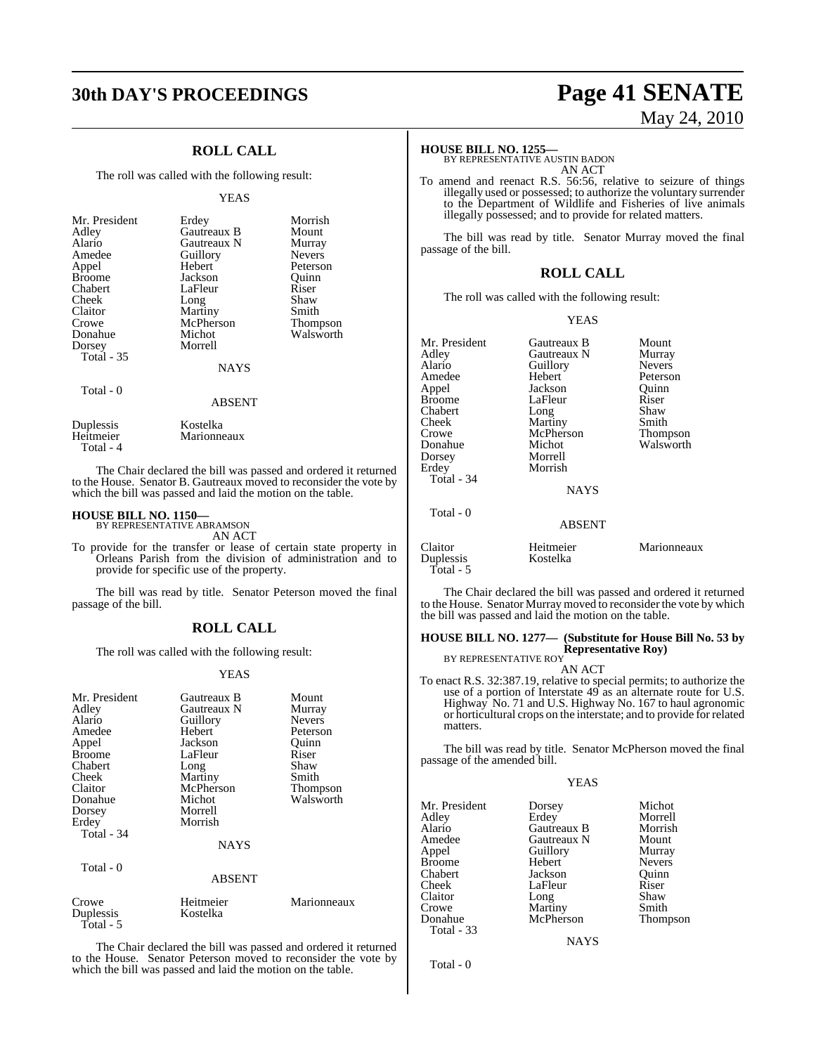## ROLL CALL

The roll was called with the following result:

YEAS

| | | |
|---|---|---|
| Mr. President | Erdey | Morrish |
| Adley | Gautreaux B | Mount |
| Alario | Gautreaux N | Murray |
| Amedee | Guillory | Nevers |
| Appel | Hebert | Peterson |
| Broome | Jackson | Quinn |
| Chabert | LaFleur | Riser |
| Cheek | Long | Shaw |
| Claitor | Martiny | Smith |
| Crowe | McPherson | Thompson |
| Donahue | Michot | Walsworth |
| Dorsey | Morrell | |

Total - 35

NAYS

Total - 0

ABSENT

| | |
|---|---|
| Duplessis | Kostelka |
| Heitmeier | Marionneaux |

Total - 4

The Chair declared the bill was passed and ordered it returned to the House. Senator B. Gautreaux moved to reconsider the vote by which the bill was passed and laid the motion on the table.

**HOUSE BILL NO. 1150—**
BY REPRESENTATIVE ABRAMSON
AN ACT

To provide for the transfer or lease of certain state property in Orleans Parish from the division of administration and to provide for specific use of the property.

The bill was read by title. Senator Peterson moved the final passage of the bill.

## ROLL CALL

The roll was called with the following result:

YEAS

| | | |
|---|---|---|
| Mr. President | Gautreaux B | Mount |
| Adley | Gautreaux N | Murray |
| Alario | Guillory | Nevers |
| Amedee | Hebert | Peterson |
| Appel | Jackson | Quinn |
| Broome | LaFleur | Riser |
| Chabert | Long | Shaw |
| Cheek | Martiny | Smith |
| Claitor | McPherson | Thompson |
| Donahue | Michot | Walsworth |
| Dorsey | Morrell | |
| Erdey | Morrish | |

Total - 34

NAYS

Total - 0

ABSENT

| | | |
|---|---|---|
| Crowe | Heitmeier | Marionneaux |
| Duplessis | Kostelka | |

Total - 5

The Chair declared the bill was passed and ordered it returned to the House. Senator Peterson moved to reconsider the vote by which the bill was passed and laid the motion on the table.

**HOUSE BILL NO. 1255—**
BY REPRESENTATIVE AUSTIN BADON
AN ACT

To amend and reenact R.S. 56:56, relative to seizure of things illegally used or possessed; to authorize the voluntary surrender to the Department of Wildlife and Fisheries of live animals illegally possessed; and to provide for related matters.

The bill was read by title. Senator Murray moved the final passage of the bill.

## ROLL CALL

The roll was called with the following result:

YEAS

| | | |
|---|---|---|
| Mr. President | Gautreaux B | Mount |
| Adley | Gautreaux N | Murray |
| Alario | Guillory | Nevers |
| Amedee | Hebert | Peterson |
| Appel | Jackson | Quinn |
| Broome | LaFleur | Riser |
| Chabert | Long | Shaw |
| Cheek | Martiny | Smith |
| Crowe | McPherson | Thompson |
| Donahue | Michot | Walsworth |
| Dorsey | Morrell | |
| Erdey | Morrish | |

Total - 34

NAYS

Total - 0

ABSENT

| | | |
|---|---|---|
| Claitor | Heitmeier | Marionneaux |
| Duplessis | Kostelka | |

Total - 5

The Chair declared the bill was passed and ordered it returned to the House. Senator Murray moved to reconsider the vote by which the bill was passed and laid the motion on the table.

**HOUSE BILL NO. 1277— (Substitute for House Bill No. 53 by Representative Roy)**
BY REPRESENTATIVE ROY
AN ACT

To enact R.S. 32:387.19, relative to special permits; to authorize the use of a portion of Interstate 49 as an alternate route for U.S. Highway No. 71 and U.S. Highway No. 167 to haul agronomic or horticultural crops on the interstate; and to provide for related matters.

The bill was read by title. Senator McPherson moved the final passage of the amended bill.

YEAS

| | | |
|---|---|---|
| Mr. President | Dorsey | Michot |
| Adley | Erdey | Morrell |
| Alario | Gautreaux B | Morrish |
| Amedee | Gautreaux N | Mount |
| Appel | Guillory | Murray |
| Broome | Hebert | Nevers |
| Chabert | Jackson | Quinn |
| Cheek | LaFleur | Riser |
| Claitor | Long | Shaw |
| Crowe | Martiny | Smith |
| Donahue | McPherson | Thompson |

Total - 33

NAYS

Total - 0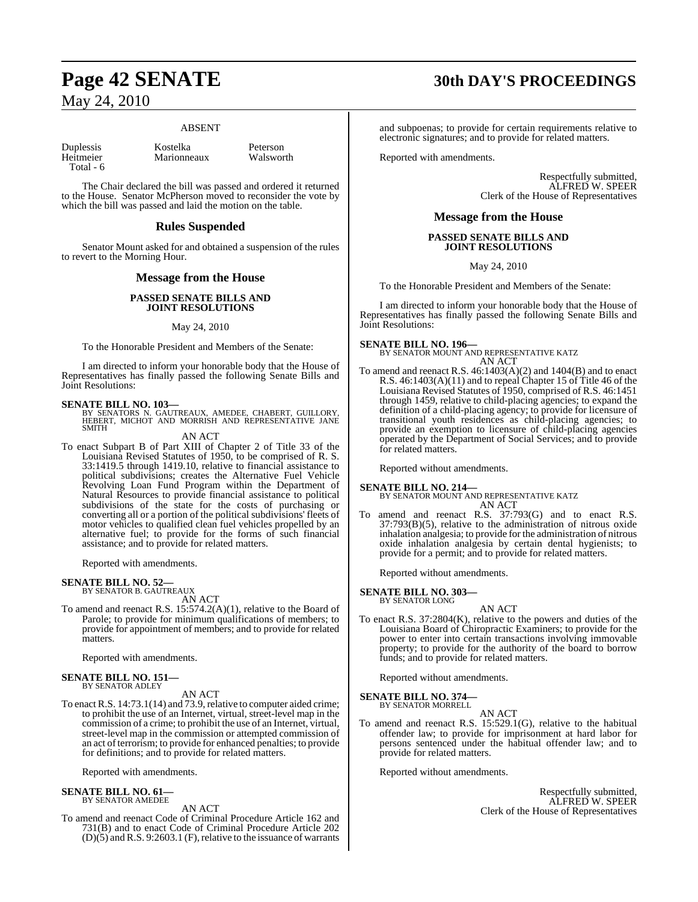### ABSENT

| | | |
|---|---|---|
| Duplessis | Kostelka | Peterson |
| Heitmeier | Marionneaux | Walsworth |
| Total - 6 | | |

The Chair declared the bill was passed and ordered it returned to the House. Senator McPherson moved to reconsider the vote by which the bill was passed and laid the motion on the table.

## Rules Suspended

Senator Mount asked for and obtained a suspension of the rules to revert to the Morning Hour.

## Message from the House

### PASSED SENATE BILLS AND JOINT RESOLUTIONS

May 24, 2010

To the Honorable President and Members of the Senate:

I am directed to inform your honorable body that the House of Representatives has finally passed the following Senate Bills and Joint Resolutions:

**SENATE BILL NO. 103—**
BY SENATORS N. GAUTREAUX, AMEDEE, CHABERT, GUILLORY, HEBERT, MICHOT AND MORRISH AND REPRESENTATIVE JANE SMITH

AN ACT

To enact Subpart B of Part XIII of Chapter 2 of Title 33 of the Louisiana Revised Statutes of 1950, to be comprised of R. S. 33:1419.5 through 1419.10, relative to financial assistance to political subdivisions; creates the Alternative Fuel Vehicle Revolving Loan Fund Program within the Department of Natural Resources to provide financial assistance to political subdivisions of the state for the costs of purchasing or converting all or a portion of the political subdivisions' fleets of motor vehicles to qualified clean fuel vehicles propelled by an alternative fuel; to provide for the forms of such financial assistance; and to provide for related matters.

Reported with amendments.

**SENATE BILL NO. 52—**
BY SENATOR B. GAUTREAUX

AN ACT

To amend and reenact R.S. 15:574.2(A)(1), relative to the Board of Parole; to provide for minimum qualifications of members; to provide for appointment of members; and to provide for related matters.

Reported with amendments.

**SENATE BILL NO. 151—**
BY SENATOR ADLEY

AN ACT

To enact R.S. 14:73.1(14) and 73.9, relative to computer aided crime; to prohibit the use of an Internet, virtual, street-level map in the commission of a crime; to prohibit the use of an Internet, virtual, street-level map in the commission or attempted commission of an act of terrorism; to provide for enhanced penalties; to provide for definitions; and to provide for related matters.

Reported with amendments.

**SENATE BILL NO. 61—**
BY SENATOR AMEDEE

AN ACT

To amend and reenact Code of Criminal Procedure Article 162 and 731(B) and to enact Code of Criminal Procedure Article 202 (D)(5) and R.S. 9:2603.1 (F), relative to the issuance of warrants and subpoenas; to provide for certain requirements relative to electronic signatures; and to provide for related matters.

Reported with amendments.

Respectfully submitted,
ALFRED W. SPEER
Clerk of the House of Representatives

## Message from the House

### PASSED SENATE BILLS AND JOINT RESOLUTIONS

May 24, 2010

To the Honorable President and Members of the Senate:

I am directed to inform your honorable body that the House of Representatives has finally passed the following Senate Bills and Joint Resolutions:

**SENATE BILL NO. 196—**
BY SENATOR MOUNT AND REPRESENTATIVE KATZ

AN ACT

To amend and reenact R.S. 46:1403(A)(2) and 1404(B) and to enact R.S. 46:1403(A)(11) and to repeal Chapter 15 of Title 46 of the Louisiana Revised Statutes of 1950, comprised of R.S. 46:1451 through 1459, relative to child-placing agencies; to expand the definition of a child-placing agency; to provide for licensure of transitional youth residences as child-placing agencies; to provide an exemption to licensure of child-placing agencies operated by the Department of Social Services; and to provide for related matters.

Reported without amendments.

**SENATE BILL NO. 214—**
BY SENATOR MOUNT AND REPRESENTATIVE KATZ

AN ACT

To amend and reenact R.S. 37:793(G) and to enact R.S. 37:793(B)(5), relative to the administration of nitrous oxide inhalation analgesia; to provide for the administration of nitrous oxide inhalation analgesia by certain dental hygienists; to provide for a permit; and to provide for related matters.

Reported without amendments.

**SENATE BILL NO. 303—**
BY SENATOR LONG

AN ACT

To enact R.S. 37:2804(K), relative to the powers and duties of the Louisiana Board of Chiropractic Examiners; to provide for the power to enter into certain transactions involving immovable property; to provide for the authority of the board to borrow funds; and to provide for related matters.

Reported without amendments.

**SENATE BILL NO. 374—**
BY SENATOR MORRELL

AN ACT

To amend and reenact R.S. 15:529.1(G), relative to the habitual offender law; to provide for imprisonment at hard labor for persons sentenced under the habitual offender law; and to provide for related matters.

Reported without amendments.

Respectfully submitted,
ALFRED W. SPEER
Clerk of the House of Representatives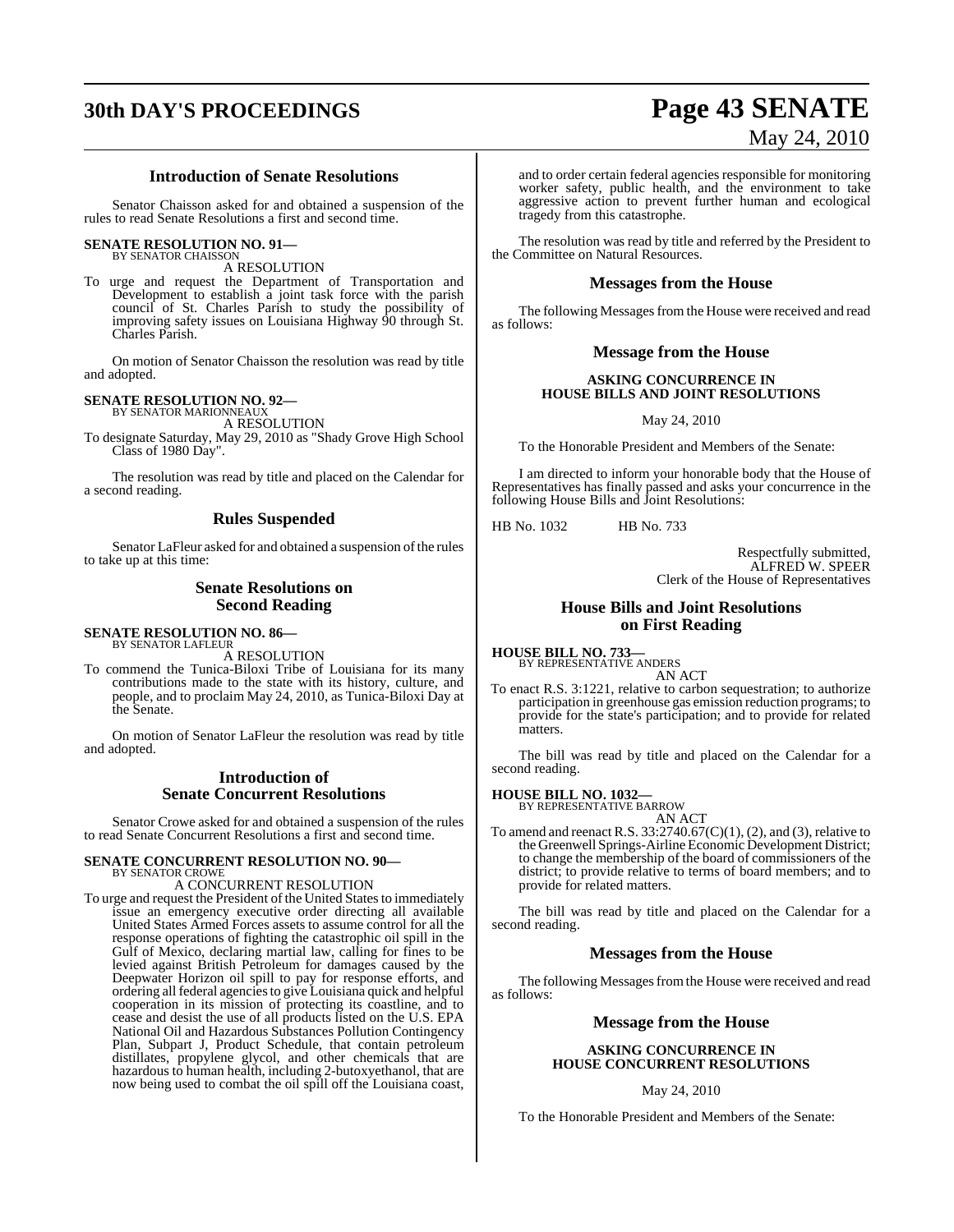## Introduction of Senate Resolutions

Senator Chaisson asked for and obtained a suspension of the rules to read Senate Resolutions a first and second time.

**SENATE RESOLUTION NO. 91—**
BY SENATOR CHAISSON

A RESOLUTION

To urge and request the Department of Transportation and Development to establish a joint task force with the parish council of St. Charles Parish to study the possibility of improving safety issues on Louisiana Highway 90 through St. Charles Parish.

On motion of Senator Chaisson the resolution was read by title and adopted.

**SENATE RESOLUTION NO. 92—**
BY SENATOR MARIONNEAUX

A RESOLUTION

To designate Saturday, May 29, 2010 as "Shady Grove High School Class of 1980 Day".

The resolution was read by title and placed on the Calendar for a second reading.

## Rules Suspended

Senator LaFleur asked for and obtained a suspension of the rules to take up at this time:

## Senate Resolutions on Second Reading

**SENATE RESOLUTION NO. 86—**
BY SENATOR LAFLEUR

A RESOLUTION

To commend the Tunica-Biloxi Tribe of Louisiana for its many contributions made to the state with its history, culture, and people, and to proclaim May 24, 2010, as Tunica-Biloxi Day at the Senate.

On motion of Senator LaFleur the resolution was read by title and adopted.

## Introduction of Senate Concurrent Resolutions

Senator Crowe asked for and obtained a suspension of the rules to read Senate Concurrent Resolutions a first and second time.

**SENATE CONCURRENT RESOLUTION NO. 90—**
BY SENATOR CROWE

A CONCURRENT RESOLUTION

To urge and request the President of the United States to immediately issue an emergency executive order directing all available United States Armed Forces assets to assume control for all the response operations of fighting the catastrophic oil spill in the Gulf of Mexico, declaring martial law, calling for fines to be levied against British Petroleum for damages caused by the Deepwater Horizon oil spill to pay for response efforts, and ordering all federal agencies to give Louisiana quick and helpful cooperation in its mission of protecting its coastline, and to cease and desist the use of all products listed on the U.S. EPA National Oil and Hazardous Substances Pollution Contingency Plan, Subpart J, Product Schedule, that contain petroleum distillates, propylene glycol, and other chemicals that are hazardous to human health, including 2-butoxyethanol, that are now being used to combat the oil spill off the Louisiana coast, and to order certain federal agencies responsible for monitoring worker safety, public health, and the environment to take aggressive action to prevent further human and ecological tragedy from this catastrophe.

The resolution was read by title and referred by the President to the Committee on Natural Resources.

## Messages from the House

The following Messages from the House were received and read as follows:

### Message from the House

**ASKING CONCURRENCE IN HOUSE BILLS AND JOINT RESOLUTIONS**

May 24, 2010

To the Honorable President and Members of the Senate:

I am directed to inform your honorable body that the House of Representatives has finally passed and asks your concurrence in the following House Bills and Joint Resolutions:

HB No. 1032 HB No. 733

Respectfully submitted,
ALFRED W. SPEER
Clerk of the House of Representatives

## House Bills and Joint Resolutions on First Reading

**HOUSE BILL NO. 733—**
BY REPRESENTATIVE ANDERS

AN ACT

To enact R.S. 3:1221, relative to carbon sequestration; to authorize participation in greenhouse gas emission reduction programs; to provide for the state's participation; and to provide for related matters.

The bill was read by title and placed on the Calendar for a second reading.

**HOUSE BILL NO. 1032—**
BY REPRESENTATIVE BARROW

AN ACT

To amend and reenact R.S. 33:2740.67(C)(1), (2), and (3), relative to the Greenwell Springs-Airline Economic Development District; to change the membership of the board of commissioners of the district; to provide relative to terms of board members; and to provide for related matters.

The bill was read by title and placed on the Calendar for a second reading.

## Messages from the House

The following Messages from the House were received and read as follows:

### Message from the House

**ASKING CONCURRENCE IN HOUSE CONCURRENT RESOLUTIONS**

May 24, 2010

To the Honorable President and Members of the Senate: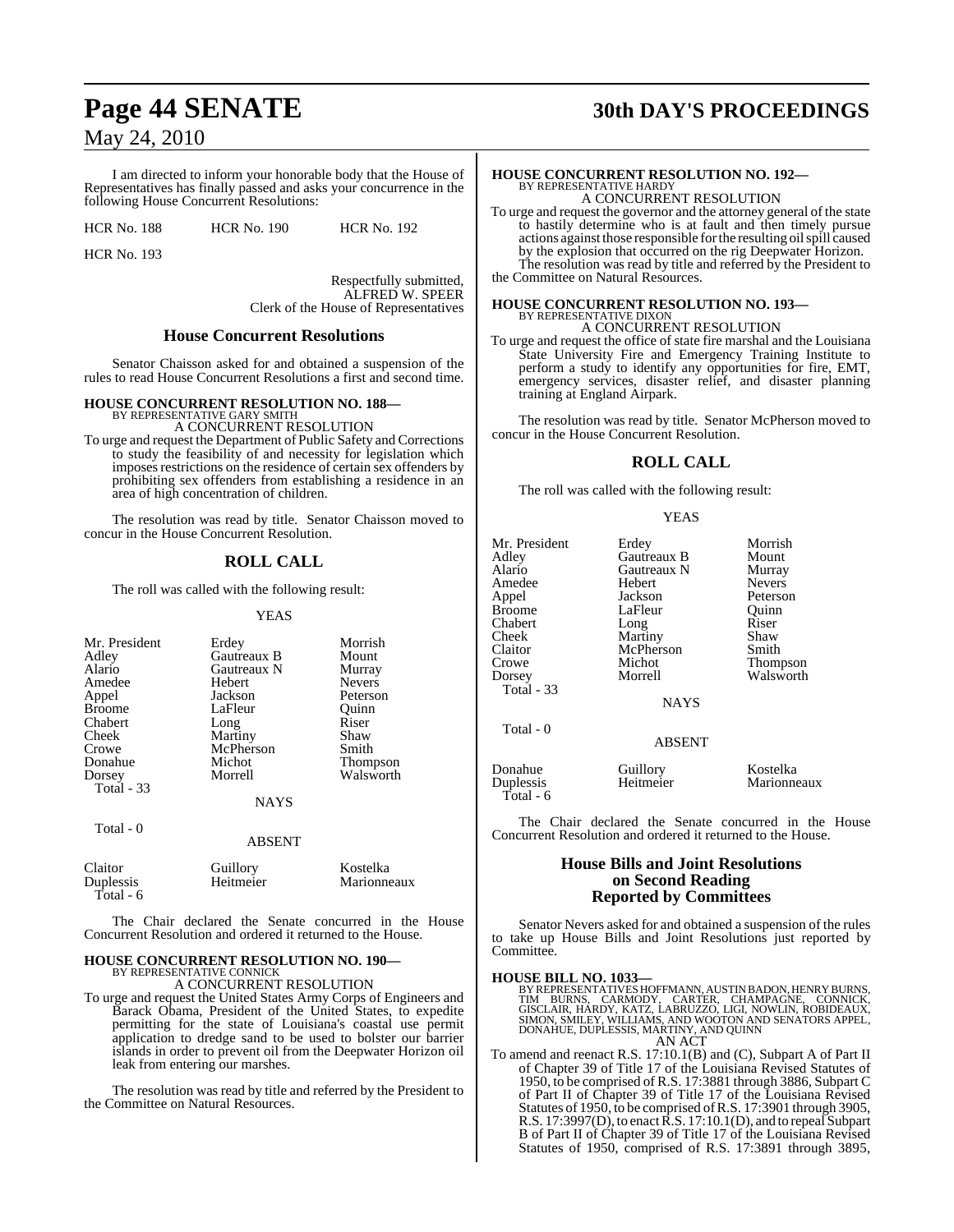I am directed to inform your honorable body that the House of Representatives has finally passed and asks your concurrence in the following House Concurrent Resolutions:

HCR No. 188 HCR No. 190 HCR No. 192

HCR No. 193

Respectfully submitted,
ALFRED W. SPEER
Clerk of the House of Representatives

## House Concurrent Resolutions

Senator Chaisson asked for and obtained a suspension of the rules to read House Concurrent Resolutions a first and second time.

**HOUSE CONCURRENT RESOLUTION NO. 188—**
BY REPRESENTATIVE GARY SMITH
A CONCURRENT RESOLUTION

To urge and request the Department of Public Safety and Corrections to study the feasibility of and necessity for legislation which imposes restrictions on the residence of certain sex offenders by prohibiting sex offenders from establishing a residence in an area of high concentration of children.

The resolution was read by title. Senator Chaisson moved to concur in the House Concurrent Resolution.

## ROLL CALL

The roll was called with the following result:

YEAS

| | | |
|---|---|---|
| Mr. President | Erdey | Morrish |
| Adley | Gautreaux B | Mount |
| Alario | Gautreaux N | Murray |
| Amedee | Hebert | Nevers |
| Appel | Jackson | Peterson |
| Broome | LaFleur | Quinn |
| Chabert | Long | Riser |
| Cheek | Martiny | Shaw |
| Crowe | McPherson | Smith |
| Donahue | Michot | Thompson |
| Dorsey | Morrell | Walsworth |
| Total - 33 | | |

NAYS

Total - 0

ABSENT

| | | |
|---|---|---|
| Claitor | Guillory | Kostelka |
| Duplessis | Heitmeier | Marionneaux |
| Total - 6 | | |

The Chair declared the Senate concurred in the House Concurrent Resolution and ordered it returned to the House.

**HOUSE CONCURRENT RESOLUTION NO. 190—**
BY REPRESENTATIVE CONNICK
A CONCURRENT RESOLUTION

To urge and request the United States Army Corps of Engineers and Barack Obama, President of the United States, to expedite permitting for the state of Louisiana's coastal use permit application to dredge sand to be used to bolster our barrier islands in order to prevent oil from the Deepwater Horizon oil leak from entering our marshes.

The resolution was read by title and referred by the President to the Committee on Natural Resources.

**HOUSE CONCURRENT RESOLUTION NO. 192—**
BY REPRESENTATIVE HARDY
A CONCURRENT RESOLUTION

To urge and request the governor and the attorney general of the state to hastily determine who is at fault and then timely pursue actions against those responsible for the resulting oil spill caused by the explosion that occurred on the rig Deepwater Horizon.

The resolution was read by title and referred by the President to the Committee on Natural Resources.

**HOUSE CONCURRENT RESOLUTION NO. 193—**
BY REPRESENTATIVE DIXON
A CONCURRENT RESOLUTION

To urge and request the office of state fire marshal and the Louisiana State University Fire and Emergency Training Institute to perform a study to identify any opportunities for fire, EMT, emergency services, disaster relief, and disaster planning training at England Airpark.

The resolution was read by title. Senator McPherson moved to concur in the House Concurrent Resolution.

## ROLL CALL

The roll was called with the following result:

YEAS

| | | |
|---|---|---|
| Mr. President | Erdey | Morrish |
| Adley | Gautreaux B | Mount |
| Alario | Gautreaux N | Murray |
| Amedee | Hebert | Nevers |
| Appel | Jackson | Peterson |
| Broome | LaFleur | Quinn |
| Chabert | Long | Riser |
| Cheek | Martiny | Shaw |
| Claitor | McPherson | Smith |
| Crowe | Michot | Thompson |
| Dorsey | Morrell | Walsworth |
| Total - 33 | | |

NAYS

Total - 0

ABSENT

| | | |
|---|---|---|
| Donahue | Guillory | Kostelka |
| Duplessis | Heitmeier | Marionneaux |
| Total - 6 | | |

The Chair declared the Senate concurred in the House Concurrent Resolution and ordered it returned to the House.

## House Bills and Joint Resolutions on Second Reading Reported by Committees

Senator Nevers asked for and obtained a suspension of the rules to take up House Bills and Joint Resolutions just reported by Committee.

**HOUSE BILL NO. 1033—**
BY REPRESENTATIVES HOFFMANN, AUSTIN BADON, HENRY BURNS, TIM BURNS, CARMODY, CARTER, CHAMPAGNE, CONNICK, GISCLAIR, HARDY, KATZ, LABRUZZO, LIGI, NOWLIN, ROBIDEAUX, SIMON, SMILEY, WILLIAMS, AND WOOTON AND SENATORS APPEL, DONAHUE, DUPLESSIS, MARTINY, AND QUINN
AN ACT

To amend and reenact R.S. 17:10.1(B) and (C), Subpart A of Part II of Chapter 39 of Title 17 of the Louisiana Revised Statutes of 1950, to be comprised of R.S. 17:3881 through 3886, Subpart C of Part II of Chapter 39 of Title 17 of the Louisiana Revised Statutes of 1950, to be comprised of R.S. 17:3901 through 3905, R.S. 17:3997(D), to enact R.S. 17:10.1(D), and to repeal Subpart B of Part II of Chapter 39 of Title 17 of the Louisiana Revised Statutes of 1950, comprised of R.S. 17:3891 through 3895,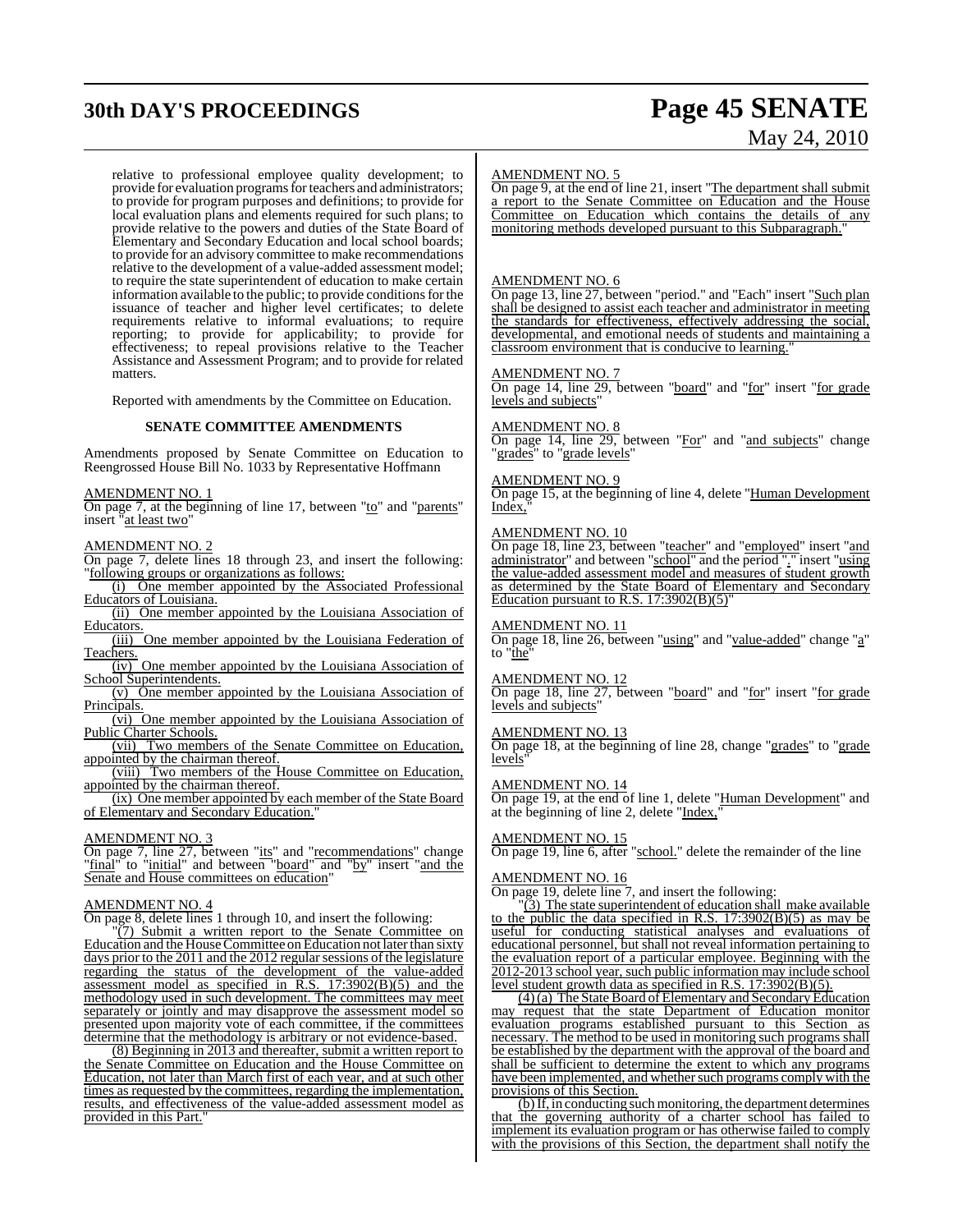relative to professional employee quality development; to provide for evaluation programs for teachers and administrators; to provide for program purposes and definitions; to provide for local evaluation plans and elements required for such plans; to provide relative to the powers and duties of the State Board of Elementary and Secondary Education and local school boards; to provide for an advisory committee to make recommendations relative to the development of a value-added assessment model; to require the state superintendent of education to make certain information available to the public; to provide conditions for the issuance of teacher and higher level certificates; to delete requirements relative to informal evaluations; to require reporting; to provide for applicability; to provide for effectiveness; to repeal provisions relative to the Teacher Assistance and Assessment Program; and to provide for related matters.

Reported with amendments by the Committee on Education.

**SENATE COMMITTEE AMENDMENTS**

Amendments proposed by Senate Committee on Education to Reengrossed House Bill No. 1033 by Representative Hoffmann

AMENDMENT NO. 1
On page 7, at the beginning of line 17, between "to" and "parents" insert "at least two"

AMENDMENT NO. 2
On page 7, delete lines 18 through 23, and insert the following: "following groups or organizations as follows:

(i) One member appointed by the Associated Professional Educators of Louisiana.

(ii) One member appointed by the Louisiana Association of Educators.

(iii) One member appointed by the Louisiana Federation of Teachers.

(iv) One member appointed by the Louisiana Association of School Superintendents.

(v) One member appointed by the Louisiana Association of Principals.

(vi) One member appointed by the Louisiana Association of Public Charter Schools.

(vii) Two members of the Senate Committee on Education, appointed by the chairman thereof.

(viii) Two members of the House Committee on Education, appointed by the chairman thereof.

(ix) One member appointed by each member of the State Board of Elementary and Secondary Education."

AMENDMENT NO. 3
On page 7, line 27, between "its" and "recommendations" change "final" to "initial" and between "board" and "by" insert "and the Senate and House committees on education"

AMENDMENT NO. 4
On page 8, delete lines 1 through 10, and insert the following:

"(7) Submit a written report to the Senate Committee on Education and the House Committee on Education not later than sixty days prior to the 2011 and the 2012 regular sessions of the legislature regarding the status of the development of the value-added assessment model as specified in R.S. 17:3902(B)(5) and the methodology used in such development. The committees may meet separately or jointly and may disapprove the assessment model so presented upon majority vote of each committee, if the committees determine that the methodology is arbitrary or not evidence-based.

(8) Beginning in 2013 and thereafter, submit a written report to the Senate Committee on Education and the House Committee on Education, not later than March first of each year, and at such other times as requested by the committees, regarding the implementation, results, and effectiveness of the value-added assessment model as provided in this Part."

AMENDMENT NO. 5
On page 9, at the end of line 21, insert "The department shall submit a report to the Senate Committee on Education and the House Committee on Education which contains the details of any monitoring methods developed pursuant to this Subparagraph."

AMENDMENT NO. 6
On page 13, line 27, between "period." and "Each" insert "Such plan shall be designed to assist each teacher and administrator in meeting the standards for effectiveness, effectively addressing the social, developmental, and emotional needs of students and maintaining a classroom environment that is conducive to learning."

AMENDMENT NO. 7
On page 14, line 29, between "board" and "for" insert "for grade levels and subjects"

AMENDMENT NO. 8
On page 14, line 29, between "For" and "and subjects" change "grades" to "grade levels"

AMENDMENT NO. 9
On page 15, at the beginning of line 4, delete "Human Development Index,"

AMENDMENT NO. 10
On page 18, line 23, between "teacher" and "employed" insert "and administrator" and between "school" and the period "." insert "using the value-added assessment model and measures of student growth as determined by the State Board of Elementary and Secondary Education pursuant to R.S. 17:3902(B)(5)"

AMENDMENT NO. 11
On page 18, line 26, between "using" and "value-added" change "a" to "the"

AMENDMENT NO. 12
On page 18, line 27, between "board" and "for" insert "for grade levels and subjects"

AMENDMENT NO. 13
On page 18, at the beginning of line 28, change "grades" to "grade levels"

AMENDMENT NO. 14
On page 19, at the end of line 1, delete "Human Development" and at the beginning of line 2, delete "Index,"

AMENDMENT NO. 15
On page 19, line 6, after "school." delete the remainder of the line

AMENDMENT NO. 16
On page 19, delete line 7, and insert the following:

"(3) The state superintendent of education shall make available to the public the data specified in R.S. 17:3902(B)(5) as may be useful for conducting statistical analyses and evaluations of educational personnel, but shall not reveal information pertaining to the evaluation report of a particular employee. Beginning with the 2012-2013 school year, such public information may include school level student growth data as specified in R.S. 17:3902(B)(5).

(4)(a) The State Board of Elementary and Secondary Education may request that the state Department of Education monitor evaluation programs established pursuant to this Section as necessary. The method to be used in monitoring such programs shall be established by the department with the approval of the board and shall be sufficient to determine the extent to which any programs have been implemented, and whether such programs comply with the provisions of this Section.

(b) If, in conducting such monitoring, the department determines that the governing authority of a charter school has failed to implement its evaluation program or has otherwise failed to comply with the provisions of this Section, the department shall notify the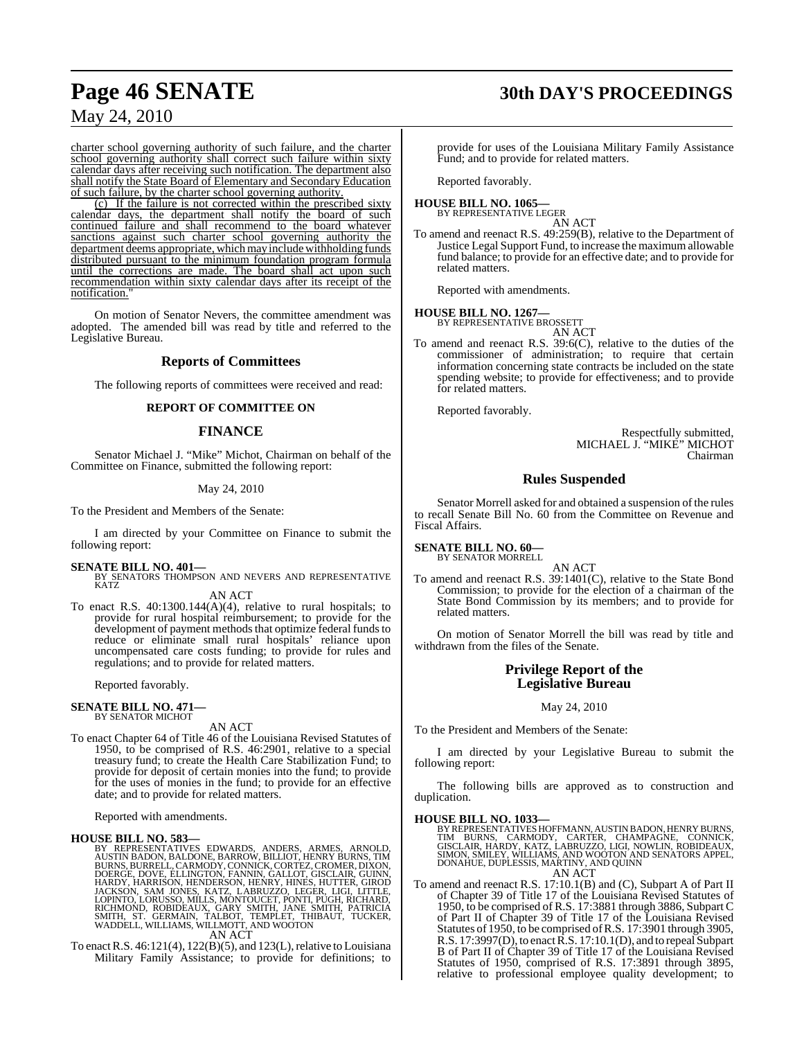charter school governing authority of such failure, and the charter school governing authority shall correct such failure within sixty calendar days after receiving such notification. The department also shall notify the State Board of Elementary and Secondary Education of such failure, by the charter school governing authority.

(c) If the failure is not corrected within the prescribed sixty calendar days, the department shall notify the board of such continued failure and shall recommend to the board whatever sanctions against such charter school governing authority the department deems appropriate, which may include withholding funds distributed pursuant to the minimum foundation program formula until the corrections are made. The board shall act upon such recommendation within sixty calendar days after its receipt of the notification."

On motion of Senator Nevers, the committee amendment was adopted. The amended bill was read by title and referred to the Legislative Bureau.

## Reports of Committees

The following reports of committees were received and read:

### REPORT OF COMMITTEE ON

## FINANCE

Senator Michael J. "Mike" Michot, Chairman on behalf of the Committee on Finance, submitted the following report:

May 24, 2010

To the President and Members of the Senate:

I am directed by your Committee on Finance to submit the following report:

**SENATE BILL NO. 401—**
BY SENATORS THOMPSON AND NEVERS AND REPRESENTATIVE KATZ

AN ACT

To enact R.S. 40:1300.144(A)(4), relative to rural hospitals; to provide for rural hospital reimbursement; to provide for the development of payment methods that optimize federal funds to reduce or eliminate small rural hospitals' reliance upon uncompensated care costs funding; to provide for rules and regulations; and to provide for related matters.

Reported favorably.

**SENATE BILL NO. 471—**
BY SENATOR MICHOT

AN ACT

To enact Chapter 64 of Title 46 of the Louisiana Revised Statutes of 1950, to be comprised of R.S. 46:2901, relative to a special treasury fund; to create the Health Care Stabilization Fund; to provide for deposit of certain monies into the fund; to provide for the uses of monies in the fund; to provide for an effective date; and to provide for related matters.

Reported with amendments.

**HOUSE BILL NO. 583—**
BY REPRESENTATIVES EDWARDS, ANDERS, ARMES, ARNOLD, AUSTIN BADON, BALDONE, BARROW, BILLIOT, HENRY BURNS, TIM BURNS, BURRELL, CARMODY, CONNICK, CORTEZ, CROMER, DIXON, DOERGE, DOVE, ELLINGTON, FANNIN, GALLOT, GISCLAIR, GUINN, HARDY, HARRISON, HENDERSON, HENRY, HINES, HUTTER, GIROD JACKSON, SAM JONES, KATZ, LABRUZZO, LEGER, LIGI, LITTLE, LOPINTO, LORUSSO, MILLS, MONTOUCET, PONTI, PUGH, RICHARD, RICHMOND, ROBIDEAUX, GARY SMITH, JANE SMITH, PATRICIA SMITH, ST. GERMAIN, TALBOT, TEMPLET, THIBAUT, TUCKER, WADDELL, WILLIAMS, WILLMOTT, AND WOOTON

AN ACT

To enact R.S. 46:121(4), 122(B)(5), and 123(L), relative to Louisiana Military Family Assistance; to provide for definitions; to provide for uses of the Louisiana Military Family Assistance Fund; and to provide for related matters.

Reported favorably.

**HOUSE BILL NO. 1065—**
BY REPRESENTATIVE LEGER

AN ACT

To amend and reenact R.S. 49:259(B), relative to the Department of Justice Legal Support Fund, to increase the maximum allowable fund balance; to provide for an effective date; and to provide for related matters.

Reported with amendments.

**HOUSE BILL NO. 1267—**
BY REPRESENTATIVE BROSSETT

AN ACT

To amend and reenact R.S. 39:6(C), relative to the duties of the commissioner of administration; to require that certain information concerning state contracts be included on the state spending website; to provide for effectiveness; and to provide for related matters.

Reported favorably.

Respectfully submitted,
MICHAEL J. "MIKE" MICHOT
Chairman

## Rules Suspended

Senator Morrell asked for and obtained a suspension of the rules to recall Senate Bill No. 60 from the Committee on Revenue and Fiscal Affairs.

**SENATE BILL NO. 60—**
BY SENATOR MORRELL

AN ACT

To amend and reenact R.S. 39:1401(C), relative to the State Bond Commission; to provide for the election of a chairman of the State Bond Commission by its members; and to provide for related matters.

On motion of Senator Morrell the bill was read by title and withdrawn from the files of the Senate.

## Privilege Report of the Legislative Bureau

May 24, 2010

To the President and Members of the Senate:

I am directed by your Legislative Bureau to submit the following report:

The following bills are approved as to construction and duplication.

**HOUSE BILL NO. 1033—**
BY REPRESENTATIVES HOFFMANN, AUSTIN BADON, HENRY BURNS, TIM BURNS, CARMODY, CARTER, CHAMPAGNE, CONNICK, GISCLAIR, HARDY, KATZ, LABRUZZO, LIGI, NOWLIN, ROBIDEAUX, SIMON, SMILEY, WILLIAMS, AND WOOTON AND SENATORS APPEL, DONAHUE, DUPLESSIS, MARTINY, AND QUINN

AN ACT

To amend and reenact R.S. 17:10.1(B) and (C), Subpart A of Part II of Chapter 39 of Title 17 of the Louisiana Revised Statutes of 1950, to be comprised of R.S. 17:3881 through 3886, Subpart C of Part II of Chapter 39 of Title 17 of the Louisiana Revised Statutes of 1950, to be comprised of R.S. 17:3901 through 3905, R.S. 17:3997(D), to enact R.S. 17:10.1(D), and to repeal Subpart B of Part II of Chapter 39 of Title 17 of the Louisiana Revised Statutes of 1950, comprised of R.S. 17:3891 through 3895, relative to professional employee quality development; to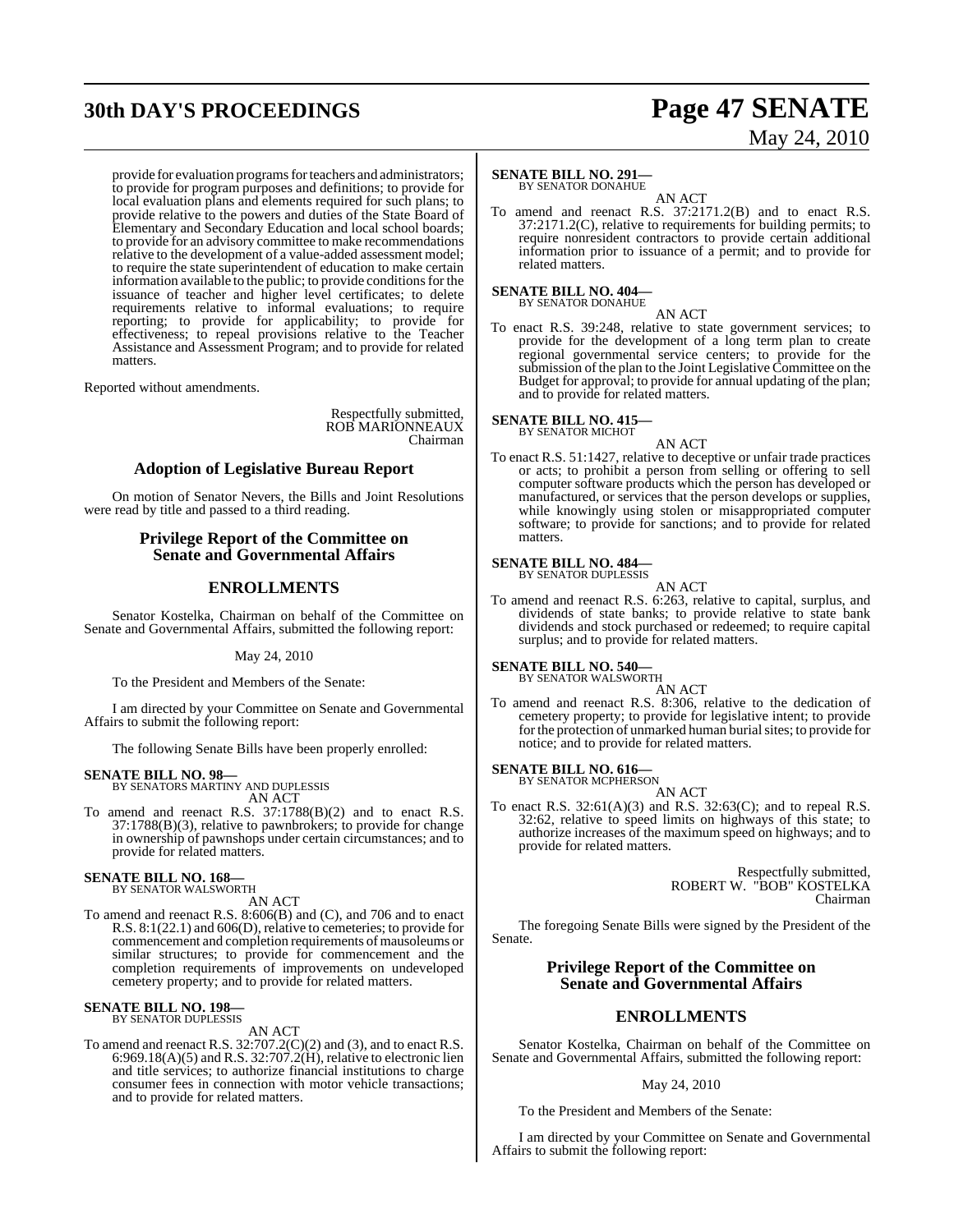provide for evaluation programs for teachers and administrators; to provide for program purposes and definitions; to provide for local evaluation plans and elements required for such plans; to provide relative to the powers and duties of the State Board of Elementary and Secondary Education and local school boards; to provide for an advisory committee to make recommendations relative to the development of a value-added assessment model; to require the state superintendent of education to make certain information available to the public; to provide conditions for the issuance of teacher and higher level certificates; to delete requirements relative to informal evaluations; to require reporting; to provide for applicability; to provide for effectiveness; to repeal provisions relative to the Teacher Assistance and Assessment Program; and to provide for related matters.

Reported without amendments.

Respectfully submitted,
ROB MARIONNEAUX
Chairman

## Adoption of Legislative Bureau Report

On motion of Senator Nevers, the Bills and Joint Resolutions were read by title and passed to a third reading.

## Privilege Report of the Committee on Senate and Governmental Affairs

## ENROLLMENTS

Senator Kostelka, Chairman on behalf of the Committee on Senate and Governmental Affairs, submitted the following report:

May 24, 2010

To the President and Members of the Senate:

I am directed by your Committee on Senate and Governmental Affairs to submit the following report:

The following Senate Bills have been properly enrolled:

**SENATE BILL NO. 98—**
BY SENATORS MARTINY AND DUPLESSIS
AN ACT

To amend and reenact R.S. 37:1788(B)(2) and to enact R.S. 37:1788(B)(3), relative to pawnbrokers; to provide for change in ownership of pawnshops under certain circumstances; and to provide for related matters.

**SENATE BILL NO. 168—**
BY SENATOR WALSWORTH
AN ACT

To amend and reenact R.S. 8:606(B) and (C), and 706 and to enact R.S. 8:1(22.1) and 606(D), relative to cemeteries; to provide for commencement and completion requirements of mausoleums or similar structures; to provide for commencement and the completion requirements of improvements on undeveloped cemetery property; and to provide for related matters.

**SENATE BILL NO. 198—**
BY SENATOR DUPLESSIS
AN ACT

To amend and reenact R.S. 32:707.2(C)(2) and (3), and to enact R.S. 6:969.18(A)(5) and R.S. 32:707.2(H), relative to electronic lien and title services; to authorize financial institutions to charge consumer fees in connection with motor vehicle transactions; and to provide for related matters.

**SENATE BILL NO. 291—**
BY SENATOR DONAHUE
AN ACT

To amend and reenact R.S. 37:2171.2(B) and to enact R.S. 37:2171.2(C), relative to requirements for building permits; to require nonresident contractors to provide certain additional information prior to issuance of a permit; and to provide for related matters.

**SENATE BILL NO. 404—**
BY SENATOR DONAHUE
AN ACT

To enact R.S. 39:248, relative to state government services; to provide for the development of a long term plan to create regional governmental service centers; to provide for the submission of the plan to the Joint Legislative Committee on the Budget for approval; to provide for annual updating of the plan; and to provide for related matters.

**SENATE BILL NO. 415—**
BY SENATOR MICHOT
AN ACT

To enact R.S. 51:1427, relative to deceptive or unfair trade practices or acts; to prohibit a person from selling or offering to sell computer software products which the person has developed or manufactured, or services that the person develops or supplies, while knowingly using stolen or misappropriated computer software; to provide for sanctions; and to provide for related matters.

**SENATE BILL NO. 484—**
BY SENATOR DUPLESSIS
AN ACT

To amend and reenact R.S. 6:263, relative to capital, surplus, and dividends of state banks; to provide relative to state bank dividends and stock purchased or redeemed; to require capital surplus; and to provide for related matters.

**SENATE BILL NO. 540—**
BY SENATOR WALSWORTH
AN ACT

To amend and reenact R.S. 8:306, relative to the dedication of cemetery property; to provide for legislative intent; to provide for the protection of unmarked human burial sites; to provide for notice; and to provide for related matters.

**SENATE BILL NO. 616—**
BY SENATOR MCPHERSON
AN ACT

To enact R.S. 32:61(A)(3) and R.S. 32:63(C); and to repeal R.S. 32:62, relative to speed limits on highways of this state; to authorize increases of the maximum speed on highways; and to provide for related matters.

Respectfully submitted,
ROBERT W. "BOB" KOSTELKA
Chairman

The foregoing Senate Bills were signed by the President of the Senate.

## Privilege Report of the Committee on Senate and Governmental Affairs

## ENROLLMENTS

Senator Kostelka, Chairman on behalf of the Committee on Senate and Governmental Affairs, submitted the following report:

May 24, 2010

To the President and Members of the Senate:

I am directed by your Committee on Senate and Governmental Affairs to submit the following report: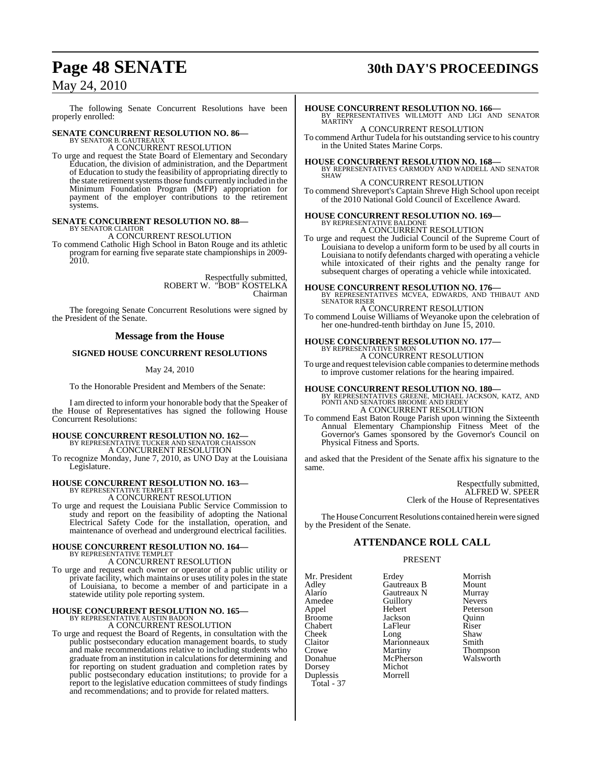The following Senate Concurrent Resolutions have been properly enrolled:

**SENATE CONCURRENT RESOLUTION NO. 86—**
BY SENATOR B. GAUTREAUX
A CONCURRENT RESOLUTION

To urge and request the State Board of Elementary and Secondary Education, the division of administration, and the Department of Education to study the feasibility of appropriating directly to the state retirement systems those funds currently included in the Minimum Foundation Program (MFP) appropriation for payment of the employer contributions to the retirement systems.

**SENATE CONCURRENT RESOLUTION NO. 88—**
BY SENATOR CLAITOR
A CONCURRENT RESOLUTION

To commend Catholic High School in Baton Rouge and its athletic program for earning five separate state championships in 2009-2010.

Respectfully submitted,
ROBERT W. "BOB" KOSTELKA
Chairman

The foregoing Senate Concurrent Resolutions were signed by the President of the Senate.

## Message from the House

**SIGNED HOUSE CONCURRENT RESOLUTIONS**

May 24, 2010

To the Honorable President and Members of the Senate:

I am directed to inform your honorable body that the Speaker of the House of Representatives has signed the following House Concurrent Resolutions:

**HOUSE CONCURRENT RESOLUTION NO. 162—**
BY REPRESENTATIVE TUCKER AND SENATOR CHAISSON
A CONCURRENT RESOLUTION

To recognize Monday, June 7, 2010, as UNO Day at the Louisiana Legislature.

**HOUSE CONCURRENT RESOLUTION NO. 163—**
BY REPRESENTATIVE TEMPLET
A CONCURRENT RESOLUTION

To urge and request the Louisiana Public Service Commission to study and report on the feasibility of adopting the National Electrical Safety Code for the installation, operation, and maintenance of overhead and underground electrical facilities.

**HOUSE CONCURRENT RESOLUTION NO. 164—**
BY REPRESENTATIVE TEMPLET
A CONCURRENT RESOLUTION

To urge and request each owner or operator of a public utility or private facility, which maintains or uses utility poles in the state of Louisiana, to become a member of and participate in a statewide utility pole reporting system.

**HOUSE CONCURRENT RESOLUTION NO. 165—**
BY REPRESENTATIVE AUSTIN BADON
A CONCURRENT RESOLUTION

To urge and request the Board of Regents, in consultation with the public postsecondary education management boards, to study and make recommendations relative to including students who graduate from an institution in calculations for determining and for reporting on student graduation and completion rates by public postsecondary education institutions; to provide for a report to the legislative education committees of study findings and recommendations; and to provide for related matters.

**HOUSE CONCURRENT RESOLUTION NO. 166—**
BY REPRESENTATIVES WILLMOTT AND LIGI AND SENATOR MARTINY
A CONCURRENT RESOLUTION

To commend Arthur Tudela for his outstanding service to his country in the United States Marine Corps.

**HOUSE CONCURRENT RESOLUTION NO. 168—**
BY REPRESENTATIVES CARMODY AND WADDELL AND SENATOR SHAW
A CONCURRENT RESOLUTION

To commend Shreveport's Captain Shreve High School upon receipt of the 2010 National Gold Council of Excellence Award.

**HOUSE CONCURRENT RESOLUTION NO. 169—**
BY REPRESENTATIVE BALDONE
A CONCURRENT RESOLUTION

To urge and request the Judicial Council of the Supreme Court of Louisiana to develop a uniform form to be used by all courts in Louisiana to notify defendants charged with operating a vehicle while intoxicated of their rights and the penalty range for subsequent charges of operating a vehicle while intoxicated.

**HOUSE CONCURRENT RESOLUTION NO. 176—**
BY REPRESENTATIVES MCVEA, EDWARDS, AND THIBAUT AND SENATOR RISER
A CONCURRENT RESOLUTION

To commend Louise Williams of Weyanoke upon the celebration of her one-hundred-tenth birthday on June 15, 2010.

**HOUSE CONCURRENT RESOLUTION NO. 177—**
BY REPRESENTATIVE SIMON
A CONCURRENT RESOLUTION

To urge and request television cable companies to determine methods to improve customer relations for the hearing impaired.

**HOUSE CONCURRENT RESOLUTION NO. 180—**
BY REPRESENTATIVES GREENE, MICHAEL JACKSON, KATZ, AND PONTI AND SENATORS BROOME AND ERDEY
A CONCURRENT RESOLUTION

To commend East Baton Rouge Parish upon winning the Sixteenth Annual Elementary Championship Fitness Meet of the Governor's Games sponsored by the Governor's Council on Physical Fitness and Sports.

and asked that the President of the Senate affix his signature to the same.

Respectfully submitted,
ALFRED W. SPEER
Clerk of the House of Representatives

The House Concurrent Resolutions contained herein were signed by the President of the Senate.

## ATTENDANCE ROLL CALL

PRESENT

| | | |
|---|---|---|
| Mr. President | Erdey | Morrish |
| Adley | Gautreaux B | Mount |
| Alario | Gautreaux N | Murray |
| Amedee | Guillory | Nevers |
| Appel | Hebert | Peterson |
| Broome | Jackson | Quinn |
| Chabert | LaFleur | Riser |
| Cheek | Long | Shaw |
| Claitor | Marionneaux | Smith |
| Crowe | Martiny | Thompson |
| Donahue | McPherson | Walsworth |
| Dorsey | Michot | |
| Duplessis | Morrell | |

Total - 37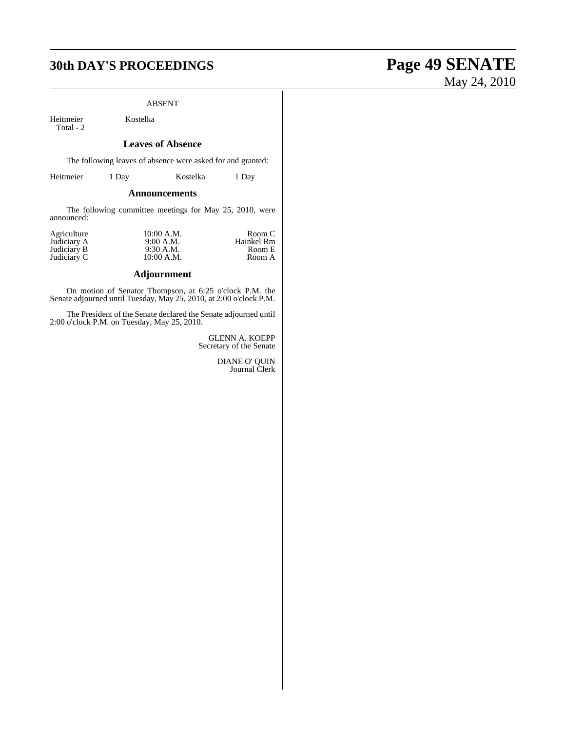ABSENT

Heitmeier Kostelka
Total - 2

### Leaves of Absence

The following leaves of absence were asked for and granted:

| | | | |
|---|---|---|---|
| Heitmeier | 1 Day | Kostelka | 1 Day |

### Announcements

The following committee meetings for May 25, 2010, were announced:

| | | |
|---|---|---|
| Agriculture | 10:00 A.M. | Room C |
| Judiciary A | 9:00 A.M. | Hainkel Rm |
| Judiciary B | 9:30 A.M. | Room E |
| Judiciary C | 10:00 A.M. | Room A |

### Adjournment

On motion of Senator Thompson, at 6:25 o'clock P.M. the Senate adjourned until Tuesday, May 25, 2010, at 2:00 o'clock P.M.

The President of the Senate declared the Senate adjourned until 2:00 o'clock P.M. on Tuesday, May 25, 2010.

GLENN A. KOEPP
Secretary of the Senate

DIANE O' QUIN
Journal Clerk